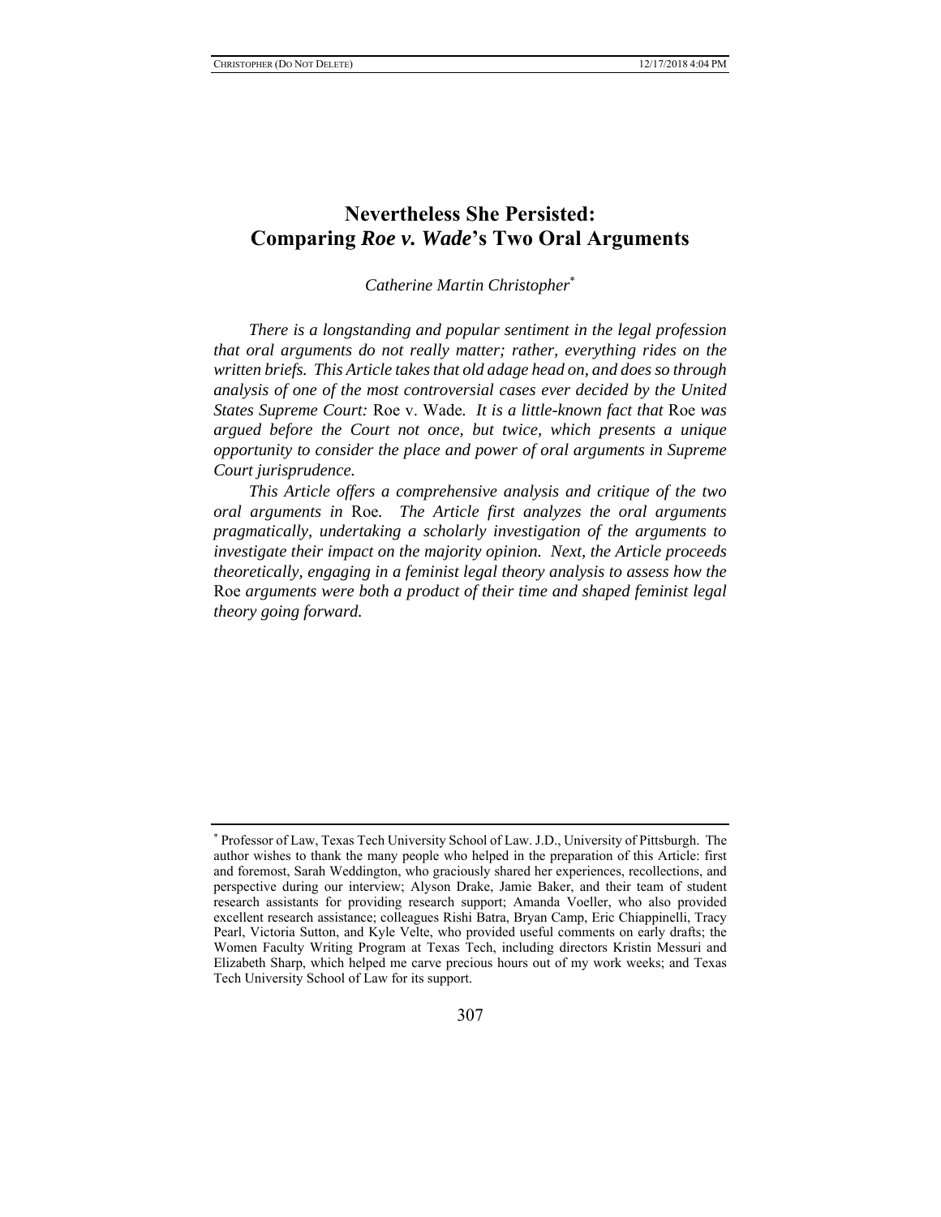# Nevertheless She Persisted: Comparing *Roe v. Wade*'s Two Oral Arguments

*Catherine Martin Christopher*[*]

*There is a longstanding and popular sentiment in the legal profession that oral arguments do not really matter; rather, everything rides on the written briefs. This Article takes that old adage head on, and does so through analysis of one of the most controversial cases ever decided by the United States Supreme Court:* Roe v. Wade*. It is a little-known fact that* Roe *was argued before the Court not once, but twice, which presents a unique opportunity to consider the place and power of oral arguments in Supreme Court jurisprudence.*

*This Article offers a comprehensive analysis and critique of the two oral arguments in* Roe*. The Article first analyzes the oral arguments pragmatically, undertaking a scholarly investigation of the arguments to investigate their impact on the majority opinion. Next, the Article proceeds theoretically, engaging in a feminist legal theory analysis to assess how the* Roe *arguments were both a product of their time and shaped feminist legal theory going forward.*

---

[*] Professor of Law, Texas Tech University School of Law. J.D., University of Pittsburgh. The author wishes to thank the many people who helped in the preparation of this Article: first and foremost, Sarah Weddington, who graciously shared her experiences, recollections, and perspective during our interview; Alyson Drake, Jamie Baker, and their team of student research assistants for providing research support; Amanda Voeller, who also provided excellent research assistance; colleagues Rishi Batra, Bryan Camp, Eric Chiappinelli, Tracy Pearl, Victoria Sutton, and Kyle Velte, who provided useful comments on early drafts; the Women Faculty Writing Program at Texas Tech, including directors Kristin Messuri and Elizabeth Sharp, which helped me carve precious hours out of my work weeks; and Texas Tech University School of Law for its support.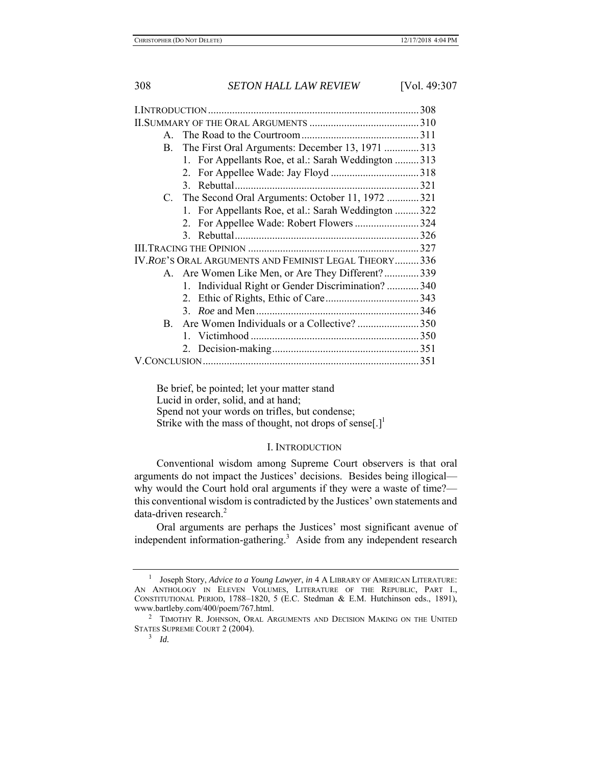| | |
|---|---|
| I. INTRODUCTION | 308 |
| II. SUMMARY OF THE ORAL ARGUMENTS | 310 |
| A. The Road to the Courtroom | 311 |
| B. The First Oral Arguments: December 13, 1971 | 313 |
| 1. For Appellants Roe, et al.: Sarah Weddington | 313 |
| 2. For Appellee Wade: Jay Floyd | 318 |
| 3. Rebuttal | 321 |
| C. The Second Oral Arguments: October 11, 1972 | 321 |
| 1. For Appellants Roe, et al.: Sarah Weddington | 322 |
| 2. For Appellee Wade: Robert Flowers | 324 |
| 3. Rebuttal | 326 |
| III. TRACING THE OPINION | 327 |
| IV. *ROE*'S ORAL ARGUMENTS AND FEMINIST LEGAL THEORY | 336 |
| A. Are Women Like Men, or Are They Different? | 339 |
| 1. Individual Right or Gender Discrimination? | 340 |
| 2. Ethic of Rights, Ethic of Care | 343 |
| 3. *Roe* and Men | 346 |
| B. Are Women Individuals or a Collective? | 350 |
| 1. Victimhood | 350 |
| 2. Decision-making | 351 |
| V. CONCLUSION | 351 |

> Be brief, be pointed; let your matter stand
> Lucid in order, solid, and at hand;
> Spend not your words on trifles, but condense;
> Strike with the mass of thought, not drops of sense[.][1]

## I. INTRODUCTION

Conventional wisdom among Supreme Court observers is that oral arguments do not impact the Justices' decisions. Besides being illogical—why would the Court hold oral arguments if they were a waste of time?—this conventional wisdom is contradicted by the Justices' own statements and data-driven research.[2]

Oral arguments are perhaps the Justices' most significant avenue of independent information-gathering.[3] Aside from any independent research

---

[1] Joseph Story, *Advice to a Young Lawyer*, *in* 4 A LIBRARY OF AMERICAN LITERATURE: AN ANTHOLOGY IN ELEVEN VOLUMES, LITERATURE OF THE REPUBLIC, PART I., CONSTITUTIONAL PERIOD, 1788–1820, 5 (E.C. Stedman & E.M. Hutchinson eds., 1891), www.bartleby.com/400/poem/767.html.

[2] TIMOTHY R. JOHNSON, ORAL ARGUMENTS AND DECISION MAKING ON THE UNITED STATES SUPREME COURT 2 (2004).

[3] *Id.*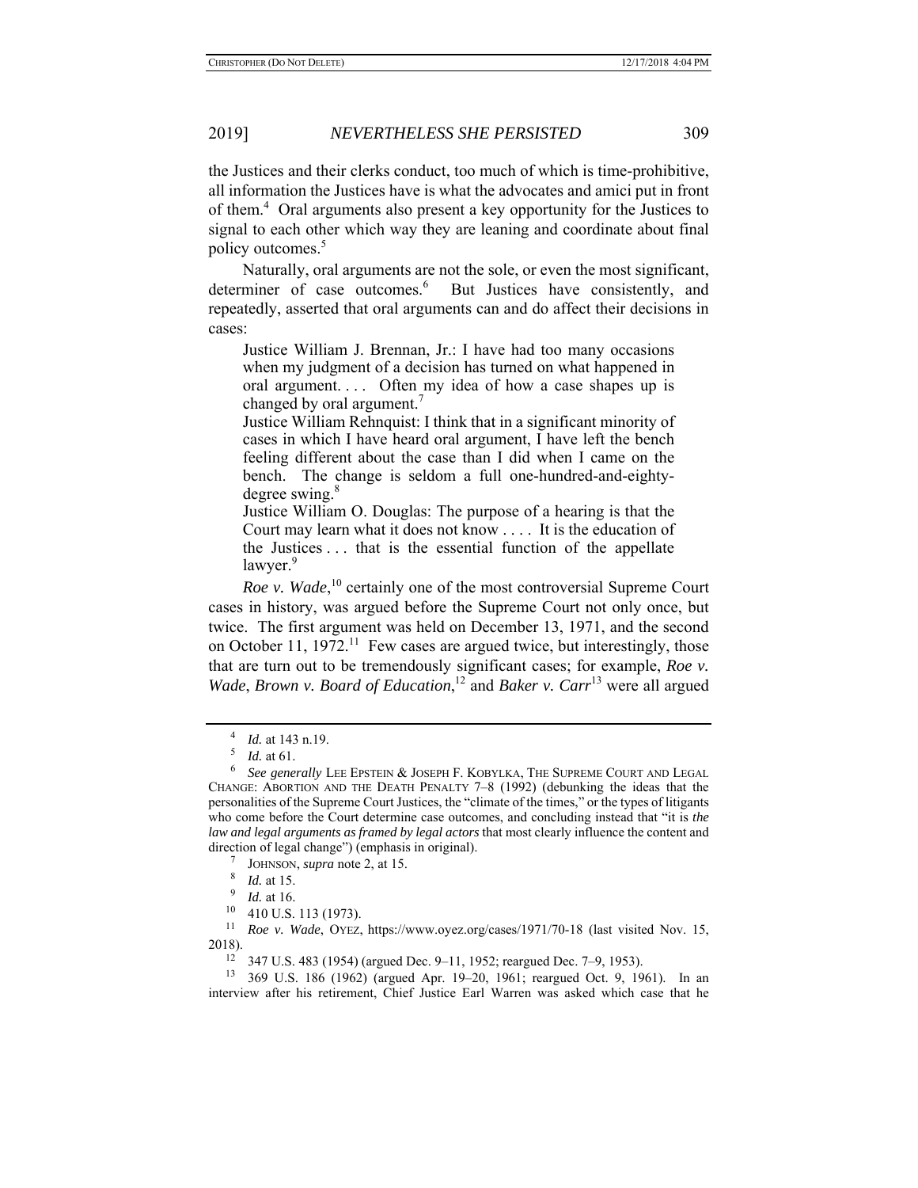the Justices and their clerks conduct, too much of which is time-prohibitive, all information the Justices have is what the advocates and amici put in front of them.[4] Oral arguments also present a key opportunity for the Justices to signal to each other which way they are leaning and coordinate about final policy outcomes.[5]

Naturally, oral arguments are not the sole, or even the most significant, determiner of case outcomes.[6] But Justices have consistently, and repeatedly, asserted that oral arguments can and do affect their decisions in cases:

> Justice William J. Brennan, Jr.: I have had too many occasions when my judgment of a decision has turned on what happened in oral argument. . . . Often my idea of how a case shapes up is changed by oral argument.[7]
>
> Justice William Rehnquist: I think that in a significant minority of cases in which I have heard oral argument, I have left the bench feeling different about the case than I did when I came on the bench. The change is seldom a full one-hundred-and-eighty-degree swing.[8]
>
> Justice William O. Douglas: The purpose of a hearing is that the Court may learn what it does not know . . . . It is the education of the Justices . . . that is the essential function of the appellate lawyer.[9]

*Roe v. Wade*,[10] certainly one of the most controversial Supreme Court cases in history, was argued before the Supreme Court not only once, but twice. The first argument was held on December 13, 1971, and the second on October 11, 1972.[11] Few cases are argued twice, but interestingly, those that are turn out to be tremendously significant cases; for example, *Roe v. Wade*, *Brown v. Board of Education*,[12] and *Baker v. Carr*[13] were all argued

---

[4] *Id.* at 143 n.19.

[5] *Id.* at 61.

[6] *See generally* LEE EPSTEIN & JOSEPH F. KOBYLKA, THE SUPREME COURT AND LEGAL CHANGE: ABORTION AND THE DEATH PENALTY 7–8 (1992) (debunking the ideas that the personalities of the Supreme Court Justices, the "climate of the times," or the types of litigants who come before the Court determine case outcomes, and concluding instead that "it is *the law and legal arguments as framed by legal actors* that most clearly influence the content and direction of legal change") (emphasis in original).

[7] JOHNSON, *supra* note 2, at 15.

[8] *Id.* at 15.

[9] *Id.* at 16.

[10] 410 U.S. 113 (1973).

[11] *Roe v. Wade*, OYEZ, https://www.oyez.org/cases/1971/70-18 (last visited Nov. 15, 2018).

[12] 347 U.S. 483 (1954) (argued Dec. 9–11, 1952; reargued Dec. 7–9, 1953).

[13] 369 U.S. 186 (1962) (argued Apr. 19–20, 1961; reargued Oct. 9, 1961). In an interview after his retirement, Chief Justice Earl Warren was asked which case that he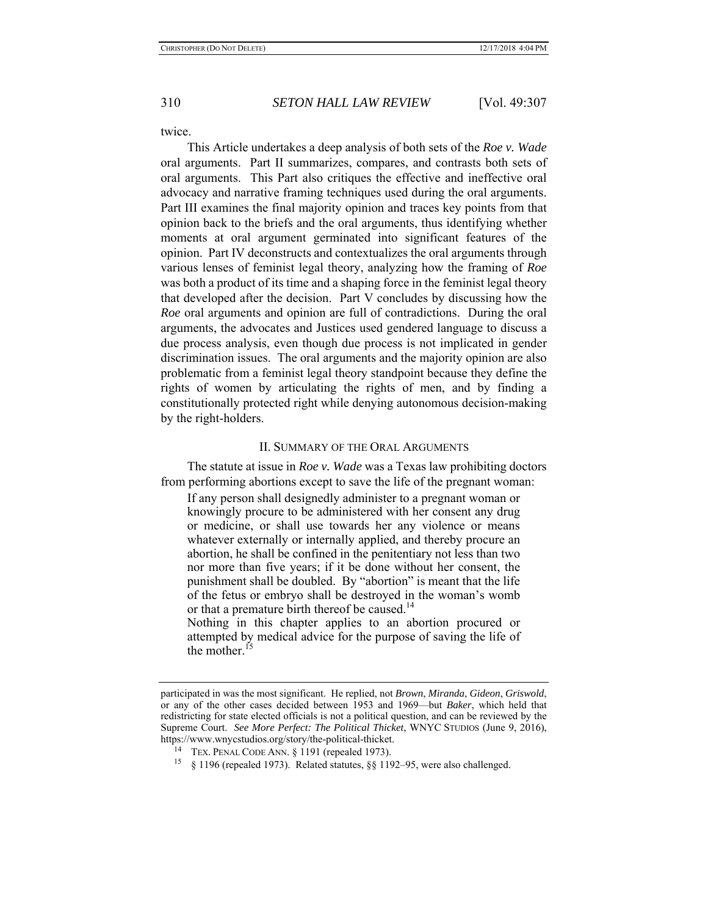twice.

This Article undertakes a deep analysis of both sets of the *Roe v. Wade* oral arguments. Part II summarizes, compares, and contrasts both sets of oral arguments. This Part also critiques the effective and ineffective oral advocacy and narrative framing techniques used during the oral arguments. Part III examines the final majority opinion and traces key points from that opinion back to the briefs and the oral arguments, thus identifying whether moments at oral argument germinated into significant features of the opinion. Part IV deconstructs and contextualizes the oral arguments through various lenses of feminist legal theory, analyzing how the framing of *Roe* was both a product of its time and a shaping force in the feminist legal theory that developed after the decision. Part V concludes by discussing how the *Roe* oral arguments and opinion are full of contradictions. During the oral arguments, the advocates and Justices used gendered language to discuss a due process analysis, even though due process is not implicated in gender discrimination issues. The oral arguments and the majority opinion are also problematic from a feminist legal theory standpoint because they define the rights of women by articulating the rights of men, and by finding a constitutionally protected right while denying autonomous decision-making by the right-holders.

## II. Summary of the Oral Arguments

The statute at issue in *Roe v. Wade* was a Texas law prohibiting doctors from performing abortions except to save the life of the pregnant woman:

> If any person shall designedly administer to a pregnant woman or knowingly procure to be administered with her consent any drug or medicine, or shall use towards her any violence or means whatever externally or internally applied, and thereby procure an abortion, he shall be confined in the penitentiary not less than two nor more than five years; if it be done without her consent, the punishment shall be doubled. By "abortion" is meant that the life of the fetus or embryo shall be destroyed in the woman's womb or that a premature birth thereof be caused.[14]
>
> Nothing in this chapter applies to an abortion procured or attempted by medical advice for the purpose of saving the life of the mother.[15]

---

participated in was the most significant. He replied, not *Brown*, *Miranda*, *Gideon*, *Griswold*, or any of the other cases decided between 1953 and 1969—but *Baker*, which held that redistricting for state elected officials is not a political question, and can be reviewed by the Supreme Court. *See More Perfect: The Political Thicket*, WNYC STUDIOS (June 9, 2016), https://www.wnycstudios.org/story/the-political-thicket.

[14] TEX. PENAL CODE ANN. § 1191 (repealed 1973).

[15] § 1196 (repealed 1973). Related statutes, §§ 1192–95, were also challenged.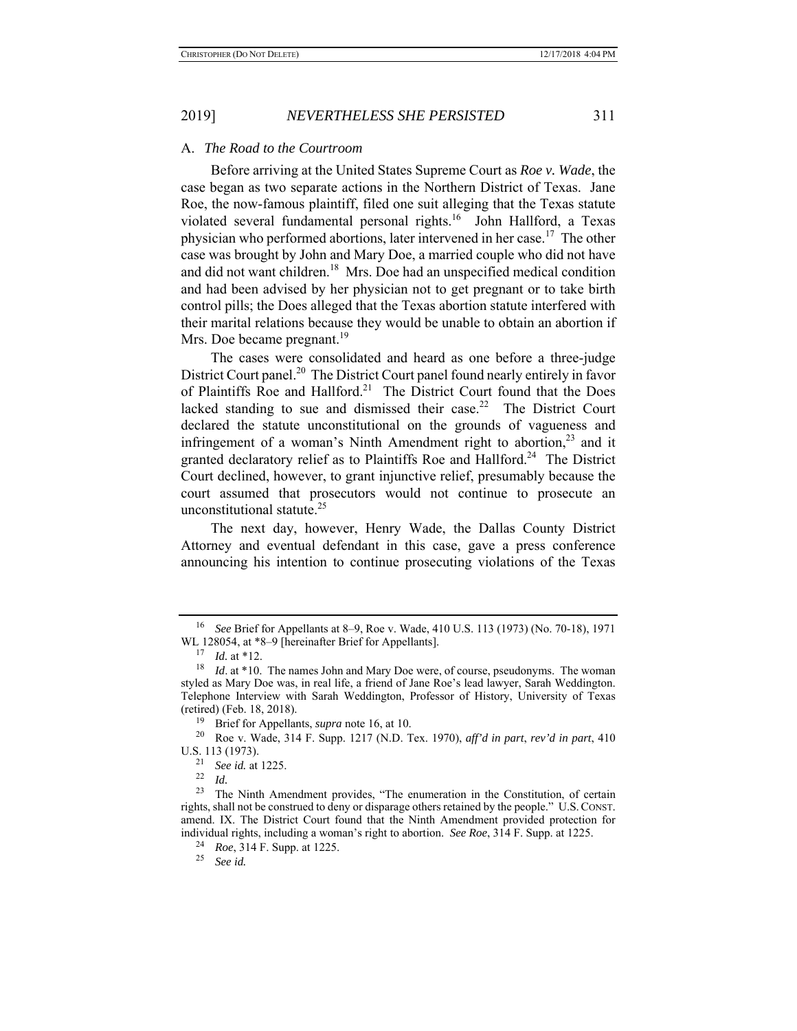### A. *The Road to the Courtroom*

Before arriving at the United States Supreme Court as *Roe v. Wade*, the case began as two separate actions in the Northern District of Texas. Jane Roe, the now-famous plaintiff, filed one suit alleging that the Texas statute violated several fundamental personal rights.[16] John Hallford, a Texas physician who performed abortions, later intervened in her case.[17] The other case was brought by John and Mary Doe, a married couple who did not have and did not want children.[18] Mrs. Doe had an unspecified medical condition and had been advised by her physician not to get pregnant or to take birth control pills; the Does alleged that the Texas abortion statute interfered with their marital relations because they would be unable to obtain an abortion if Mrs. Doe became pregnant.[19]

The cases were consolidated and heard as one before a three-judge District Court panel.[20] The District Court panel found nearly entirely in favor of Plaintiffs Roe and Hallford.[21] The District Court found that the Does lacked standing to sue and dismissed their case.[22] The District Court declared the statute unconstitutional on the grounds of vagueness and infringement of a woman's Ninth Amendment right to abortion,[23] and it granted declaratory relief as to Plaintiffs Roe and Hallford.[24] The District Court declined, however, to grant injunctive relief, presumably because the court assumed that prosecutors would not continue to prosecute an unconstitutional statute.[25]

The next day, however, Henry Wade, the Dallas County District Attorney and eventual defendant in this case, gave a press conference announcing his intention to continue prosecuting violations of the Texas

---

[16] *See* Brief for Appellants at 8–9, Roe v. Wade, 410 U.S. 113 (1973) (No. 70-18), 1971 WL 128054, at *8–9 [hereinafter Brief for Appellants].

[17] *Id.* at *12.

[18] *Id*. at *10. The names John and Mary Doe were, of course, pseudonyms. The woman styled as Mary Doe was, in real life, a friend of Jane Roe's lead lawyer, Sarah Weddington. Telephone Interview with Sarah Weddington, Professor of History, University of Texas (retired) (Feb. 18, 2018).

[19] Brief for Appellants, *supra* note 16, at 10.

[20] Roe v. Wade, 314 F. Supp. 1217 (N.D. Tex. 1970), *aff'd in part*, *rev'd in part*, 410 U.S. 113 (1973).

[21] *See id.* at 1225.

[22] *Id.*

[23] The Ninth Amendment provides, "The enumeration in the Constitution, of certain rights, shall not be construed to deny or disparage others retained by the people." U.S. CONST. amend. IX. The District Court found that the Ninth Amendment provided protection for individual rights, including a woman's right to abortion. *See Roe*, 314 F. Supp. at 1225.

[24] *Roe*, 314 F. Supp. at 1225.

[25] *See id.*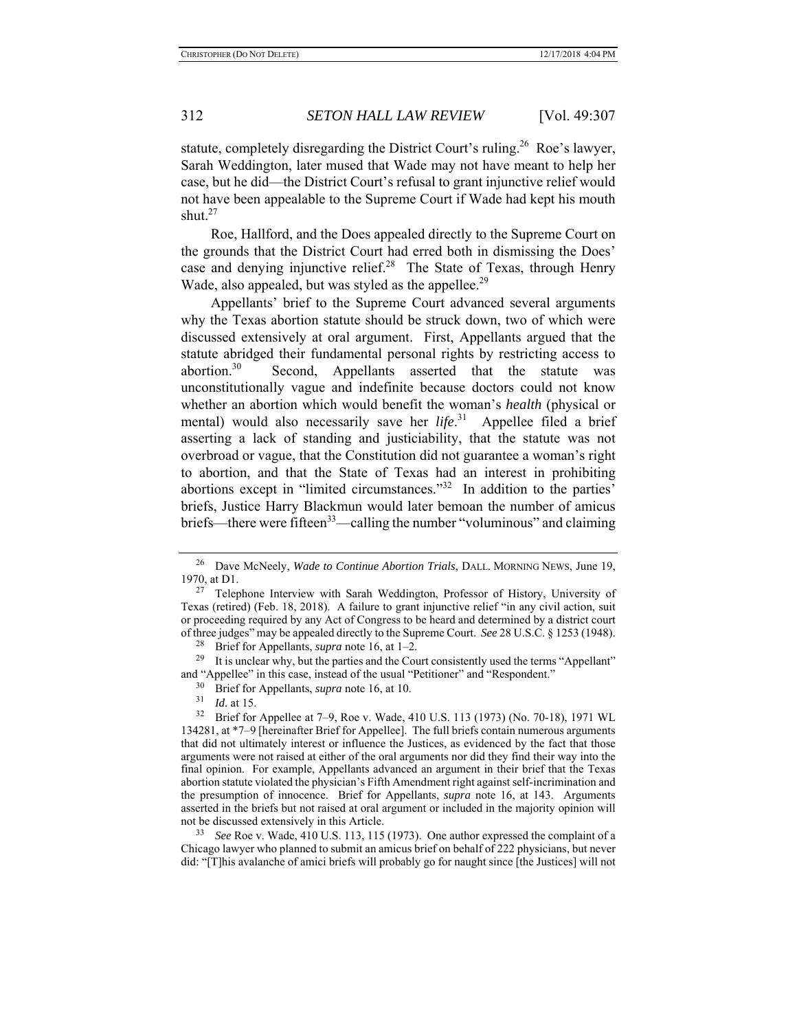statute, completely disregarding the District Court's ruling.[26] Roe's lawyer, Sarah Weddington, later mused that Wade may not have meant to help her case, but he did—the District Court's refusal to grant injunctive relief would not have been appealable to the Supreme Court if Wade had kept his mouth shut.[27]

Roe, Hallford, and the Does appealed directly to the Supreme Court on the grounds that the District Court had erred both in dismissing the Does' case and denying injunctive relief.[28] The State of Texas, through Henry Wade, also appealed, but was styled as the appellee.[29]

Appellants' brief to the Supreme Court advanced several arguments why the Texas abortion statute should be struck down, two of which were discussed extensively at oral argument. First, Appellants argued that the statute abridged their fundamental personal rights by restricting access to abortion.[30] Second, Appellants asserted that the statute was unconstitutionally vague and indefinite because doctors could not know whether an abortion which would benefit the woman's *health* (physical or mental) would also necessarily save her *life*.[31] Appellee filed a brief asserting a lack of standing and justiciability, that the statute was not overbroad or vague, that the Constitution did not guarantee a woman's right to abortion, and that the State of Texas had an interest in prohibiting abortions except in "limited circumstances."[32] In addition to the parties' briefs, Justice Harry Blackmun would later bemoan the number of amicus briefs—there were fifteen[33]—calling the number "voluminous" and claiming

---

[26] Dave McNeely, *Wade to Continue Abortion Trials*, DALL. MORNING NEWS, June 19, 1970, at D1.

[27] Telephone Interview with Sarah Weddington, Professor of History, University of Texas (retired) (Feb. 18, 2018). A failure to grant injunctive relief "in any civil action, suit or proceeding required by any Act of Congress to be heard and determined by a district court of three judges" may be appealed directly to the Supreme Court. *See* 28 U.S.C. § 1253 (1948).

[28] Brief for Appellants, *supra* note 16, at 1–2.

[29] It is unclear why, but the parties and the Court consistently used the terms "Appellant" and "Appellee" in this case, instead of the usual "Petitioner" and "Respondent."

[30] Brief for Appellants, *supra* note 16, at 10.

[31] *Id.* at 15.

[32] Brief for Appellee at 7–9, Roe v. Wade, 410 U.S. 113 (1973) (No. 70-18), 1971 WL 134281, at *7–9 [hereinafter Brief for Appellee]. The full briefs contain numerous arguments that did not ultimately interest or influence the Justices, as evidenced by the fact that those arguments were not raised at either of the oral arguments nor did they find their way into the final opinion. For example, Appellants advanced an argument in their brief that the Texas abortion statute violated the physician's Fifth Amendment right against self-incrimination and the presumption of innocence. Brief for Appellants, *supra* note 16, at 143. Arguments asserted in the briefs but not raised at oral argument or included in the majority opinion will not be discussed extensively in this Article.

[33] *See* Roe v. Wade, 410 U.S. 113, 115 (1973). One author expressed the complaint of a Chicago lawyer who planned to submit an amicus brief on behalf of 222 physicians, but never did: "[T]his avalanche of amici briefs will probably go for naught since [the Justices] will not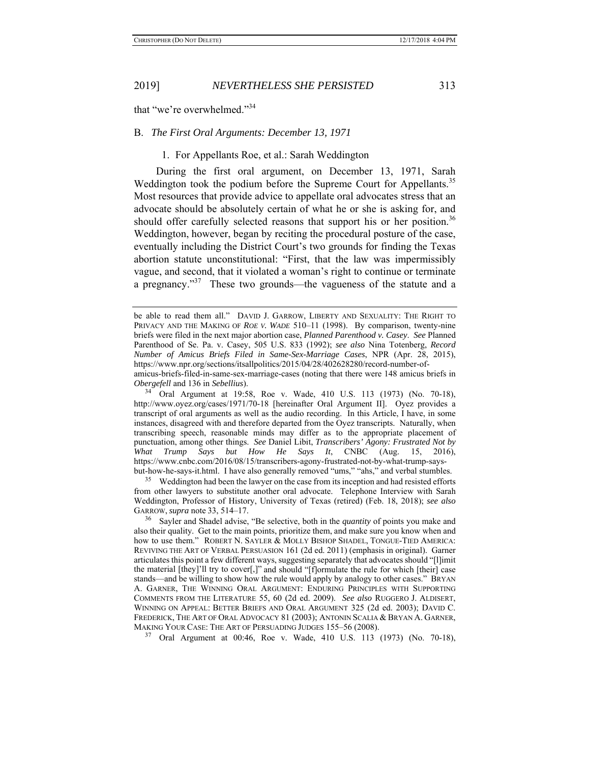that "we're overwhelmed."[34]

### B. *The First Oral Arguments: December 13, 1971*

#### 1. For Appellants Roe, et al.: Sarah Weddington

During the first oral argument, on December 13, 1971, Sarah Weddington took the podium before the Supreme Court for Appellants.[35] Most resources that provide advice to appellate oral advocates stress that an advocate should be absolutely certain of what he or she is asking for, and should offer carefully selected reasons that support his or her position.[36] Weddington, however, began by reciting the procedural posture of the case, eventually including the District Court's two grounds for finding the Texas abortion statute unconstitutional: "First, that the law was impermissibly vague, and second, that it violated a woman's right to continue or terminate a pregnancy."[37] These two grounds—the vagueness of the statute and a

---

be able to read them all." DAVID J. GARROW, LIBERTY AND SEXUALITY: THE RIGHT TO PRIVACY AND THE MAKING OF *ROE V. WADE* 510–11 (1998). By comparison, twenty-nine briefs were filed in the next major abortion case, *Planned Parenthood v. Casey*. *See* Planned Parenthood of Se. Pa. v. Casey, 505 U.S. 833 (1992); *see also* Nina Totenberg, *Record Number of Amicus Briefs Filed in Same-Sex-Marriage Cases*, NPR (Apr. 28, 2015), https://www.npr.org/sections/itsallpolitics/2015/04/28/402628280/record-number-of-amicus-briefs-filed-in-same-sex-marriage-cases (noting that there were 148 amicus briefs in *Obergefell* and 136 in *Sebelius*).

[34] Oral Argument at 19:58, Roe v. Wade, 410 U.S. 113 (1973) (No. 70-18), http://www.oyez.org/cases/1971/70-18 [hereinafter Oral Argument II]. Oyez provides a transcript of oral arguments as well as the audio recording. In this Article, I have, in some instances, disagreed with and therefore departed from the Oyez transcripts. Naturally, when transcribing speech, reasonable minds may differ as to the appropriate placement of punctuation, among other things. *See* Daniel Libit, *Transcribers' Agony: Frustrated Not by What Trump Says but How He Says It*, CNBC (Aug. 15, 2016), https://www.cnbc.com/2016/08/15/transcribers-agony-frustrated-not-by-what-trump-says-but-how-he-says-it.html. I have also generally removed "ums," "ahs," and verbal stumbles.

[35] Weddington had been the lawyer on the case from its inception and had resisted efforts from other lawyers to substitute another oral advocate. Telephone Interview with Sarah Weddington, Professor of History, University of Texas (retired) (Feb. 18, 2018); *see also* GARROW, *supra* note 33, 514–17.

[36] Sayler and Shadel advise, "Be selective, both in the *quantity* of points you make and also their quality. Get to the main points, prioritize them, and make sure you know when and how to use them." ROBERT N. SAYLER & MOLLY BISHOP SHADEL, TONGUE-TIED AMERICA: REVIVING THE ART OF VERBAL PERSUASION 161 (2d ed. 2011) (emphasis in original). Garner articulates this point a few different ways, suggesting separately that advocates should "[l]imit the material [they]'ll try to cover[,]" and should "[f]ormulate the rule for which [their] case stands—and be willing to show how the rule would apply by analogy to other cases." BRYAN A. GARNER, THE WINNING ORAL ARGUMENT: ENDURING PRINCIPLES WITH SUPPORTING COMMENTS FROM THE LITERATURE 55, 60 (2d ed. 2009). *See also* RUGGERO J. ALDISERT, WINNING ON APPEAL: BETTER BRIEFS AND ORAL ARGUMENT 325 (2d ed. 2003); DAVID C. FREDERICK, THE ART OF ORAL ADVOCACY 81 (2003); ANTONIN SCALIA & BRYAN A. GARNER, MAKING YOUR CASE: THE ART OF PERSUADING JUDGES 155–56 (2008).

[37] Oral Argument at 00:46, Roe v. Wade, 410 U.S. 113 (1973) (No. 70-18),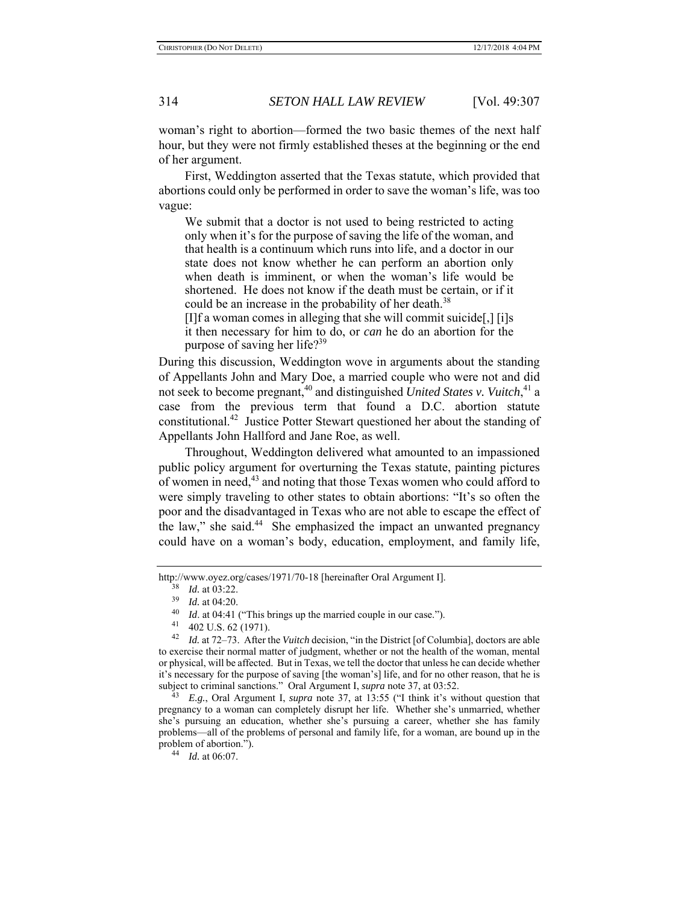woman's right to abortion—formed the two basic themes of the next half hour, but they were not firmly established theses at the beginning or the end of her argument.

First, Weddington asserted that the Texas statute, which provided that abortions could only be performed in order to save the woman's life, was too vague:

> We submit that a doctor is not used to being restricted to acting only when it's for the purpose of saving the life of the woman, and that health is a continuum which runs into life, and a doctor in our state does not know whether he can perform an abortion only when death is imminent, or when the woman's life would be shortened. He does not know if the death must be certain, or if it could be an increase in the probability of her death.[38]
>
> [I]f a woman comes in alleging that she will commit suicide[,] [i]s it then necessary for him to do, or *can* he do an abortion for the purpose of saving her life?[39]

During this discussion, Weddington wove in arguments about the standing of Appellants John and Mary Doe, a married couple who were not and did not seek to become pregnant,[40] and distinguished *United States v. Vuitch*,[41] a case from the previous term that found a D.C. abortion statute constitutional.[42] Justice Potter Stewart questioned her about the standing of Appellants John Hallford and Jane Roe, as well.

Throughout, Weddington delivered what amounted to an impassioned public policy argument for overturning the Texas statute, painting pictures of women in need,[43] and noting that those Texas women who could afford to were simply traveling to other states to obtain abortions: "It's so often the poor and the disadvantaged in Texas who are not able to escape the effect of the law," she said.[44] She emphasized the impact an unwanted pregnancy could have on a woman's body, education, employment, and family life,

---

http://www.oyez.org/cases/1971/70-18 [hereinafter Oral Argument I].

[38] *Id.* at 03:22.

[39] *Id.* at 04:20.

[40] *Id*. at 04:41 ("This brings up the married couple in our case.").

[41] 402 U.S. 62 (1971).

[42] *Id.* at 72–73. After the *Vuitch* decision, "in the District [of Columbia], doctors are able to exercise their normal matter of judgment, whether or not the health of the woman, mental or physical, will be affected. But in Texas, we tell the doctor that unless he can decide whether it's necessary for the purpose of saving [the woman's] life, and for no other reason, that he is subject to criminal sanctions." Oral Argument I, *supra* note 37, at 03:52.

[43] *E.g.*, Oral Argument I, *supra* note 37, at 13:55 ("I think it's without question that pregnancy to a woman can completely disrupt her life. Whether she's unmarried, whether she's pursuing an education, whether she's pursuing a career, whether she has family problems—all of the problems of personal and family life, for a woman, are bound up in the problem of abortion.").

[44] *Id.* at 06:07.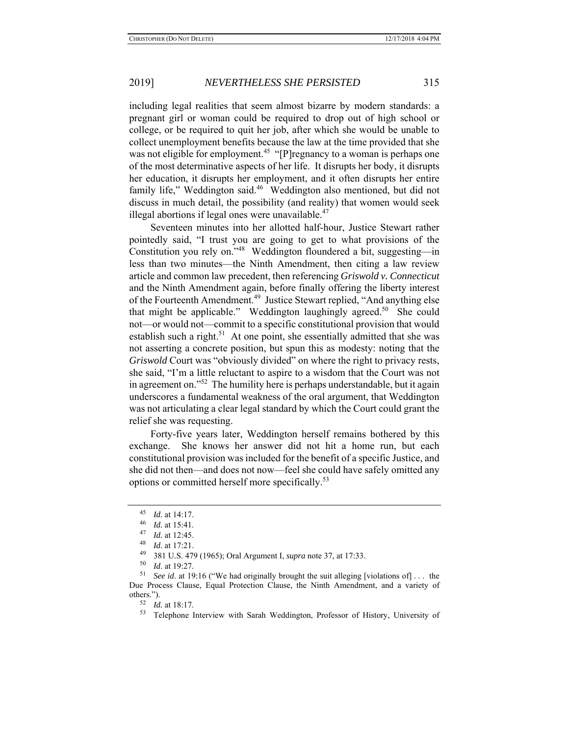including legal realities that seem almost bizarre by modern standards: a pregnant girl or woman could be required to drop out of high school or college, or be required to quit her job, after which she would be unable to collect unemployment benefits because the law at the time provided that she was not eligible for employment.[45] "[P]regnancy to a woman is perhaps one of the most determinative aspects of her life. It disrupts her body, it disrupts her education, it disrupts her employment, and it often disrupts her entire family life," Weddington said.[46] Weddington also mentioned, but did not discuss in much detail, the possibility (and reality) that women would seek illegal abortions if legal ones were unavailable.[47]

Seventeen minutes into her allotted half-hour, Justice Stewart rather pointedly said, "I trust you are going to get to what provisions of the Constitution you rely on."[48] Weddington floundered a bit, suggesting—in less than two minutes—the Ninth Amendment, then citing a law review article and common law precedent, then referencing *Griswold v. Connecticut* and the Ninth Amendment again, before finally offering the liberty interest of the Fourteenth Amendment.[49] Justice Stewart replied, "And anything else that might be applicable." Weddington laughingly agreed.[50] She could not—or would not—commit to a specific constitutional provision that would establish such a right.[51] At one point, she essentially admitted that she was not asserting a concrete position, but spun this as modesty: noting that the *Griswold* Court was "obviously divided" on where the right to privacy rests, she said, "I'm a little reluctant to aspire to a wisdom that the Court was not in agreement on."[52] The humility here is perhaps understandable, but it again underscores a fundamental weakness of the oral argument, that Weddington was not articulating a clear legal standard by which the Court could grant the relief she was requesting.

Forty-five years later, Weddington herself remains bothered by this exchange. She knows her answer did not hit a home run, but each constitutional provision was included for the benefit of a specific Justice, and she did not then—and does not now—feel she could have safely omitted any options or committed herself more specifically.[53]

---

[45] *Id.* at 14:17.

[46] *Id.* at 15:41.

[47] *Id.* at 12:45.

[48] *Id.* at 17:21.

[49] 381 U.S. 479 (1965); Oral Argument I, *supra* note 37, at 17:33.

[50] *Id*. at 19:27.

[51] *See id*. at 19:16 ("We had originally brought the suit alleging [violations of] . . . the Due Process Clause, Equal Protection Clause, the Ninth Amendment, and a variety of others.").

[52] *Id.* at 18:17.

[53] Telephone Interview with Sarah Weddington, Professor of History, University of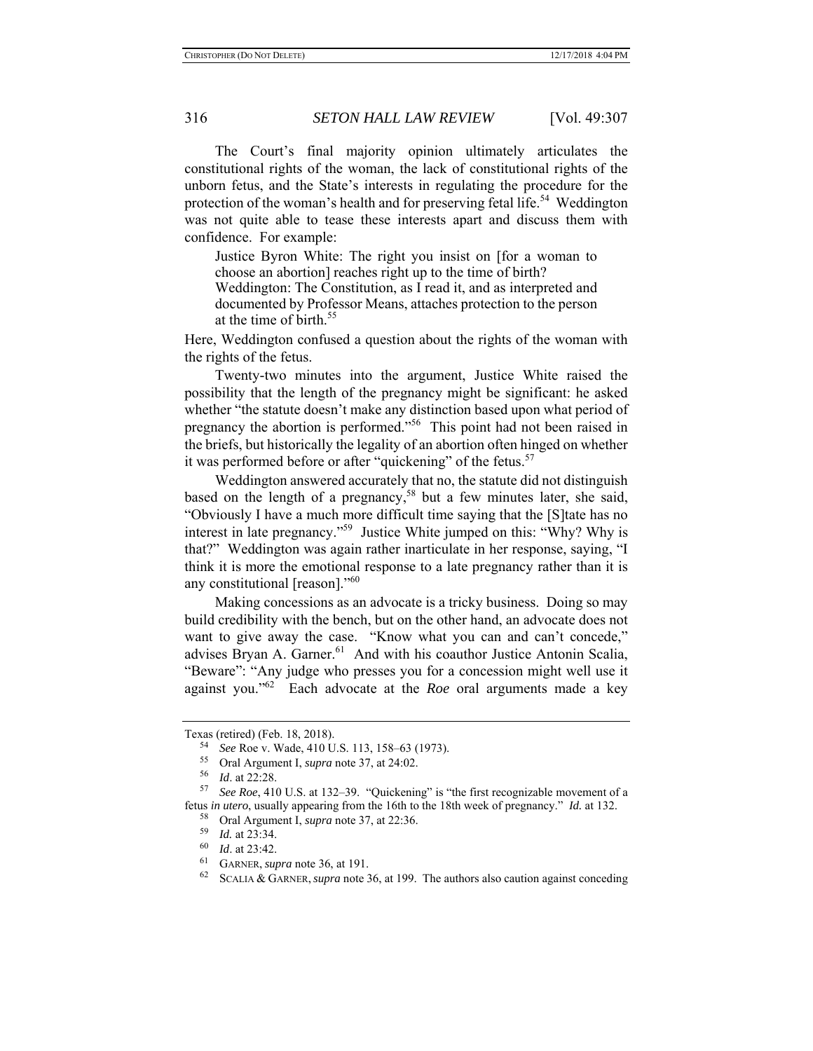The Court's final majority opinion ultimately articulates the constitutional rights of the woman, the lack of constitutional rights of the unborn fetus, and the State's interests in regulating the procedure for the protection of the woman's health and for preserving fetal life.[54] Weddington was not quite able to tease these interests apart and discuss them with confidence. For example:

> Justice Byron White: The right you insist on [for a woman to choose an abortion] reaches right up to the time of birth?
> Weddington: The Constitution, as I read it, and as interpreted and documented by Professor Means, attaches protection to the person at the time of birth.[55]

Here, Weddington confused a question about the rights of the woman with the rights of the fetus.

Twenty-two minutes into the argument, Justice White raised the possibility that the length of the pregnancy might be significant: he asked whether "the statute doesn't make any distinction based upon what period of pregnancy the abortion is performed."[56] This point had not been raised in the briefs, but historically the legality of an abortion often hinged on whether it was performed before or after "quickening" of the fetus.[57]

Weddington answered accurately that no, the statute did not distinguish based on the length of a pregnancy,[58] but a few minutes later, she said, "Obviously I have a much more difficult time saying that the [S]tate has no interest in late pregnancy."[59] Justice White jumped on this: "Why? Why is that?" Weddington was again rather inarticulate in her response, saying, "I think it is more the emotional response to a late pregnancy rather than it is any constitutional [reason]."[60]

Making concessions as an advocate is a tricky business. Doing so may build credibility with the bench, but on the other hand, an advocate does not want to give away the case. "Know what you can and can't concede," advises Bryan A. Garner.[61] And with his coauthor Justice Antonin Scalia, "Beware": "Any judge who presses you for a concession might well use it against you."[62] Each advocate at the *Roe* oral arguments made a key

---

Texas (retired) (Feb. 18, 2018).

[54] *See* Roe v. Wade, 410 U.S. 113, 158–63 (1973).

[55] Oral Argument I, *supra* note 37, at 24:02.

[56] *Id*. at 22:28.

[57] *See Roe*, 410 U.S. at 132–39. "Quickening" is "the first recognizable movement of a fetus *in utero*, usually appearing from the 16th to the 18th week of pregnancy." *Id.* at 132.

[58] Oral Argument I, *supra* note 37, at 22:36.

[59] *Id.* at 23:34.

[60] *Id*. at 23:42.

[61] GARNER, *supra* note 36, at 191.

[62] SCALIA & GARNER, *supra* note 36, at 199. The authors also caution against conceding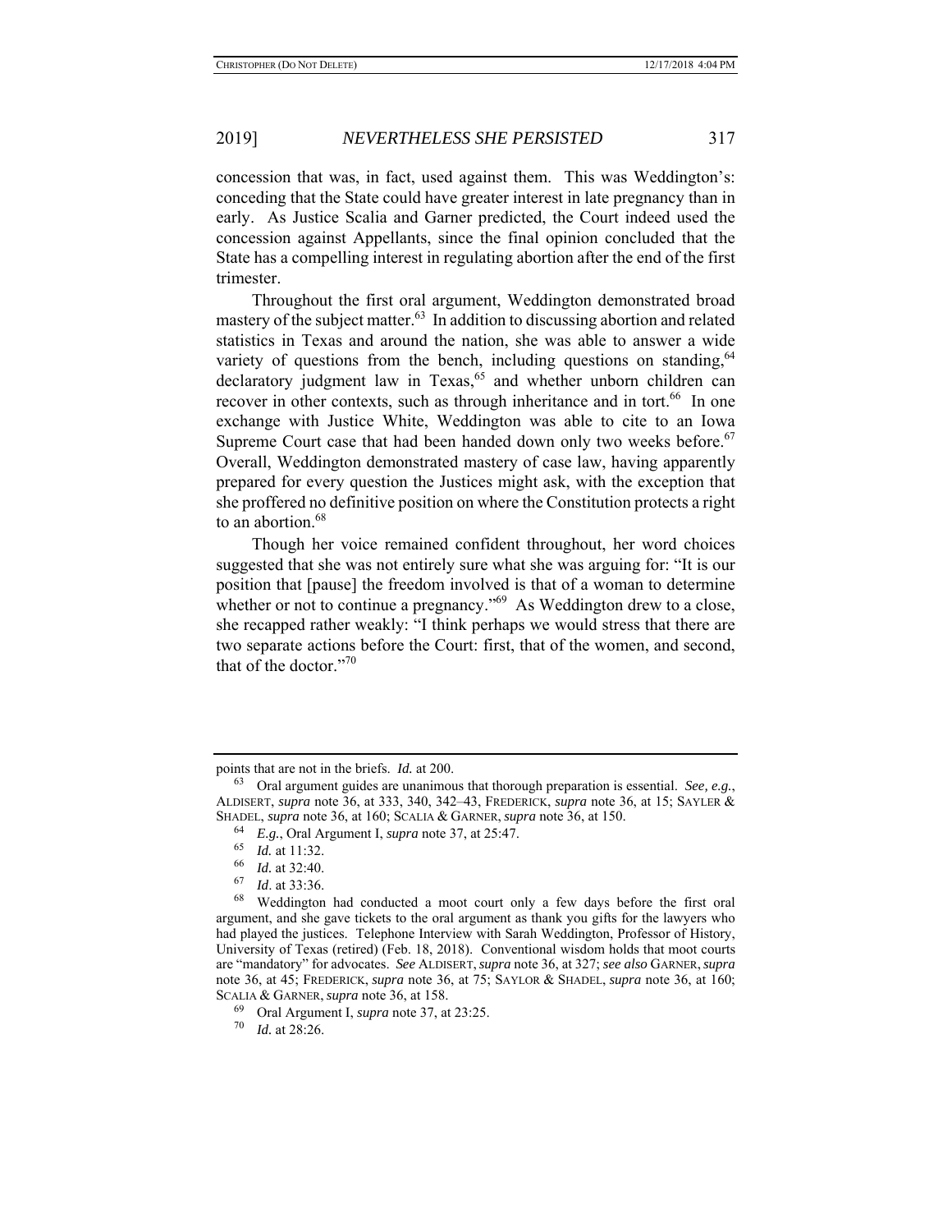concession that was, in fact, used against them. This was Weddington's: conceding that the State could have greater interest in late pregnancy than in early. As Justice Scalia and Garner predicted, the Court indeed used the concession against Appellants, since the final opinion concluded that the State has a compelling interest in regulating abortion after the end of the first trimester.

Throughout the first oral argument, Weddington demonstrated broad mastery of the subject matter.[63] In addition to discussing abortion and related statistics in Texas and around the nation, she was able to answer a wide variety of questions from the bench, including questions on standing,[64] declaratory judgment law in Texas,[65] and whether unborn children can recover in other contexts, such as through inheritance and in tort.[66] In one exchange with Justice White, Weddington was able to cite to an Iowa Supreme Court case that had been handed down only two weeks before.[67] Overall, Weddington demonstrated mastery of case law, having apparently prepared for every question the Justices might ask, with the exception that she proffered no definitive position on where the Constitution protects a right to an abortion.[68]

Though her voice remained confident throughout, her word choices suggested that she was not entirely sure what she was arguing for: "It is our position that [pause] the freedom involved is that of a woman to determine whether or not to continue a pregnancy."[69] As Weddington drew to a close, she recapped rather weakly: "I think perhaps we would stress that there are two separate actions before the Court: first, that of the women, and second, that of the doctor."[70]

---

points that are not in the briefs. *Id.* at 200.

[63] Oral argument guides are unanimous that thorough preparation is essential. *See, e.g.*, ALDISERT, *supra* note 36, at 333, 340, 342–43, FREDERICK, *supra* note 36, at 15; SAYLER & SHADEL, *supra* note 36, at 160; SCALIA & GARNER, *supra* note 36, at 150.

[64] *E.g.*, Oral Argument I, *supra* note 37, at 25:47.

[65] *Id.* at 11:32.

[66] *Id.* at 32:40.

[67] *Id*. at 33:36.

[68] Weddington had conducted a moot court only a few days before the first oral argument, and she gave tickets to the oral argument as thank you gifts for the lawyers who had played the justices. Telephone Interview with Sarah Weddington, Professor of History, University of Texas (retired) (Feb. 18, 2018). Conventional wisdom holds that moot courts are "mandatory" for advocates. *See* ALDISERT, *supra* note 36, at 327; *see also* GARNER, *supra* note 36, at 45; FREDERICK, *supra* note 36, at 75; SAYLOR & SHADEL, *supra* note 36, at 160; SCALIA & GARNER, *supra* note 36, at 158.

[69] Oral Argument I, *supra* note 37, at 23:25.

[70] *Id.* at 28:26.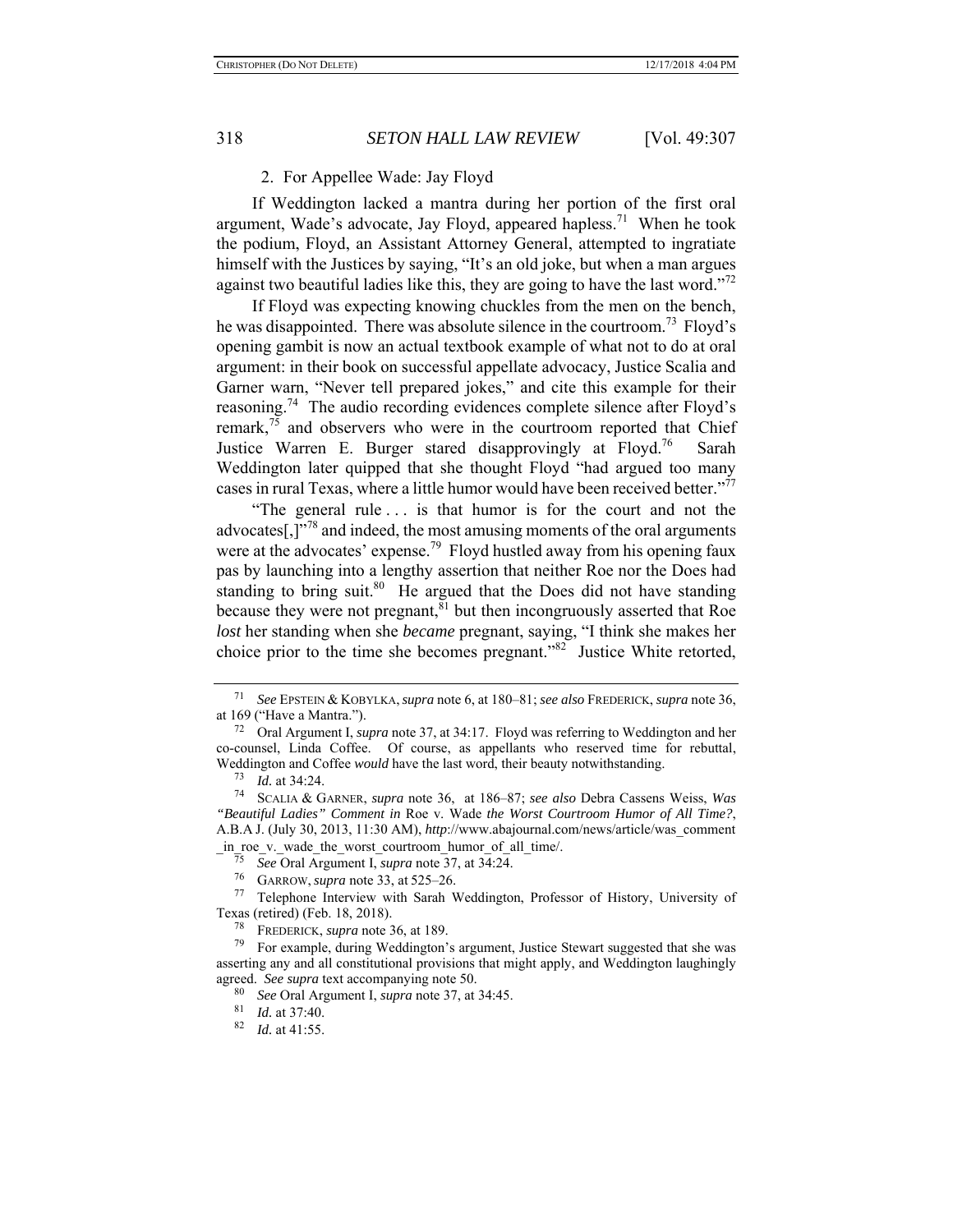2. For Appellee Wade: Jay Floyd

If Weddington lacked a mantra during her portion of the first oral argument, Wade's advocate, Jay Floyd, appeared hapless.[71] When he took the podium, Floyd, an Assistant Attorney General, attempted to ingratiate himself with the Justices by saying, "It's an old joke, but when a man argues against two beautiful ladies like this, they are going to have the last word."[72]

If Floyd was expecting knowing chuckles from the men on the bench, he was disappointed. There was absolute silence in the courtroom.[73] Floyd's opening gambit is now an actual textbook example of what not to do at oral argument: in their book on successful appellate advocacy, Justice Scalia and Garner warn, "Never tell prepared jokes," and cite this example for their reasoning.[74] The audio recording evidences complete silence after Floyd's remark,[75] and observers who were in the courtroom reported that Chief Justice Warren E. Burger stared disapprovingly at Floyd.[76] Sarah Weddington later quipped that she thought Floyd "had argued too many cases in rural Texas, where a little humor would have been received better."[77]

"The general rule . . . is that humor is for the court and not the advocates[,]"[78] and indeed, the most amusing moments of the oral arguments were at the advocates' expense.[79] Floyd hustled away from his opening faux pas by launching into a lengthy assertion that neither Roe nor the Does had standing to bring suit.[80] He argued that the Does did not have standing because they were not pregnant,[81] but then incongruously asserted that Roe *lost* her standing when she *became* pregnant, saying, "I think she makes her choice prior to the time she becomes pregnant."[82] Justice White retorted,

---

[71] *See* EPSTEIN & KOBYLKA, *supra* note 6, at 180–81; *see also* FREDERICK, *supra* note 36, at 169 ("Have a Mantra.").

[72] Oral Argument I, *supra* note 37, at 34:17. Floyd was referring to Weddington and her co-counsel, Linda Coffee. Of course, as appellants who reserved time for rebuttal, Weddington and Coffee *would* have the last word, their beauty notwithstanding.

[73] *Id.* at 34:24.

[74] SCALIA & GARNER, *supra* note 36, at 186–87; *see also* Debra Cassens Weiss, *Was "Beautiful Ladies" Comment in* Roe v. Wade *the Worst Courtroom Humor of All Time?*, A.B.A J. (July 30, 2013, 11:30 AM), *http*://www.abajournal.com/news/article/was_comment_in_roe_v._wade_the_worst_courtroom_humor_of_all_time/.

[75] *See* Oral Argument I, *supra* note 37, at 34:24.

[76] GARROW, *supra* note 33, at 525–26.

[77] Telephone Interview with Sarah Weddington, Professor of History, University of Texas (retired) (Feb. 18, 2018).

[78] FREDERICK, *supra* note 36, at 189.

[79] For example, during Weddington's argument, Justice Stewart suggested that she was asserting any and all constitutional provisions that might apply, and Weddington laughingly agreed. *See supra* text accompanying note 50.

[80] *See* Oral Argument I, *supra* note 37, at 34:45.

[81] *Id.* at 37:40.

[82] *Id.* at 41:55.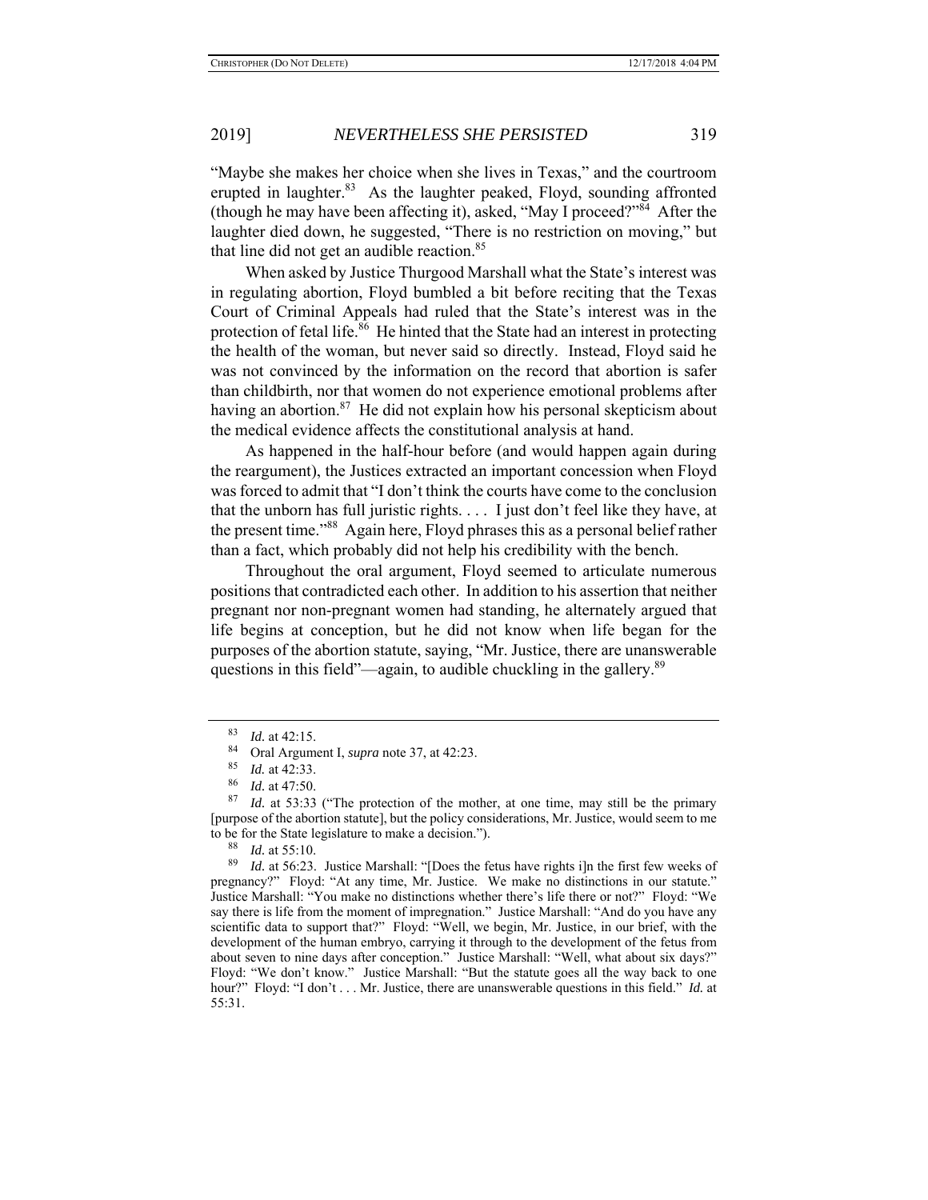"Maybe she makes her choice when she lives in Texas," and the courtroom erupted in laughter.[83] As the laughter peaked, Floyd, sounding affronted (though he may have been affecting it), asked, "May I proceed?"[84] After the laughter died down, he suggested, "There is no restriction on moving," but that line did not get an audible reaction.[85]

When asked by Justice Thurgood Marshall what the State's interest was in regulating abortion, Floyd bumbled a bit before reciting that the Texas Court of Criminal Appeals had ruled that the State's interest was in the protection of fetal life.[86] He hinted that the State had an interest in protecting the health of the woman, but never said so directly. Instead, Floyd said he was not convinced by the information on the record that abortion is safer than childbirth, nor that women do not experience emotional problems after having an abortion.[87] He did not explain how his personal skepticism about the medical evidence affects the constitutional analysis at hand.

As happened in the half-hour before (and would happen again during the reargument), the Justices extracted an important concession when Floyd was forced to admit that "I don't think the courts have come to the conclusion that the unborn has full juristic rights. . . . I just don't feel like they have, at the present time."[88] Again here, Floyd phrases this as a personal belief rather than a fact, which probably did not help his credibility with the bench.

Throughout the oral argument, Floyd seemed to articulate numerous positions that contradicted each other. In addition to his assertion that neither pregnant nor non-pregnant women had standing, he alternately argued that life begins at conception, but he did not know when life began for the purposes of the abortion statute, saying, "Mr. Justice, there are unanswerable questions in this field"—again, to audible chuckling in the gallery.[89]

---

[83] *Id.* at 42:15.

[84] Oral Argument I, *supra* note 37, at 42:23.

[85] *Id.* at 42:33.

[86] *Id.* at 47:50.

[87] *Id.* at 53:33 ("The protection of the mother, at one time, may still be the primary [purpose of the abortion statute], but the policy considerations, Mr. Justice, would seem to me to be for the State legislature to make a decision.").

[88] *Id.* at 55:10.

[89] *Id.* at 56:23. Justice Marshall: "[Does the fetus have rights i]n the first few weeks of pregnancy?" Floyd: "At any time, Mr. Justice. We make no distinctions in our statute." Justice Marshall: "You make no distinctions whether there's life there or not?" Floyd: "We say there is life from the moment of impregnation." Justice Marshall: "And do you have any scientific data to support that?" Floyd: "Well, we begin, Mr. Justice, in our brief, with the development of the human embryo, carrying it through to the development of the fetus from about seven to nine days after conception." Justice Marshall: "Well, what about six days?" Floyd: "We don't know." Justice Marshall: "But the statute goes all the way back to one hour?" Floyd: "I don't . . . Mr. Justice, there are unanswerable questions in this field." *Id.* at 55:31.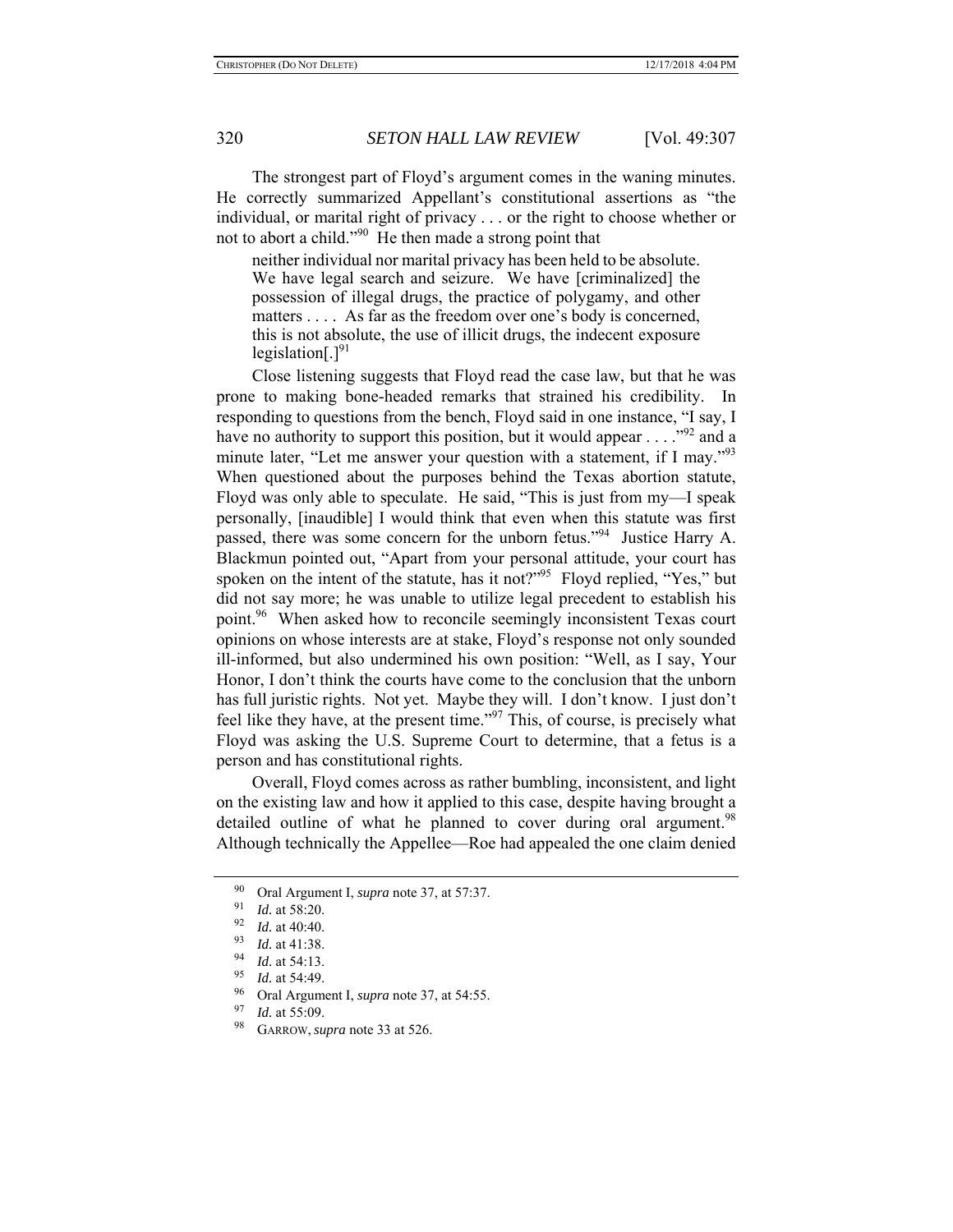The strongest part of Floyd's argument comes in the waning minutes. He correctly summarized Appellant's constitutional assertions as "the individual, or marital right of privacy . . . or the right to choose whether or not to abort a child."[90] He then made a strong point that

> neither individual nor marital privacy has been held to be absolute. We have legal search and seizure. We have [criminalized] the possession of illegal drugs, the practice of polygamy, and other matters . . . . As far as the freedom over one's body is concerned, this is not absolute, the use of illicit drugs, the indecent exposure legislation[.][91]

Close listening suggests that Floyd read the case law, but that he was prone to making bone-headed remarks that strained his credibility. In responding to questions from the bench, Floyd said in one instance, "I say, I have no authority to support this position, but it would appear . . . ."[92] and a minute later, "Let me answer your question with a statement, if I may."[93] When questioned about the purposes behind the Texas abortion statute, Floyd was only able to speculate. He said, "This is just from my—I speak personally, [inaudible] I would think that even when this statute was first passed, there was some concern for the unborn fetus."[94] Justice Harry A. Blackmun pointed out, "Apart from your personal attitude, your court has spoken on the intent of the statute, has it not?"[95] Floyd replied, "Yes," but did not say more; he was unable to utilize legal precedent to establish his point.[96] When asked how to reconcile seemingly inconsistent Texas court opinions on whose interests are at stake, Floyd's response not only sounded ill-informed, but also undermined his own position: "Well, as I say, Your Honor, I don't think the courts have come to the conclusion that the unborn has full juristic rights. Not yet. Maybe they will. I don't know. I just don't feel like they have, at the present time."[97] This, of course, is precisely what Floyd was asking the U.S. Supreme Court to determine, that a fetus is a person and has constitutional rights.

Overall, Floyd comes across as rather bumbling, inconsistent, and light on the existing law and how it applied to this case, despite having brought a detailed outline of what he planned to cover during oral argument.[98] Although technically the Appellee—Roe had appealed the one claim denied

---

[90] Oral Argument I, *supra* note 37, at 57:37.

[91] *Id.* at 58:20.

[92] *Id.* at 40:40.

[93] *Id.* at 41:38.

[94] *Id.* at 54:13.

[95] *Id.* at 54:49.

[96] Oral Argument I, *supra* note 37, at 54:55.

[97] *Id.* at 55:09.

[98] GARROW, *supra* note 33 at 526.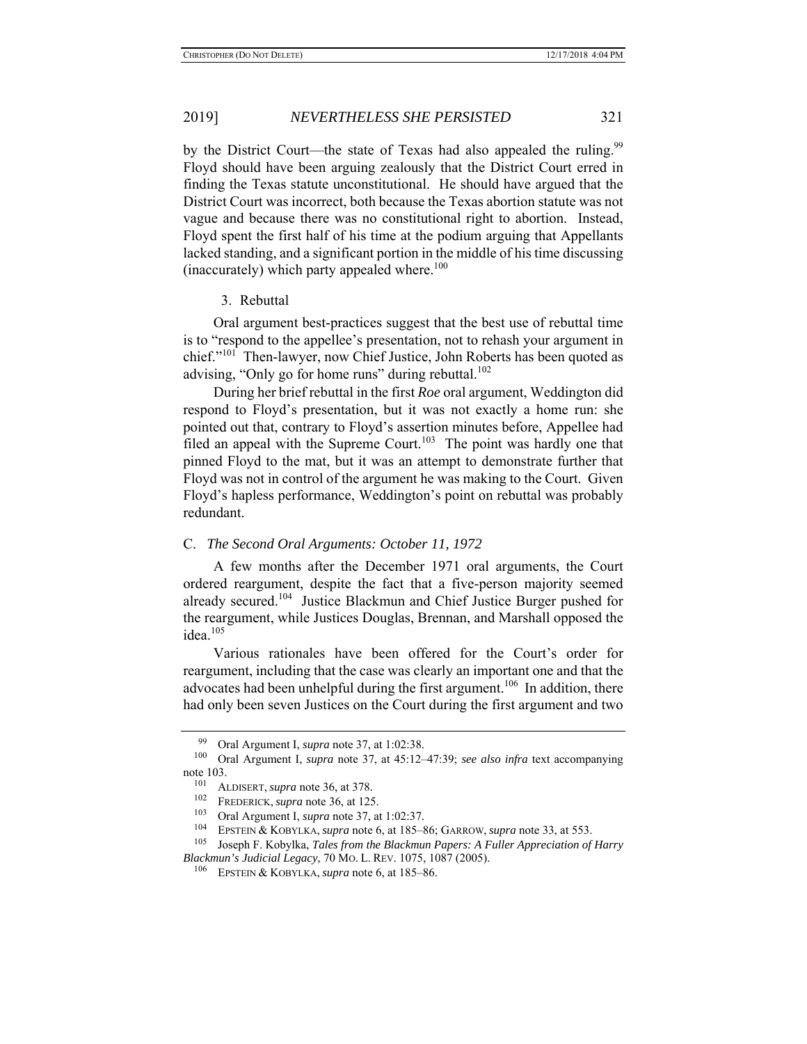by the District Court—the state of Texas had also appealed the ruling.[99] Floyd should have been arguing zealously that the District Court erred in finding the Texas statute unconstitutional. He should have argued that the District Court was incorrect, both because the Texas abortion statute was not vague and because there was no constitutional right to abortion. Instead, Floyd spent the first half of his time at the podium arguing that Appellants lacked standing, and a significant portion in the middle of his time discussing (inaccurately) which party appealed where.[100]

### 3. Rebuttal

Oral argument best-practices suggest that the best use of rebuttal time is to "respond to the appellee's presentation, not to rehash your argument in chief."[101] Then-lawyer, now Chief Justice, John Roberts has been quoted as advising, "Only go for home runs" during rebuttal.[102]

During her brief rebuttal in the first *Roe* oral argument, Weddington did respond to Floyd's presentation, but it was not exactly a home run: she pointed out that, contrary to Floyd's assertion minutes before, Appellee had filed an appeal with the Supreme Court.[103] The point was hardly one that pinned Floyd to the mat, but it was an attempt to demonstrate further that Floyd was not in control of the argument he was making to the Court. Given Floyd's hapless performance, Weddington's point on rebuttal was probably redundant.

## C. *The Second Oral Arguments: October 11, 1972*

A few months after the December 1971 oral arguments, the Court ordered reargument, despite the fact that a five-person majority seemed already secured.[104] Justice Blackmun and Chief Justice Burger pushed for the reargument, while Justices Douglas, Brennan, and Marshall opposed the idea.[105]

Various rationales have been offered for the Court's order for reargument, including that the case was clearly an important one and that the advocates had been unhelpful during the first argument.[106] In addition, there had only been seven Justices on the Court during the first argument and two

---

[99] Oral Argument I, *supra* note 37, at 1:02:38.

[100] Oral Argument I, *supra* note 37, at 45:12–47:39; *see also infra* text accompanying note 103.

[101] ALDISERT, *supra* note 36, at 378.

[102] FREDERICK, *supra* note 36, at 125.

[103] Oral Argument I, *supra* note 37, at 1:02:37.

[104] EPSTEIN & KOBYLKA, *supra* note 6, at 185–86; GARROW, *supra* note 33, at 553.

[105] Joseph F. Kobylka, *Tales from the Blackmun Papers: A Fuller Appreciation of Harry Blackmun's Judicial Legacy*, 70 MO. L. REV. 1075, 1087 (2005).

[106] EPSTEIN & KOBYLKA, *supra* note 6, at 185–86.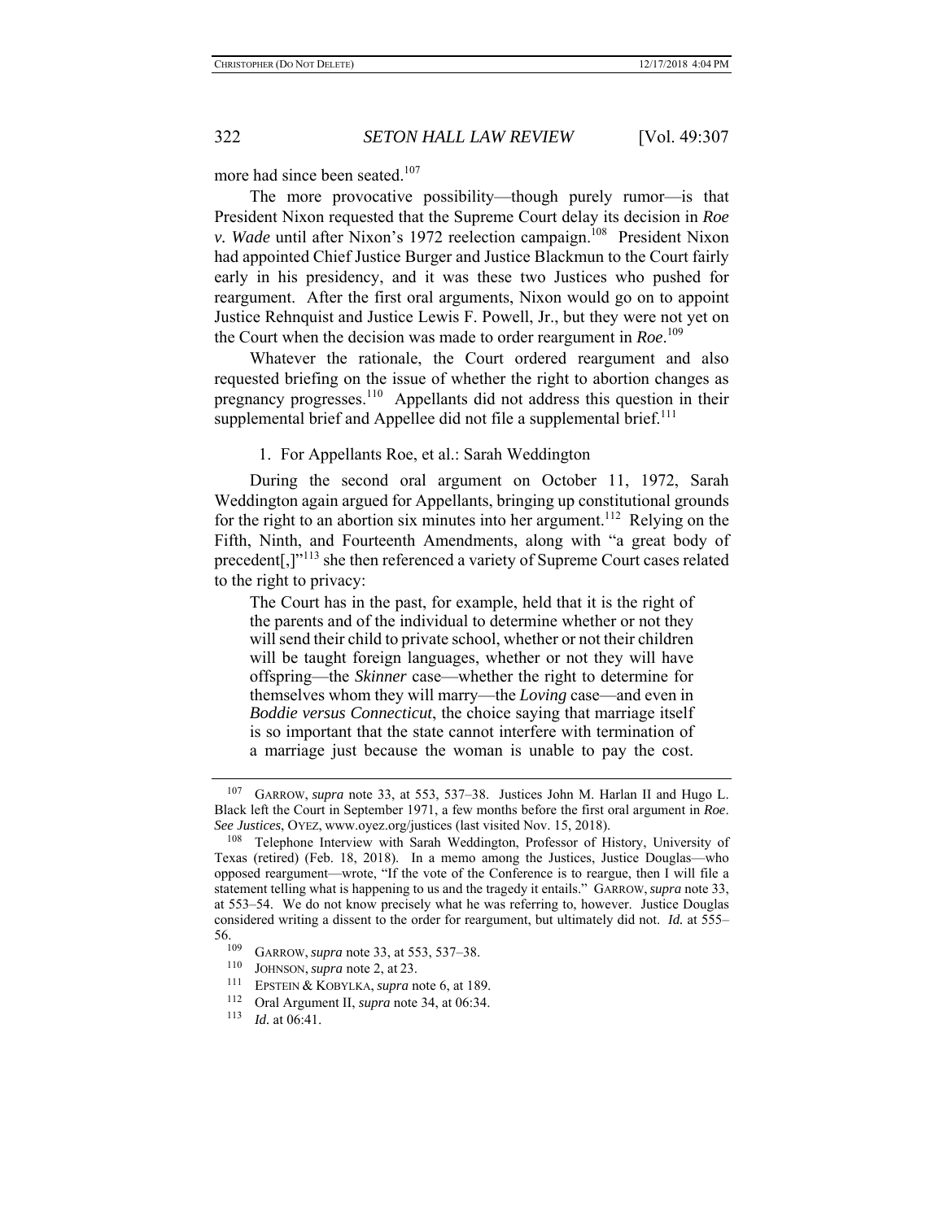more had since been seated.[107]

The more provocative possibility—though purely rumor—is that President Nixon requested that the Supreme Court delay its decision in *Roe v. Wade* until after Nixon's 1972 reelection campaign.[108] President Nixon had appointed Chief Justice Burger and Justice Blackmun to the Court fairly early in his presidency, and it was these two Justices who pushed for reargument. After the first oral arguments, Nixon would go on to appoint Justice Rehnquist and Justice Lewis F. Powell, Jr., but they were not yet on the Court when the decision was made to order reargument in *Roe*.[109]

Whatever the rationale, the Court ordered reargument and also requested briefing on the issue of whether the right to abortion changes as pregnancy progresses.[110] Appellants did not address this question in their supplemental brief and Appellee did not file a supplemental brief.[111]

1. For Appellants Roe, et al.: Sarah Weddington

During the second oral argument on October 11, 1972, Sarah Weddington again argued for Appellants, bringing up constitutional grounds for the right to an abortion six minutes into her argument.[112] Relying on the Fifth, Ninth, and Fourteenth Amendments, along with "a great body of precedent[,]"[113] she then referenced a variety of Supreme Court cases related to the right to privacy:

> The Court has in the past, for example, held that it is the right of the parents and of the individual to determine whether or not they will send their child to private school, whether or not their children will be taught foreign languages, whether or not they will have offspring—the *Skinner* case—whether the right to determine for themselves whom they will marry—the *Loving* case—and even in *Boddie versus Connecticut*, the choice saying that marriage itself is so important that the state cannot interfere with termination of a marriage just because the woman is unable to pay the cost.

---

[107] GARROW, *supra* note 33, at 553, 537–38. Justices John M. Harlan II and Hugo L. Black left the Court in September 1971, a few months before the first oral argument in *Roe*. *See Justices*, OYEZ, www.oyez.org/justices (last visited Nov. 15, 2018).

[108] Telephone Interview with Sarah Weddington, Professor of History, University of Texas (retired) (Feb. 18, 2018). In a memo among the Justices, Justice Douglas—who opposed reargument—wrote, "If the vote of the Conference is to reargue, then I will file a statement telling what is happening to us and the tragedy it entails." GARROW, *supra* note 33, at 553–54. We do not know precisely what he was referring to, however. Justice Douglas considered writing a dissent to the order for reargument, but ultimately did not. *Id.* at 555–56.

[109] GARROW, *supra* note 33, at 553, 537–38.

[110] JOHNSON, *supra* note 2, at 23.

[111] EPSTEIN & KOBYLKA, *supra* note 6, at 189.

[112] Oral Argument II, *supra* note 34, at 06:34.

[113] *Id.* at 06:41.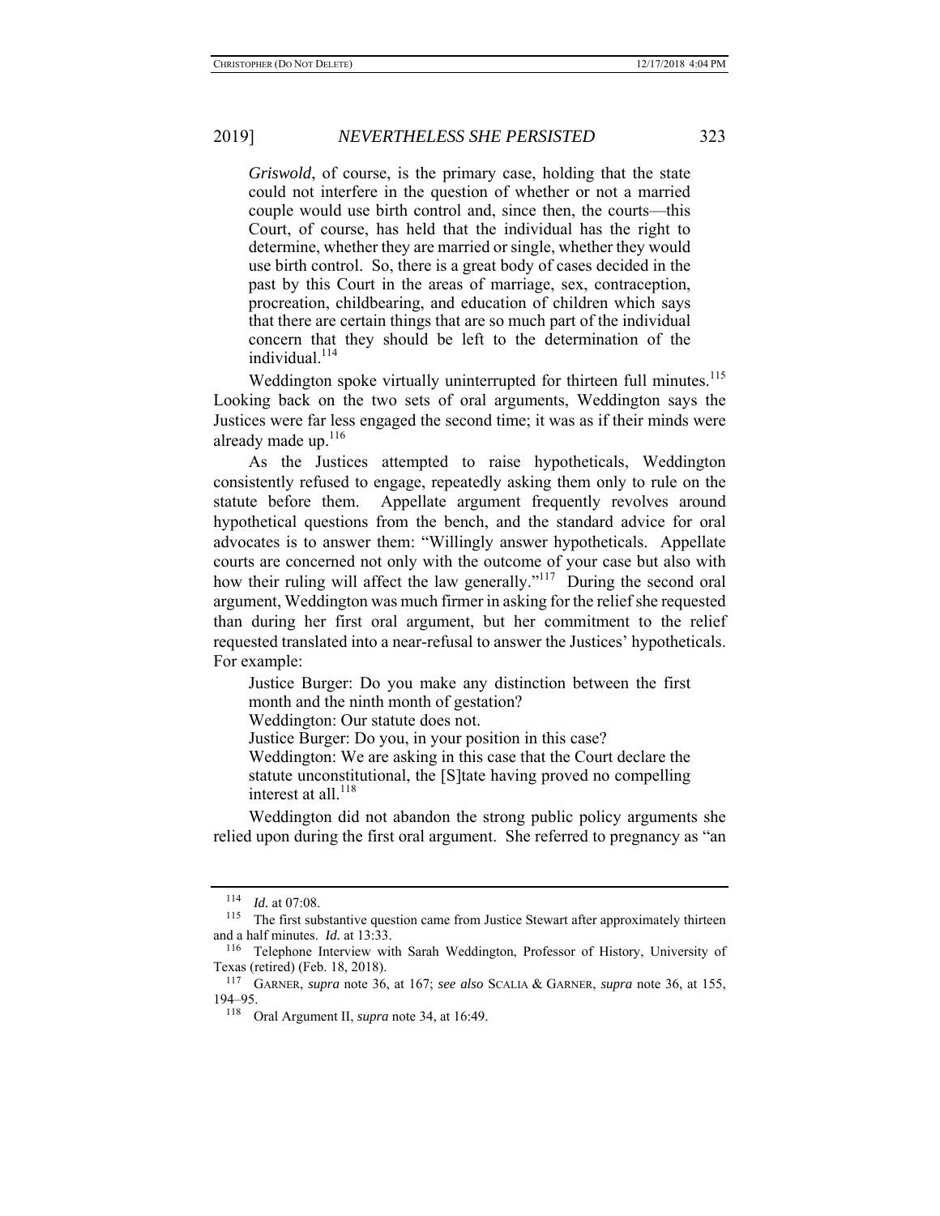> *Griswold*, of course, is the primary case, holding that the state could not interfere in the question of whether or not a married couple would use birth control and, since then, the courts—this Court, of course, has held that the individual has the right to determine, whether they are married or single, whether they would use birth control. So, there is a great body of cases decided in the past by this Court in the areas of marriage, sex, contraception, procreation, childbearing, and education of children which says that there are certain things that are so much part of the individual concern that they should be left to the determination of the individual.[114]

Weddington spoke virtually uninterrupted for thirteen full minutes.[115] Looking back on the two sets of oral arguments, Weddington says the Justices were far less engaged the second time; it was as if their minds were already made up.[116]

As the Justices attempted to raise hypotheticals, Weddington consistently refused to engage, repeatedly asking them only to rule on the statute before them. Appellate argument frequently revolves around hypothetical questions from the bench, and the standard advice for oral advocates is to answer them: "Willingly answer hypotheticals. Appellate courts are concerned not only with the outcome of your case but also with how their ruling will affect the law generally."[117] During the second oral argument, Weddington was much firmer in asking for the relief she requested than during her first oral argument, but her commitment to the relief requested translated into a near-refusal to answer the Justices' hypotheticals. For example:

> Justice Burger: Do you make any distinction between the first month and the ninth month of gestation?
>
> Weddington: Our statute does not.
>
> Justice Burger: Do you, in your position in this case?
>
> Weddington: We are asking in this case that the Court declare the statute unconstitutional, the [S]tate having proved no compelling interest at all.[118]

Weddington did not abandon the strong public policy arguments she relied upon during the first oral argument. She referred to pregnancy as "an

---

[114] *Id.* at 07:08.

[115] The first substantive question came from Justice Stewart after approximately thirteen and a half minutes. *Id.* at 13:33.

[116] Telephone Interview with Sarah Weddington, Professor of History, University of Texas (retired) (Feb. 18, 2018).

[117] GARNER, *supra* note 36, at 167; *see also* SCALIA & GARNER, *supra* note 36, at 155, 194–95.

[118] Oral Argument II, *supra* note 34, at 16:49.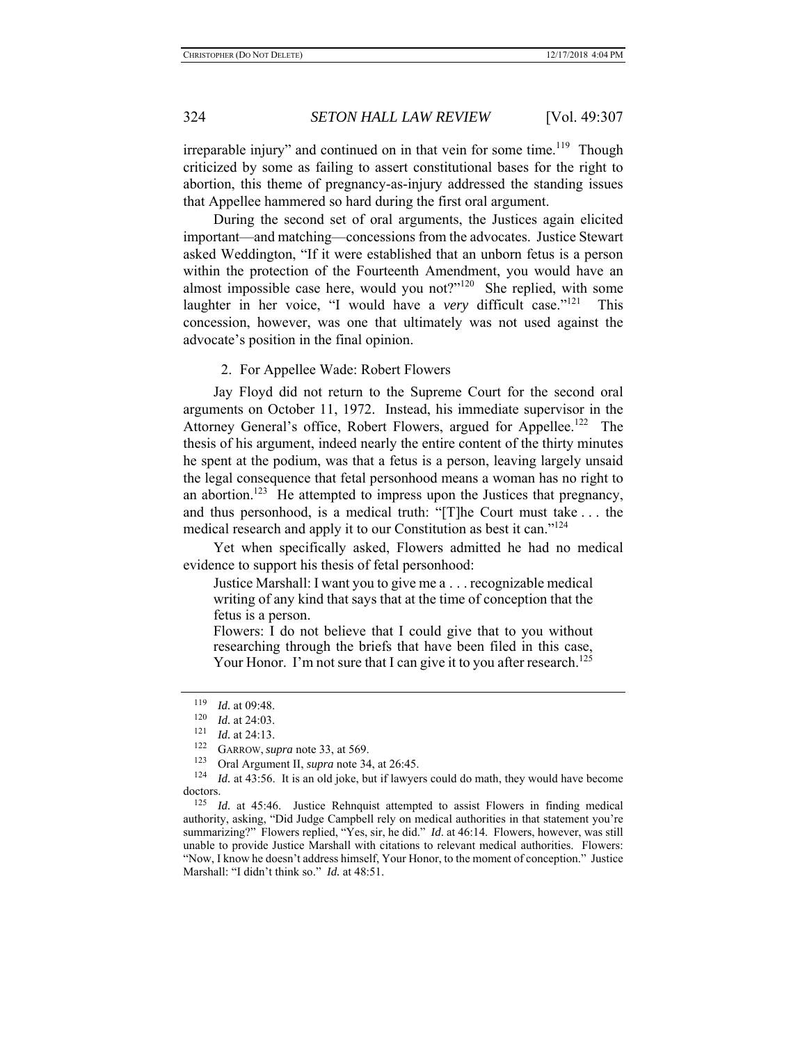irreparable injury" and continued on in that vein for some time.[119] Though criticized by some as failing to assert constitutional bases for the right to abortion, this theme of pregnancy-as-injury addressed the standing issues that Appellee hammered so hard during the first oral argument.

During the second set of oral arguments, the Justices again elicited important—and matching—concessions from the advocates. Justice Stewart asked Weddington, "If it were established that an unborn fetus is a person within the protection of the Fourteenth Amendment, you would have an almost impossible case here, would you not?"[120] She replied, with some laughter in her voice, "I would have a *very* difficult case."[121] This concession, however, was one that ultimately was not used against the advocate's position in the final opinion.

### 2. For Appellee Wade: Robert Flowers

Jay Floyd did not return to the Supreme Court for the second oral arguments on October 11, 1972. Instead, his immediate supervisor in the Attorney General's office, Robert Flowers, argued for Appellee.[122] The thesis of his argument, indeed nearly the entire content of the thirty minutes he spent at the podium, was that a fetus is a person, leaving largely unsaid the legal consequence that fetal personhood means a woman has no right to an abortion.[123] He attempted to impress upon the Justices that pregnancy, and thus personhood, is a medical truth: "[T]he Court must take . . . the medical research and apply it to our Constitution as best it can."[124]

Yet when specifically asked, Flowers admitted he had no medical evidence to support his thesis of fetal personhood:

> Justice Marshall: I want you to give me a . . . recognizable medical writing of any kind that says that at the time of conception that the fetus is a person.
>
> Flowers: I do not believe that I could give that to you without researching through the briefs that have been filed in this case, Your Honor. I'm not sure that I can give it to you after research.[125]

---

[119] *Id.* at 09:48.

[120] *Id.* at 24:03.

[121] *Id.* at 24:13.

[122] GARROW, *supra* note 33, at 569.

[123] Oral Argument II, *supra* note 34, at 26:45.

[124] *Id.* at 43:56. It is an old joke, but if lawyers could do math, they would have become doctors.

[125] *Id.* at 45:46. Justice Rehnquist attempted to assist Flowers in finding medical authority, asking, "Did Judge Campbell rely on medical authorities in that statement you're summarizing?" Flowers replied, "Yes, sir, he did." *Id.* at 46:14. Flowers, however, was still unable to provide Justice Marshall with citations to relevant medical authorities. Flowers: "Now, I know he doesn't address himself, Your Honor, to the moment of conception." Justice Marshall: "I didn't think so." *Id.* at 48:51.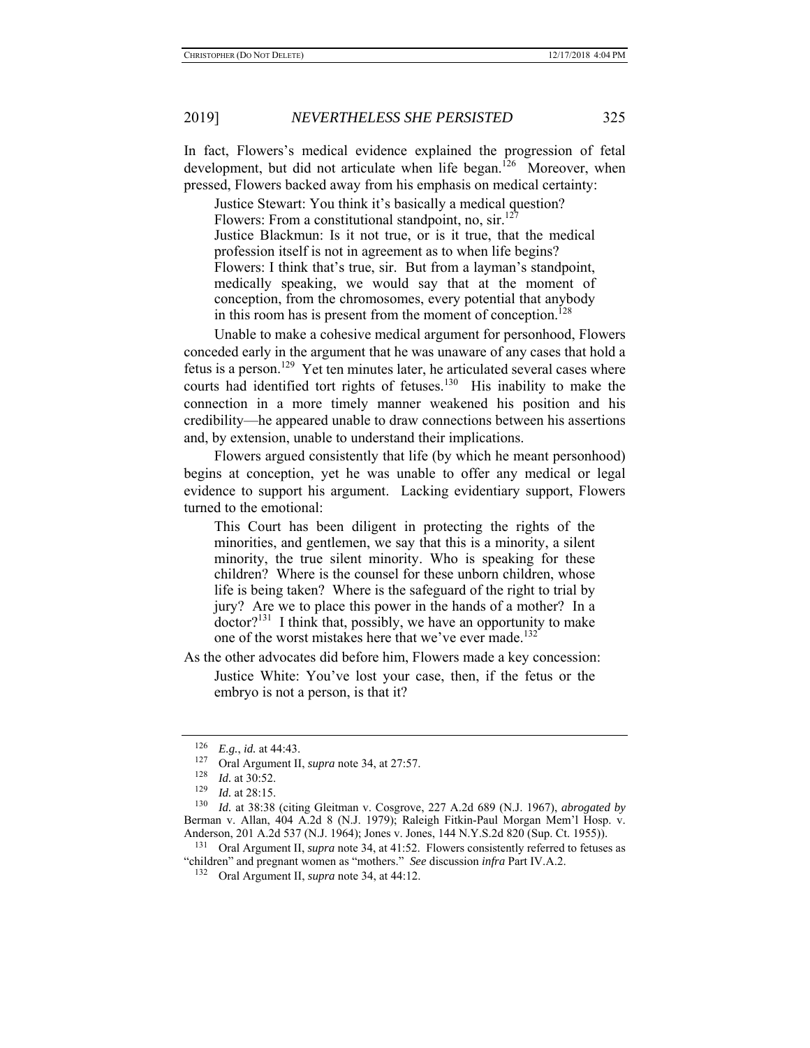In fact, Flowers's medical evidence explained the progression of fetal development, but did not articulate when life began.[126] Moreover, when pressed, Flowers backed away from his emphasis on medical certainty:

> Justice Stewart: You think it's basically a medical question?
> Flowers: From a constitutional standpoint, no, sir.[127]
> Justice Blackmun: Is it not true, or is it true, that the medical profession itself is not in agreement as to when life begins?
> Flowers: I think that's true, sir. But from a layman's standpoint, medically speaking, we would say that at the moment of conception, from the chromosomes, every potential that anybody in this room has is present from the moment of conception.[128]

Unable to make a cohesive medical argument for personhood, Flowers conceded early in the argument that he was unaware of any cases that hold a fetus is a person.[129] Yet ten minutes later, he articulated several cases where courts had identified tort rights of fetuses.[130] His inability to make the connection in a more timely manner weakened his position and his credibility—he appeared unable to draw connections between his assertions and, by extension, unable to understand their implications.

Flowers argued consistently that life (by which he meant personhood) begins at conception, yet he was unable to offer any medical or legal evidence to support his argument. Lacking evidentiary support, Flowers turned to the emotional:

> This Court has been diligent in protecting the rights of the minorities, and gentlemen, we say that this is a minority, a silent minority, the true silent minority. Who is speaking for these children? Where is the counsel for these unborn children, whose life is being taken? Where is the safeguard of the right to trial by jury? Are we to place this power in the hands of a mother? In a doctor?[131] I think that, possibly, we have an opportunity to make one of the worst mistakes here that we've ever made.[132]

As the other advocates did before him, Flowers made a key concession:

> Justice White: You've lost your case, then, if the fetus or the embryo is not a person, is that it?

---

[126] *E.g.*, *id.* at 44:43.

[127] Oral Argument II, *supra* note 34, at 27:57.

[128] *Id.* at 30:52.

[129] *Id.* at 28:15.

[130] *Id.* at 38:38 (citing Gleitman v. Cosgrove, 227 A.2d 689 (N.J. 1967), *abrogated by* Berman v. Allan, 404 A.2d 8 (N.J. 1979); Raleigh Fitkin-Paul Morgan Mem'l Hosp. v. Anderson, 201 A.2d 537 (N.J. 1964); Jones v. Jones, 144 N.Y.S.2d 820 (Sup. Ct. 1955)).

[131] Oral Argument II, *supra* note 34, at 41:52. Flowers consistently referred to fetuses as "children" and pregnant women as "mothers." *See* discussion *infra* Part IV.A.2.

[132] Oral Argument II, *supra* note 34, at 44:12.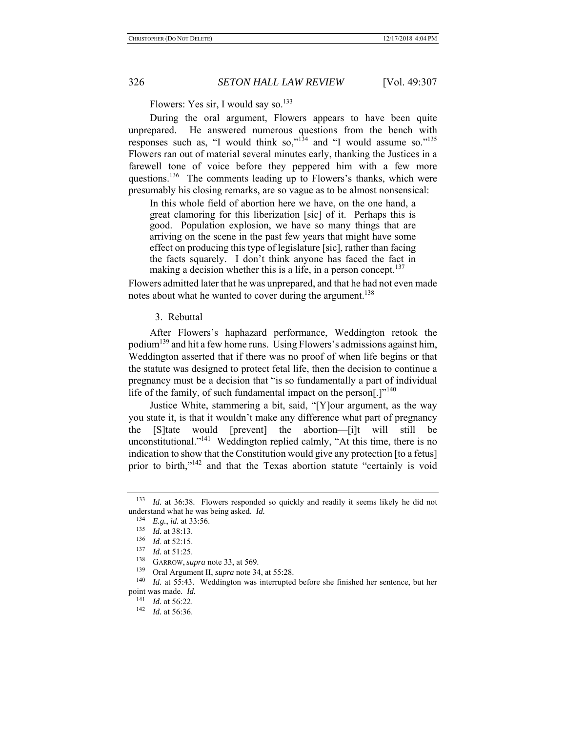Flowers: Yes sir, I would say so.[133]

During the oral argument, Flowers appears to have been quite unprepared. He answered numerous questions from the bench with responses such as, "I would think so,"[134] and "I would assume so."[135] Flowers ran out of material several minutes early, thanking the Justices in a farewell tone of voice before they peppered him with a few more questions.[136] The comments leading up to Flowers's thanks, which were presumably his closing remarks, are so vague as to be almost nonsensical:

> In this whole field of abortion here we have, on the one hand, a great clamoring for this liberization [sic] of it. Perhaps this is good. Population explosion, we have so many things that are arriving on the scene in the past few years that might have some effect on producing this type of legislature [sic], rather than facing the facts squarely. I don't think anyone has faced the fact in making a decision whether this is a life, in a person concept.[137]

Flowers admitted later that he was unprepared, and that he had not even made notes about what he wanted to cover during the argument.[138]

3. Rebuttal

After Flowers's haphazard performance, Weddington retook the podium[139] and hit a few home runs. Using Flowers's admissions against him, Weddington asserted that if there was no proof of when life begins or that the statute was designed to protect fetal life, then the decision to continue a pregnancy must be a decision that "is so fundamentally a part of individual life of the family, of such fundamental impact on the person[.]"[140]

Justice White, stammering a bit, said, "[Y]our argument, as the way you state it, is that it wouldn't make any difference what part of pregnancy the [S]tate would [prevent] the abortion—[i]t will still be unconstitutional."[141] Weddington replied calmly, "At this time, there is no indication to show that the Constitution would give any protection [to a fetus] prior to birth,"[142] and that the Texas abortion statute "certainly is void

---

[133] *Id.* at 36:38. Flowers responded so quickly and readily it seems likely he did not understand what he was being asked. *Id.*

[134] *E.g.*, *id.* at 33:56.

[135] *Id.* at 38:13.

[136] *Id*. at 52:15.

[137] *Id.* at 51:25.

[138] GARROW, *supra* note 33, at 569.

[139] Oral Argument II, *supra* note 34, at 55:28.

[140] *Id.* at 55:43. Weddington was interrupted before she finished her sentence, but her point was made. *Id.*

[141] *Id.* at 56:22.

[142] *Id.* at 56:36.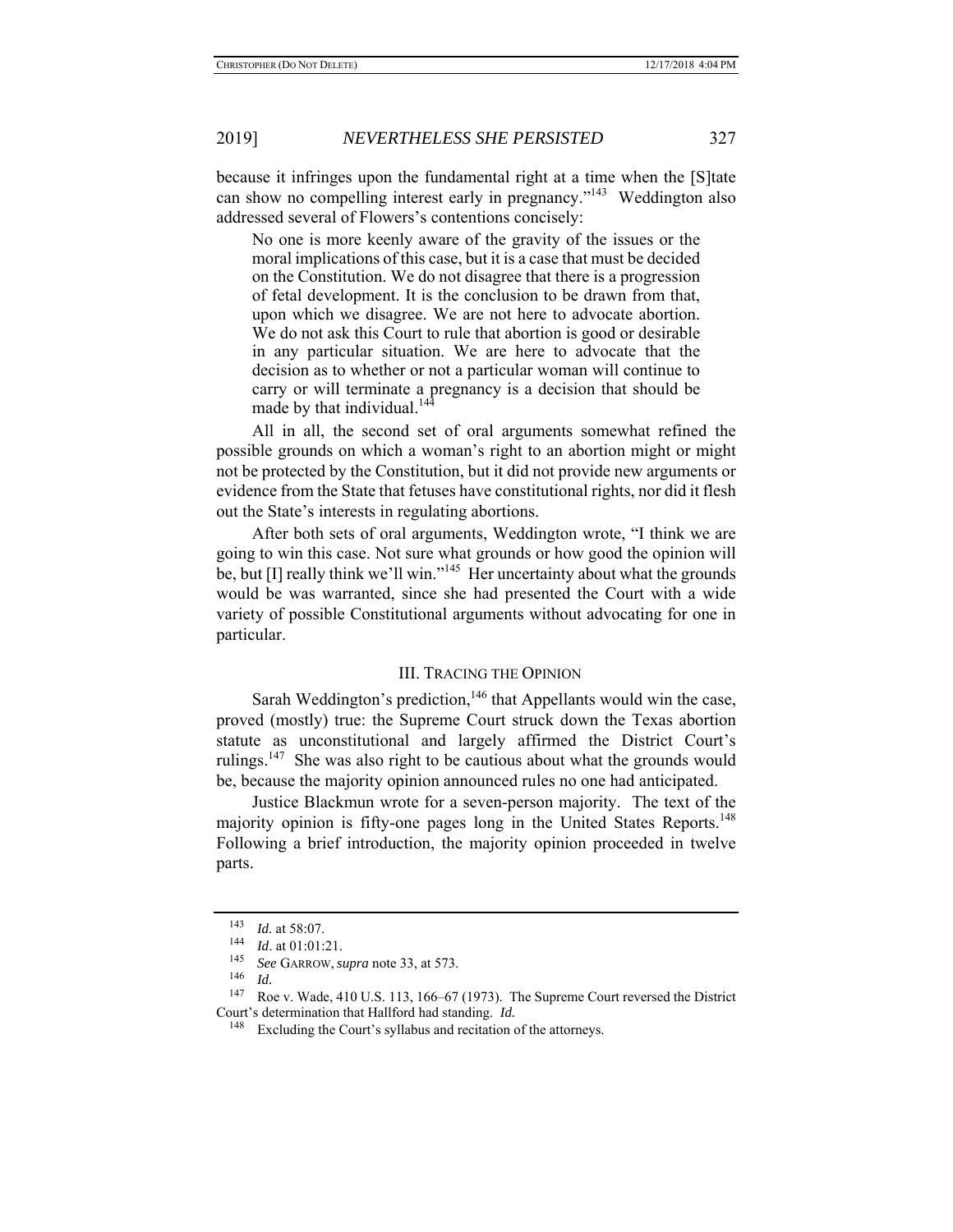because it infringes upon the fundamental right at a time when the [S]tate can show no compelling interest early in pregnancy."[143] Weddington also addressed several of Flowers's contentions concisely:

> No one is more keenly aware of the gravity of the issues or the moral implications of this case, but it is a case that must be decided on the Constitution. We do not disagree that there is a progression of fetal development. It is the conclusion to be drawn from that, upon which we disagree. We are not here to advocate abortion. We do not ask this Court to rule that abortion is good or desirable in any particular situation. We are here to advocate that the decision as to whether or not a particular woman will continue to carry or will terminate a pregnancy is a decision that should be made by that individual.[144]

All in all, the second set of oral arguments somewhat refined the possible grounds on which a woman's right to an abortion might or might not be protected by the Constitution, but it did not provide new arguments or evidence from the State that fetuses have constitutional rights, nor did it flesh out the State's interests in regulating abortions.

After both sets of oral arguments, Weddington wrote, "I think we are going to win this case. Not sure what grounds or how good the opinion will be, but [I] really think we'll win."[145] Her uncertainty about what the grounds would be was warranted, since she had presented the Court with a wide variety of possible Constitutional arguments without advocating for one in particular.

## III. TRACING THE OPINION

Sarah Weddington's prediction,[146] that Appellants would win the case, proved (mostly) true: the Supreme Court struck down the Texas abortion statute as unconstitutional and largely affirmed the District Court's rulings.[147] She was also right to be cautious about what the grounds would be, because the majority opinion announced rules no one had anticipated.

Justice Blackmun wrote for a seven-person majority. The text of the majority opinion is fifty-one pages long in the United States Reports.[148] Following a brief introduction, the majority opinion proceeded in twelve parts.

---

[143] *Id.* at 58:07.

[144] *Id*. at 01:01:21.

[145] *See* GARROW, *supra* note 33, at 573.

[146] *Id.*

[147] Roe v. Wade, 410 U.S. 113, 166–67 (1973). The Supreme Court reversed the District Court's determination that Hallford had standing. *Id.*

[148] Excluding the Court's syllabus and recitation of the attorneys.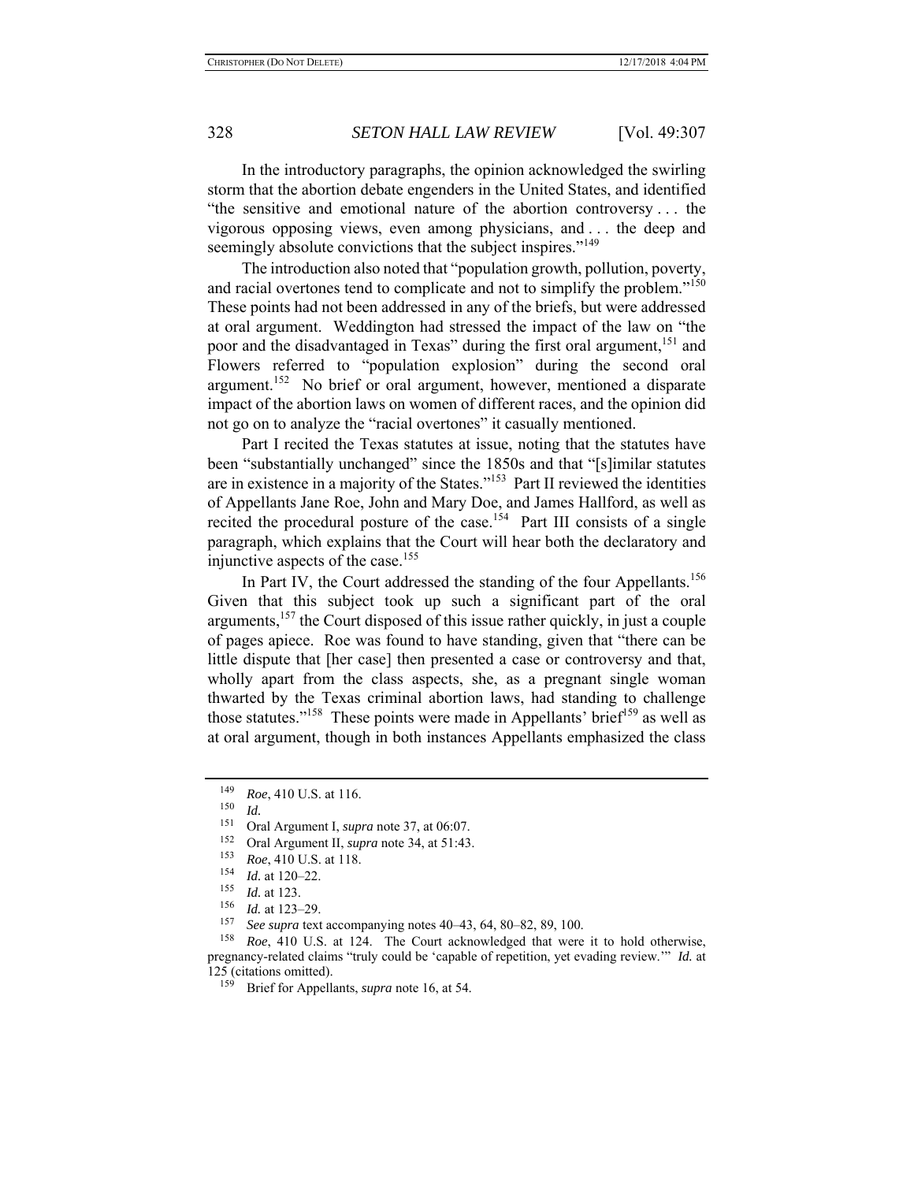In the introductory paragraphs, the opinion acknowledged the swirling storm that the abortion debate engenders in the United States, and identified "the sensitive and emotional nature of the abortion controversy . . . the vigorous opposing views, even among physicians, and . . . the deep and seemingly absolute convictions that the subject inspires."[149]

The introduction also noted that "population growth, pollution, poverty, and racial overtones tend to complicate and not to simplify the problem."[150] These points had not been addressed in any of the briefs, but were addressed at oral argument. Weddington had stressed the impact of the law on "the poor and the disadvantaged in Texas" during the first oral argument,[151] and Flowers referred to "population explosion" during the second oral argument.[152] No brief or oral argument, however, mentioned a disparate impact of the abortion laws on women of different races, and the opinion did not go on to analyze the "racial overtones" it casually mentioned.

Part I recited the Texas statutes at issue, noting that the statutes have been "substantially unchanged" since the 1850s and that "[s]imilar statutes are in existence in a majority of the States."[153] Part II reviewed the identities of Appellants Jane Roe, John and Mary Doe, and James Hallford, as well as recited the procedural posture of the case.[154] Part III consists of a single paragraph, which explains that the Court will hear both the declaratory and injunctive aspects of the case.[155]

In Part IV, the Court addressed the standing of the four Appellants.[156] Given that this subject took up such a significant part of the oral arguments,[157] the Court disposed of this issue rather quickly, in just a couple of pages apiece. Roe was found to have standing, given that "there can be little dispute that [her case] then presented a case or controversy and that, wholly apart from the class aspects, she, as a pregnant single woman thwarted by the Texas criminal abortion laws, had standing to challenge those statutes."[158] These points were made in Appellants' brief[159] as well as at oral argument, though in both instances Appellants emphasized the class

---

[149] *Roe*, 410 U.S. at 116.

[150] *Id.*

[151] Oral Argument I, *supra* note 37, at 06:07.

[152] Oral Argument II, *supra* note 34, at 51:43.

[153] *Roe*, 410 U.S. at 118.

[154] *Id.* at 120–22.

[155] *Id.* at 123.

[156] *Id.* at 123–29.

[157] *See supra* text accompanying notes 40–43, 64, 80–82, 89, 100.

[158] *Roe*, 410 U.S. at 124. The Court acknowledged that were it to hold otherwise, pregnancy-related claims "truly could be 'capable of repetition, yet evading review.'" *Id.* at 125 (citations omitted).

[159] Brief for Appellants, *supra* note 16, at 54.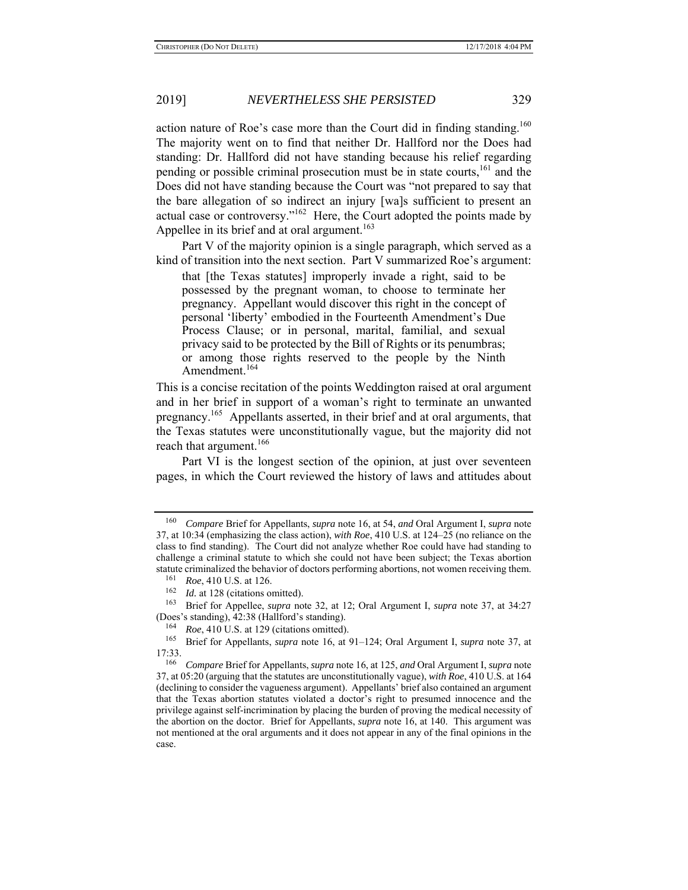action nature of Roe's case more than the Court did in finding standing.[160] The majority went on to find that neither Dr. Hallford nor the Does had standing: Dr. Hallford did not have standing because his relief regarding pending or possible criminal prosecution must be in state courts,[161] and the Does did not have standing because the Court was "not prepared to say that the bare allegation of so indirect an injury [wa]s sufficient to present an actual case or controversy."[162] Here, the Court adopted the points made by Appellee in its brief and at oral argument.[163]

Part V of the majority opinion is a single paragraph, which served as a kind of transition into the next section. Part V summarized Roe's argument:

> that [the Texas statutes] improperly invade a right, said to be possessed by the pregnant woman, to choose to terminate her pregnancy. Appellant would discover this right in the concept of personal 'liberty' embodied in the Fourteenth Amendment's Due Process Clause; or in personal, marital, familial, and sexual privacy said to be protected by the Bill of Rights or its penumbras; or among those rights reserved to the people by the Ninth Amendment.[164]

This is a concise recitation of the points Weddington raised at oral argument and in her brief in support of a woman's right to terminate an unwanted pregnancy.[165] Appellants asserted, in their brief and at oral arguments, that the Texas statutes were unconstitutionally vague, but the majority did not reach that argument.[166]

Part VI is the longest section of the opinion, at just over seventeen pages, in which the Court reviewed the history of laws and attitudes about

---

[160] *Compare* Brief for Appellants, *supra* note 16, at 54, *and* Oral Argument I, *supra* note 37, at 10:34 (emphasizing the class action), *with Roe*, 410 U.S. at 124–25 (no reliance on the class to find standing). The Court did not analyze whether Roe could have had standing to challenge a criminal statute to which she could not have been subject; the Texas abortion statute criminalized the behavior of doctors performing abortions, not women receiving them.

[161] *Roe*, 410 U.S. at 126.

[162] *Id.* at 128 (citations omitted).

[163] Brief for Appellee, *supra* note 32, at 12; Oral Argument I, *supra* note 37, at 34:27 (Does's standing), 42:38 (Hallford's standing).

[164] *Roe*, 410 U.S. at 129 (citations omitted).

[165] Brief for Appellants, *supra* note 16, at 91–124; Oral Argument I, *supra* note 37, at 17:33.

[166] *Compare* Brief for Appellants, *supra* note 16, at 125, *and* Oral Argument I, *supra* note 37, at 05:20 (arguing that the statutes are unconstitutionally vague), *with Roe*, 410 U.S. at 164 (declining to consider the vagueness argument). Appellants' brief also contained an argument that the Texas abortion statutes violated a doctor's right to presumed innocence and the privilege against self-incrimination by placing the burden of proving the medical necessity of the abortion on the doctor. Brief for Appellants, *supra* note 16, at 140. This argument was not mentioned at the oral arguments and it does not appear in any of the final opinions in the case.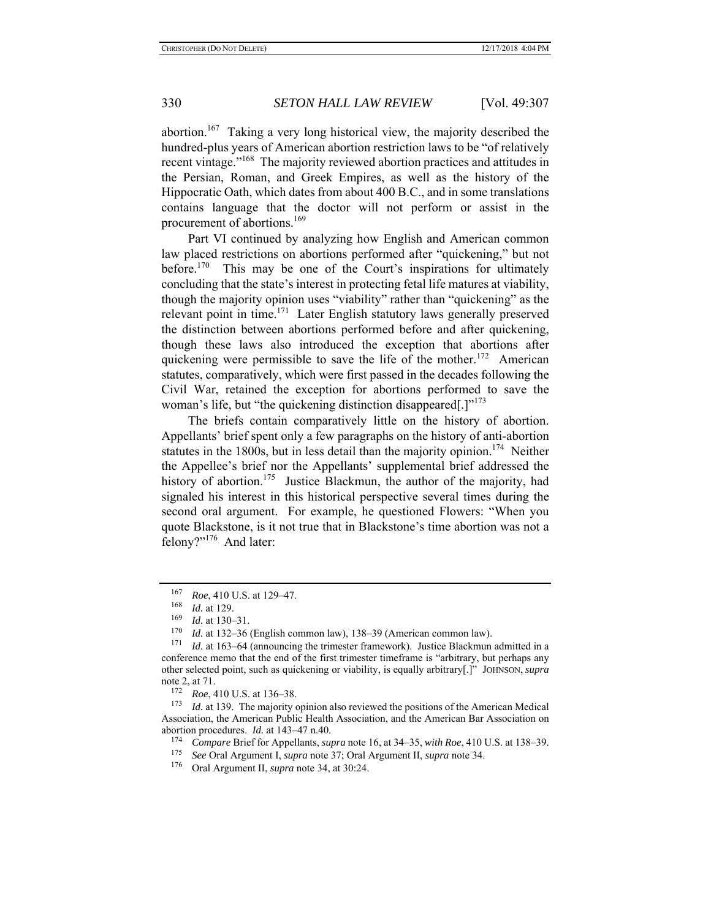abortion.[167] Taking a very long historical view, the majority described the hundred-plus years of American abortion restriction laws to be "of relatively recent vintage."[168] The majority reviewed abortion practices and attitudes in the Persian, Roman, and Greek Empires, as well as the history of the Hippocratic Oath, which dates from about 400 B.C., and in some translations contains language that the doctor will not perform or assist in the procurement of abortions.[169]

Part VI continued by analyzing how English and American common law placed restrictions on abortions performed after "quickening," but not before.[170] This may be one of the Court's inspirations for ultimately concluding that the state's interest in protecting fetal life matures at viability, though the majority opinion uses "viability" rather than "quickening" as the relevant point in time.[171] Later English statutory laws generally preserved the distinction between abortions performed before and after quickening, though these laws also introduced the exception that abortions after quickening were permissible to save the life of the mother.[172] American statutes, comparatively, which were first passed in the decades following the Civil War, retained the exception for abortions performed to save the woman's life, but "the quickening distinction disappeared[.]"[173]

The briefs contain comparatively little on the history of abortion. Appellants' brief spent only a few paragraphs on the history of anti-abortion statutes in the 1800s, but in less detail than the majority opinion.[174] Neither the Appellee's brief nor the Appellants' supplemental brief addressed the history of abortion.[175] Justice Blackmun, the author of the majority, had signaled his interest in this historical perspective several times during the second oral argument. For example, he questioned Flowers: "When you quote Blackstone, is it not true that in Blackstone's time abortion was not a felony?"[176] And later:

---

[167] *Roe*, 410 U.S. at 129–47.

[168] *Id.* at 129.

[169] *Id.* at 130–31.

[170] *Id.* at 132–36 (English common law), 138–39 (American common law).

[171] *Id.* at 163–64 (announcing the trimester framework). Justice Blackmun admitted in a conference memo that the end of the first trimester timeframe is "arbitrary, but perhaps any other selected point, such as quickening or viability, is equally arbitrary[.]" JOHNSON, *supra* note 2, at 71.

[172] *Roe*, 410 U.S. at 136–38.

[173] *Id.* at 139. The majority opinion also reviewed the positions of the American Medical Association, the American Public Health Association, and the American Bar Association on abortion procedures. *Id.* at 143–47 n.40.

[174] *Compare* Brief for Appellants, *supra* note 16, at 34–35, *with Roe*, 410 U.S. at 138–39.

[175] *See* Oral Argument I, *supra* note 37; Oral Argument II, *supra* note 34.

[176] Oral Argument II, *supra* note 34, at 30:24.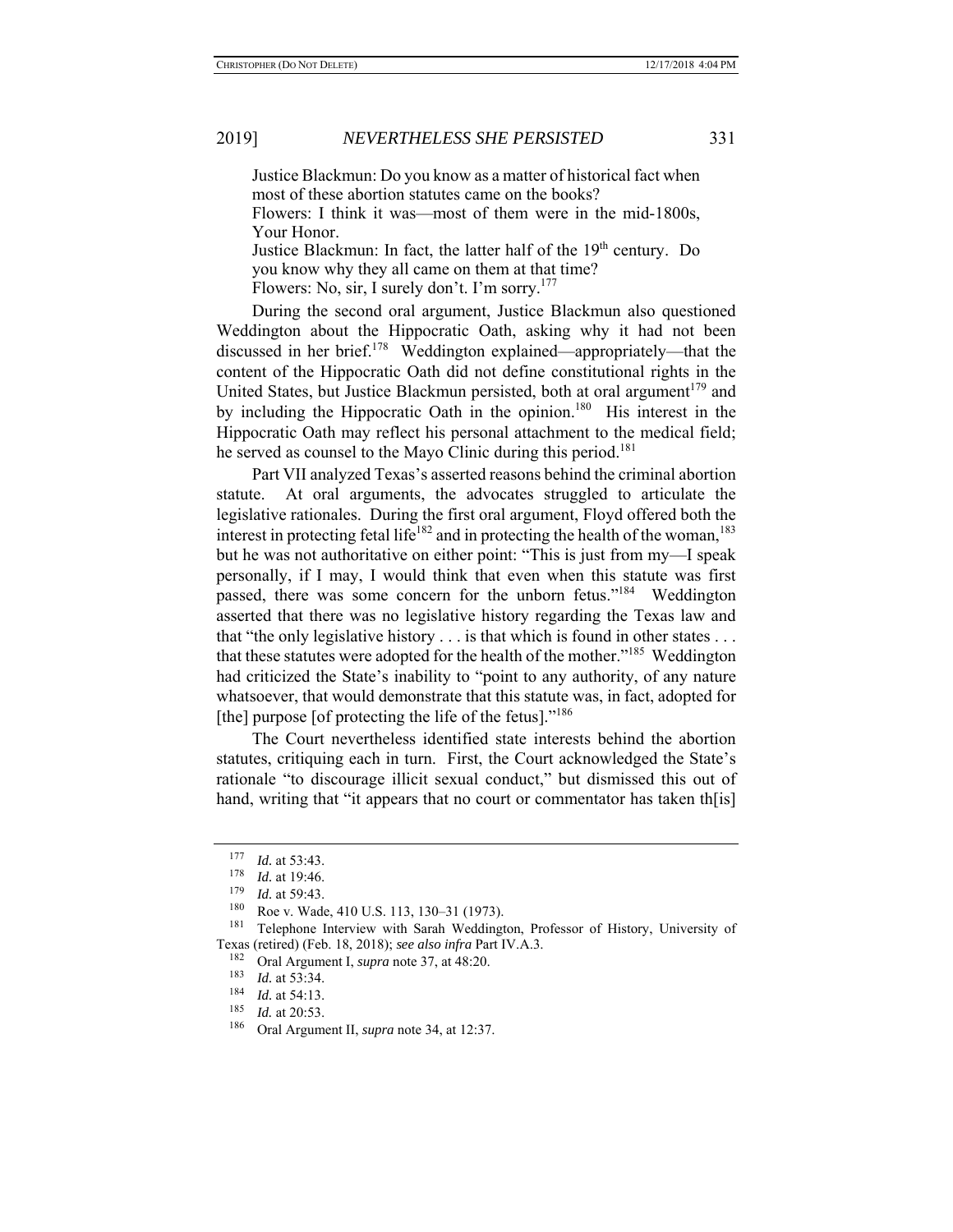Justice Blackmun: Do you know as a matter of historical fact when most of these abortion statutes came on the books?
Flowers: I think it was—most of them were in the mid-1800s, Your Honor.
Justice Blackmun: In fact, the latter half of the 19th century. Do you know why they all came on them at that time?
Flowers: No, sir, I surely don't. I'm sorry.[177]

During the second oral argument, Justice Blackmun also questioned Weddington about the Hippocratic Oath, asking why it had not been discussed in her brief.[178] Weddington explained—appropriately—that the content of the Hippocratic Oath did not define constitutional rights in the United States, but Justice Blackmun persisted, both at oral argument[179] and by including the Hippocratic Oath in the opinion.[180] His interest in the Hippocratic Oath may reflect his personal attachment to the medical field; he served as counsel to the Mayo Clinic during this period.[181]

Part VII analyzed Texas's asserted reasons behind the criminal abortion statute. At oral arguments, the advocates struggled to articulate the legislative rationales. During the first oral argument, Floyd offered both the interest in protecting fetal life[182] and in protecting the health of the woman,[183] but he was not authoritative on either point: "This is just from my—I speak personally, if I may, I would think that even when this statute was first passed, there was some concern for the unborn fetus."[184] Weddington asserted that there was no legislative history regarding the Texas law and that "the only legislative history . . . is that which is found in other states . . . that these statutes were adopted for the health of the mother."[185] Weddington had criticized the State's inability to "point to any authority, of any nature whatsoever, that would demonstrate that this statute was, in fact, adopted for [the] purpose [of protecting the life of the fetus]."[186]

The Court nevertheless identified state interests behind the abortion statutes, critiquing each in turn. First, the Court acknowledged the State's rationale "to discourage illicit sexual conduct," but dismissed this out of hand, writing that "it appears that no court or commentator has taken th[is]

---

[177] *Id.* at 53:43.

[178] *Id.* at 19:46.

[179] *Id.* at 59:43.

[180] Roe v. Wade, 410 U.S. 113, 130–31 (1973).

[181] Telephone Interview with Sarah Weddington, Professor of History, University of Texas (retired) (Feb. 18, 2018); *see also infra* Part IV.A.3.

[182] Oral Argument I, *supra* note 37, at 48:20.

[183] *Id.* at 53:34.

[184] *Id.* at 54:13.

[185] *Id.* at 20:53.

[186] Oral Argument II, *supra* note 34, at 12:37.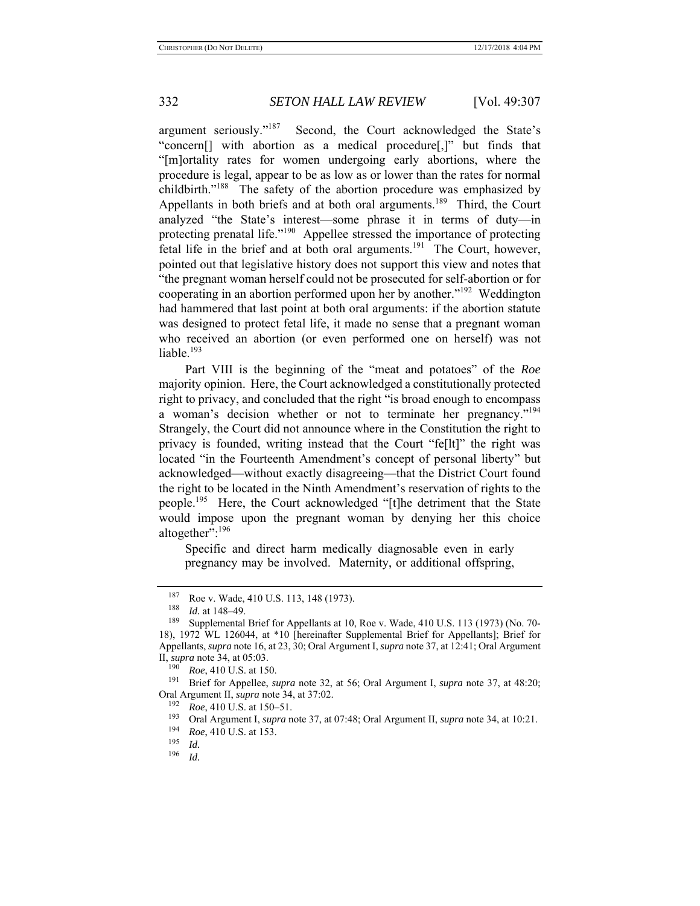argument seriously."[187] Second, the Court acknowledged the State's "concern[] with abortion as a medical procedure[,]" but finds that "[m]ortality rates for women undergoing early abortions, where the procedure is legal, appear to be as low as or lower than the rates for normal childbirth."[188] The safety of the abortion procedure was emphasized by Appellants in both briefs and at both oral arguments.[189] Third, the Court analyzed "the State's interest—some phrase it in terms of duty—in protecting prenatal life."[190] Appellee stressed the importance of protecting fetal life in the brief and at both oral arguments.[191] The Court, however, pointed out that legislative history does not support this view and notes that "the pregnant woman herself could not be prosecuted for self-abortion or for cooperating in an abortion performed upon her by another."[192] Weddington had hammered that last point at both oral arguments: if the abortion statute was designed to protect fetal life, it made no sense that a pregnant woman who received an abortion (or even performed one on herself) was not liable.[193]

Part VIII is the beginning of the "meat and potatoes" of the *Roe* majority opinion. Here, the Court acknowledged a constitutionally protected right to privacy, and concluded that the right "is broad enough to encompass a woman's decision whether or not to terminate her pregnancy."[194] Strangely, the Court did not announce where in the Constitution the right to privacy is founded, writing instead that the Court "fe[lt]" the right was located "in the Fourteenth Amendment's concept of personal liberty" but acknowledged—without exactly disagreeing—that the District Court found the right to be located in the Ninth Amendment's reservation of rights to the people.[195] Here, the Court acknowledged "[t]he detriment that the State would impose upon the pregnant woman by denying her this choice altogether":[196]

> Specific and direct harm medically diagnosable even in early pregnancy may be involved. Maternity, or additional offspring,

---

[187] Roe v. Wade, 410 U.S. 113, 148 (1973).

[188] *Id.* at 148–49.

[189] Supplemental Brief for Appellants at 10, Roe v. Wade, 410 U.S. 113 (1973) (No. 70-18), 1972 WL 126044, at *10 [hereinafter Supplemental Brief for Appellants]; Brief for Appellants, *supra* note 16, at 23, 30; Oral Argument I, *supra* note 37, at 12:41; Oral Argument II, *supra* note 34, at 05:03.

[190] *Roe*, 410 U.S. at 150.

[191] Brief for Appellee, *supra* note 32, at 56; Oral Argument I, *supra* note 37, at 48:20; Oral Argument II, *supra* note 34, at 37:02.

[192] *Roe*, 410 U.S. at 150–51.

[193] Oral Argument I, *supra* note 37, at 07:48; Oral Argument II, *supra* note 34, at 10:21.

[194] *Roe*, 410 U.S. at 153.

[195] *Id.*

[196] *Id.*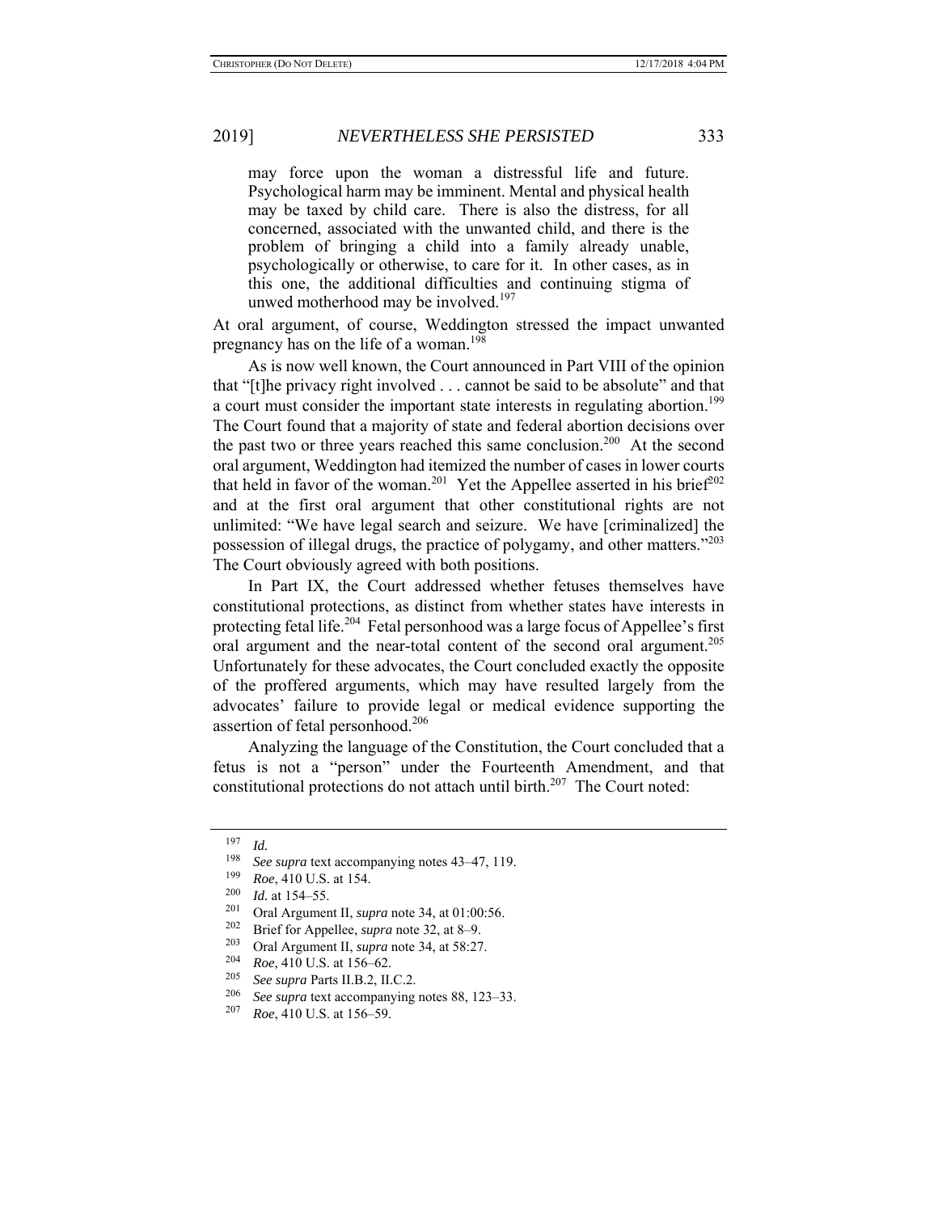> may force upon the woman a distressful life and future. Psychological harm may be imminent. Mental and physical health may be taxed by child care. There is also the distress, for all concerned, associated with the unwanted child, and there is the problem of bringing a child into a family already unable, psychologically or otherwise, to care for it. In other cases, as in this one, the additional difficulties and continuing stigma of unwed motherhood may be involved.[197]

At oral argument, of course, Weddington stressed the impact unwanted pregnancy has on the life of a woman.[198]

As is now well known, the Court announced in Part VIII of the opinion that "[t]he privacy right involved . . . cannot be said to be absolute" and that a court must consider the important state interests in regulating abortion.[199] The Court found that a majority of state and federal abortion decisions over the past two or three years reached this same conclusion.[200] At the second oral argument, Weddington had itemized the number of cases in lower courts that held in favor of the woman.[201] Yet the Appellee asserted in his brief[202] and at the first oral argument that other constitutional rights are not unlimited: "We have legal search and seizure. We have [criminalized] the possession of illegal drugs, the practice of polygamy, and other matters."[203] The Court obviously agreed with both positions.

In Part IX, the Court addressed whether fetuses themselves have constitutional protections, as distinct from whether states have interests in protecting fetal life.[204] Fetal personhood was a large focus of Appellee's first oral argument and the near-total content of the second oral argument.[205] Unfortunately for these advocates, the Court concluded exactly the opposite of the proffered arguments, which may have resulted largely from the advocates' failure to provide legal or medical evidence supporting the assertion of fetal personhood.[206]

Analyzing the language of the Constitution, the Court concluded that a fetus is not a "person" under the Fourteenth Amendment, and that constitutional protections do not attach until birth.[207] The Court noted:

---

[197] *Id.*

[198] *See supra* text accompanying notes 43–47, 119.

[199] *Roe*, 410 U.S. at 154.

[200] *Id.* at 154–55.

[201] Oral Argument II, *supra* note 34, at 01:00:56.

[202] Brief for Appellee, *supra* note 32, at 8–9.

[203] Oral Argument II, *supra* note 34, at 58:27.

[204] *Roe*, 410 U.S. at 156–62.

[205] *See supra* Parts II.B.2, II.C.2.

[206] *See supra* text accompanying notes 88, 123–33.

[207] *Roe*, 410 U.S. at 156–59.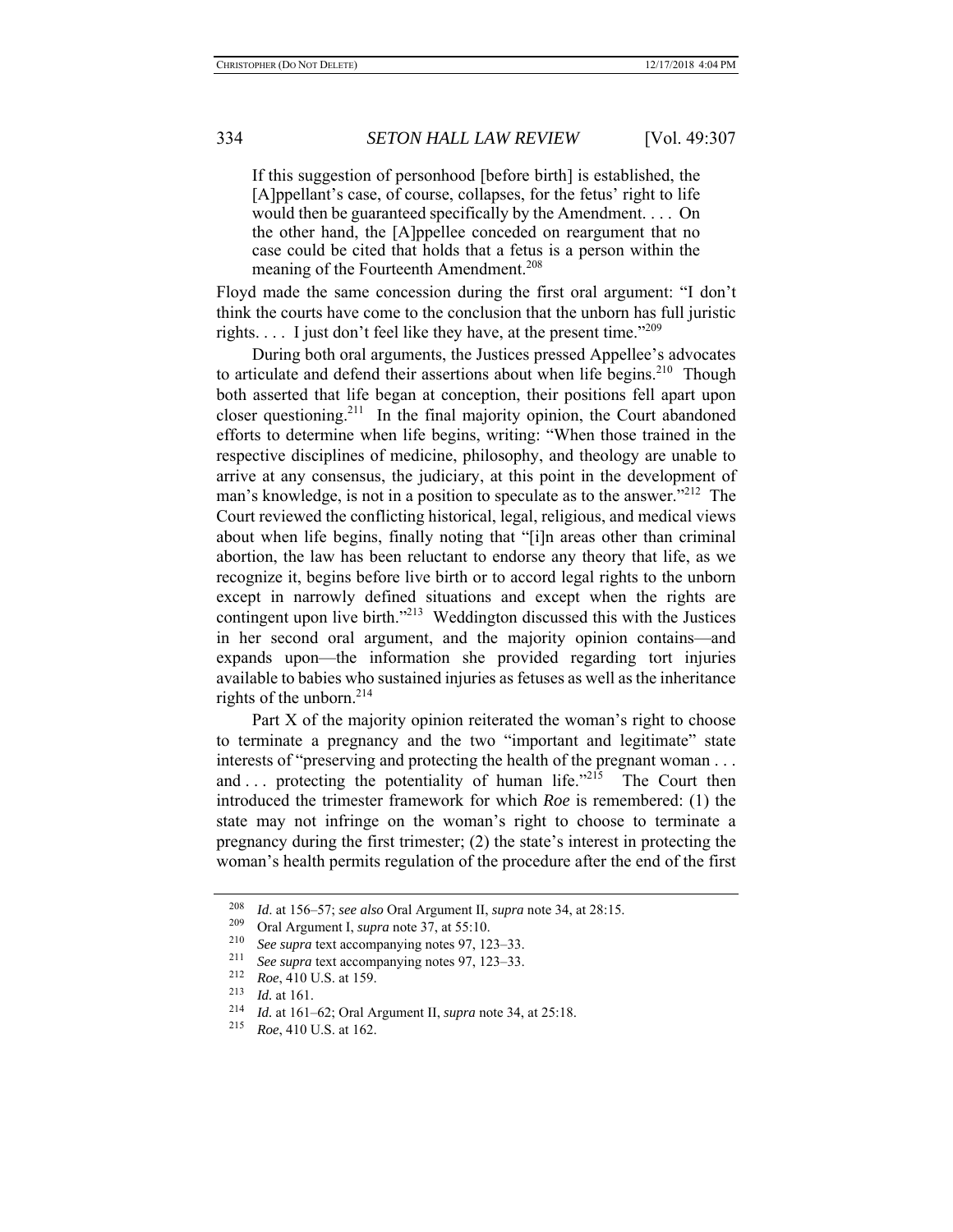> If this suggestion of personhood [before birth] is established, the [A]ppellant's case, of course, collapses, for the fetus' right to life would then be guaranteed specifically by the Amendment. . . . On the other hand, the [A]ppellee conceded on reargument that no case could be cited that holds that a fetus is a person within the meaning of the Fourteenth Amendment.[208]

Floyd made the same concession during the first oral argument: "I don't think the courts have come to the conclusion that the unborn has full juristic rights. . . . I just don't feel like they have, at the present time."[209]

During both oral arguments, the Justices pressed Appellee's advocates to articulate and defend their assertions about when life begins.[210] Though both asserted that life began at conception, their positions fell apart upon closer questioning.[211] In the final majority opinion, the Court abandoned efforts to determine when life begins, writing: "When those trained in the respective disciplines of medicine, philosophy, and theology are unable to arrive at any consensus, the judiciary, at this point in the development of man's knowledge, is not in a position to speculate as to the answer."[212] The Court reviewed the conflicting historical, legal, religious, and medical views about when life begins, finally noting that "[i]n areas other than criminal abortion, the law has been reluctant to endorse any theory that life, as we recognize it, begins before live birth or to accord legal rights to the unborn except in narrowly defined situations and except when the rights are contingent upon live birth."[213] Weddington discussed this with the Justices in her second oral argument, and the majority opinion contains—and expands upon—the information she provided regarding tort injuries available to babies who sustained injuries as fetuses as well as the inheritance rights of the unborn.[214]

Part X of the majority opinion reiterated the woman's right to choose to terminate a pregnancy and the two "important and legitimate" state interests of "preserving and protecting the health of the pregnant woman . . . and . . . protecting the potentiality of human life."[215] The Court then introduced the trimester framework for which *Roe* is remembered: (1) the state may not infringe on the woman's right to choose to terminate a pregnancy during the first trimester; (2) the state's interest in protecting the woman's health permits regulation of the procedure after the end of the first

---

[208] *Id*. at 156–57; *see also* Oral Argument II, *supra* note 34, at 28:15.

[209] Oral Argument I, *supra* note 37, at 55:10.

[210] *See supra* text accompanying notes 97, 123–33.

[211] *See supra* text accompanying notes 97, 123–33.

[212] *Roe*, 410 U.S. at 159.

[213] *Id.* at 161.

[214] *Id.* at 161–62; Oral Argument II, *supra* note 34, at 25:18.

[215] *Roe*, 410 U.S. at 162.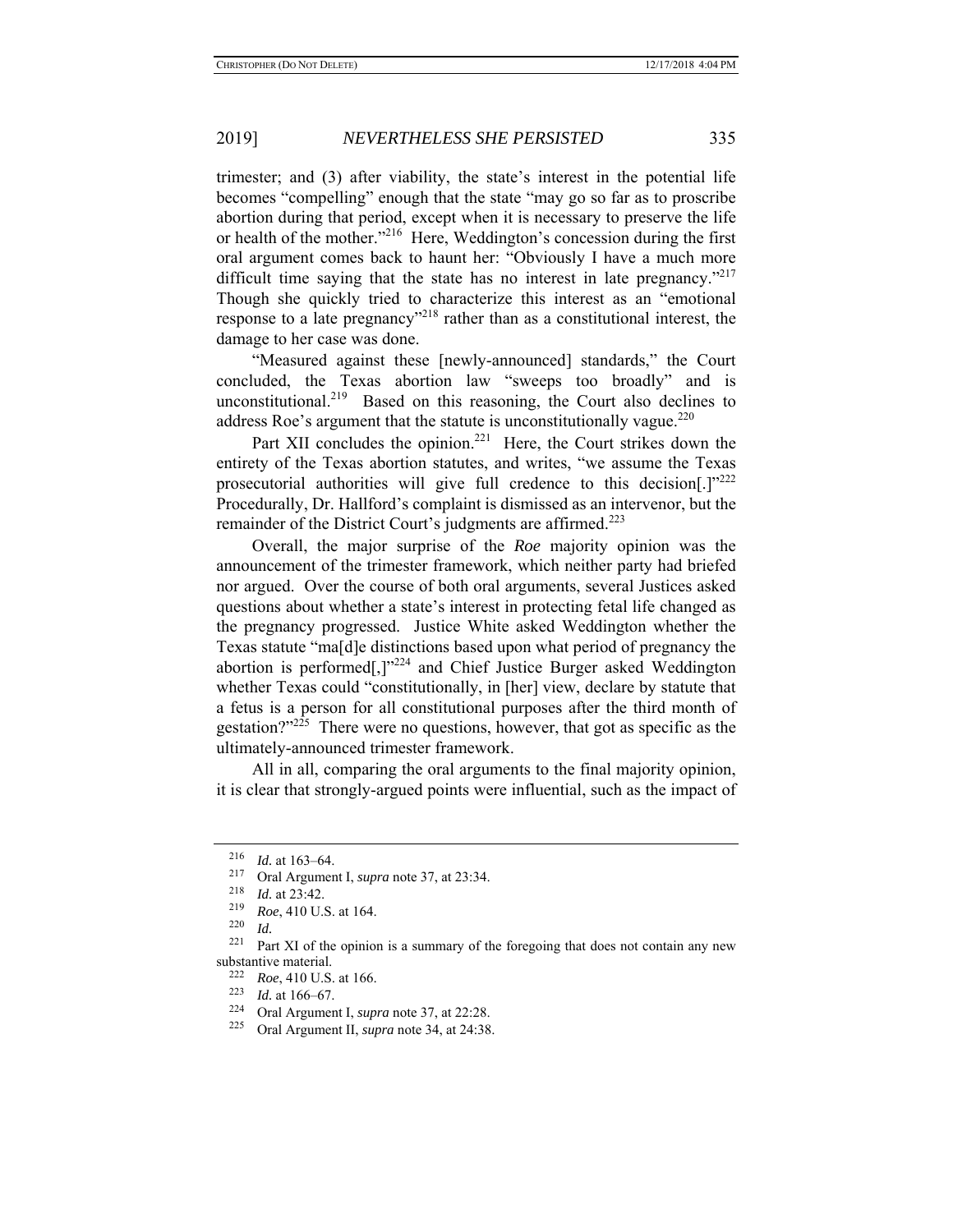trimester; and (3) after viability, the state's interest in the potential life becomes "compelling" enough that the state "may go so far as to proscribe abortion during that period, except when it is necessary to preserve the life or health of the mother."[216] Here, Weddington's concession during the first oral argument comes back to haunt her: "Obviously I have a much more difficult time saying that the state has no interest in late pregnancy."[217] Though she quickly tried to characterize this interest as an "emotional response to a late pregnancy"[218] rather than as a constitutional interest, the damage to her case was done.

"Measured against these [newly-announced] standards," the Court concluded, the Texas abortion law "sweeps too broadly" and is unconstitutional.[219] Based on this reasoning, the Court also declines to address Roe's argument that the statute is unconstitutionally vague.[220]

Part XII concludes the opinion.[221] Here, the Court strikes down the entirety of the Texas abortion statutes, and writes, "we assume the Texas prosecutorial authorities will give full credence to this decision[.]"[222] Procedurally, Dr. Hallford's complaint is dismissed as an intervenor, but the remainder of the District Court's judgments are affirmed.[223]

Overall, the major surprise of the *Roe* majority opinion was the announcement of the trimester framework, which neither party had briefed nor argued. Over the course of both oral arguments, several Justices asked questions about whether a state's interest in protecting fetal life changed as the pregnancy progressed. Justice White asked Weddington whether the Texas statute "ma[d]e distinctions based upon what period of pregnancy the abortion is performed[,]"[224] and Chief Justice Burger asked Weddington whether Texas could "constitutionally, in [her] view, declare by statute that a fetus is a person for all constitutional purposes after the third month of gestation?"[225] There were no questions, however, that got as specific as the ultimately-announced trimester framework.

All in all, comparing the oral arguments to the final majority opinion, it is clear that strongly-argued points were influential, such as the impact of

---

[216] *Id.* at 163–64.

[217] Oral Argument I, *supra* note 37, at 23:34.

[218] *Id.* at 23:42.

[219] *Roe*, 410 U.S. at 164.

[220] *Id.*

[221] Part XI of the opinion is a summary of the foregoing that does not contain any new substantive material.

[222] *Roe*, 410 U.S. at 166.

[223] *Id.* at 166–67.

[224] Oral Argument I, *supra* note 37, at 22:28.

[225] Oral Argument II, *supra* note 34, at 24:38.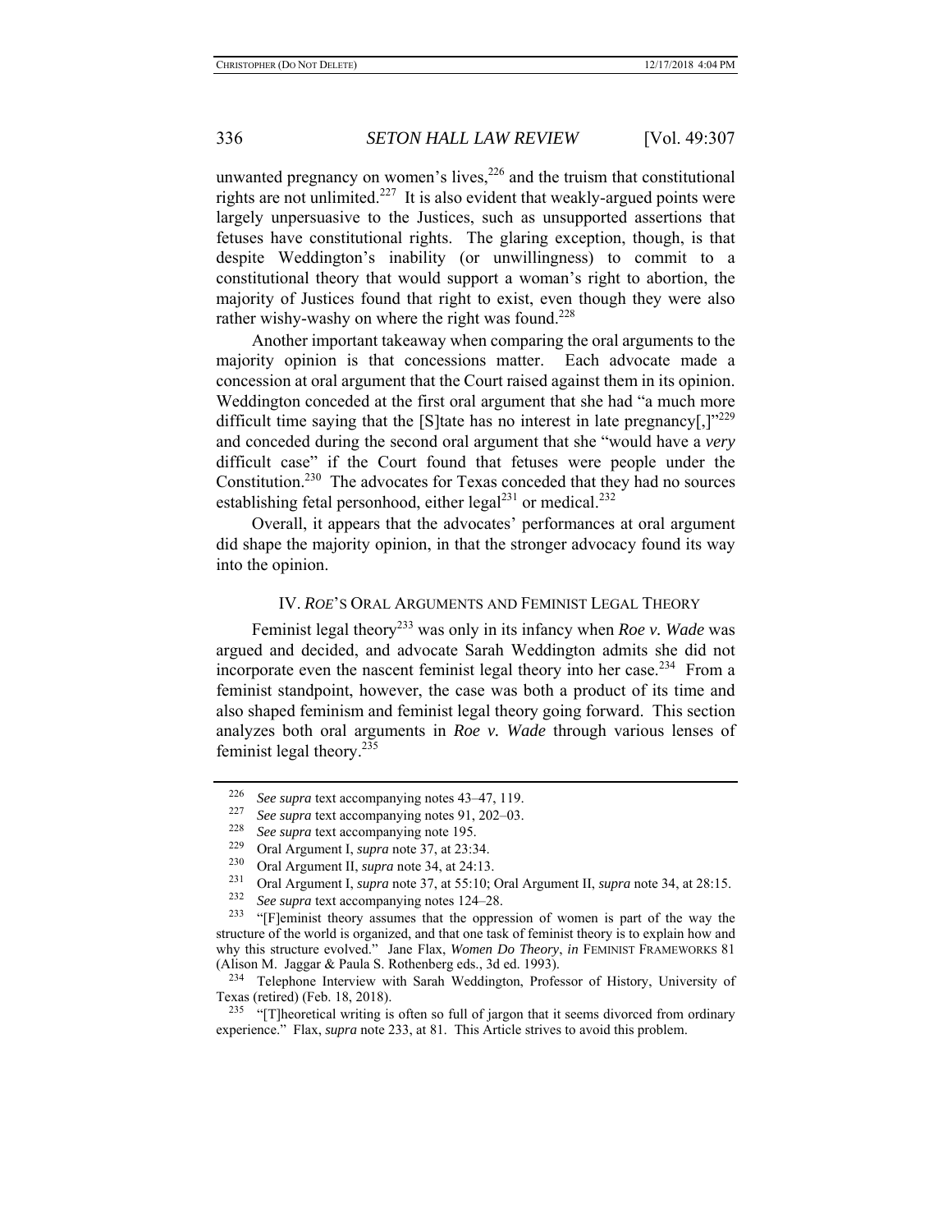unwanted pregnancy on women's lives,[226] and the truism that constitutional rights are not unlimited.[227] It is also evident that weakly-argued points were largely unpersuasive to the Justices, such as unsupported assertions that fetuses have constitutional rights. The glaring exception, though, is that despite Weddington's inability (or unwillingness) to commit to a constitutional theory that would support a woman's right to abortion, the majority of Justices found that right to exist, even though they were also rather wishy-washy on where the right was found.[228]

Another important takeaway when comparing the oral arguments to the majority opinion is that concessions matter. Each advocate made a concession at oral argument that the Court raised against them in its opinion. Weddington conceded at the first oral argument that she had "a much more difficult time saying that the [S]tate has no interest in late pregnancy[,]"[229] and conceded during the second oral argument that she "would have a *very* difficult case" if the Court found that fetuses were people under the Constitution.[230] The advocates for Texas conceded that they had no sources establishing fetal personhood, either legal[231] or medical.[232]

Overall, it appears that the advocates' performances at oral argument did shape the majority opinion, in that the stronger advocacy found its way into the opinion.

## IV. *ROE*'S ORAL ARGUMENTS AND FEMINIST LEGAL THEORY

Feminist legal theory[233] was only in its infancy when *Roe v. Wade* was argued and decided, and advocate Sarah Weddington admits she did not incorporate even the nascent feminist legal theory into her case.[234] From a feminist standpoint, however, the case was both a product of its time and also shaped feminism and feminist legal theory going forward. This section analyzes both oral arguments in *Roe v. Wade* through various lenses of feminist legal theory.[235]

---

[226] *See supra* text accompanying notes 43–47, 119.

[227] *See supra* text accompanying notes 91, 202–03.

[228] *See supra* text accompanying note 195.

[229] Oral Argument I, *supra* note 37, at 23:34.

[230] Oral Argument II, *supra* note 34, at 24:13.

[231] Oral Argument I, *supra* note 37, at 55:10; Oral Argument II, *supra* note 34, at 28:15.

[232] *See supra* text accompanying notes 124–28.

[233] "[F]eminist theory assumes that the oppression of women is part of the way the structure of the world is organized, and that one task of feminist theory is to explain how and why this structure evolved." Jane Flax, *Women Do Theory*, *in* FEMINIST FRAMEWORKS 81 (Alison M. Jaggar & Paula S. Rothenberg eds., 3d ed. 1993).

[234] Telephone Interview with Sarah Weddington, Professor of History, University of Texas (retired) (Feb. 18, 2018).

[235] "[T]heoretical writing is often so full of jargon that it seems divorced from ordinary experience." Flax, *supra* note 233, at 81. This Article strives to avoid this problem.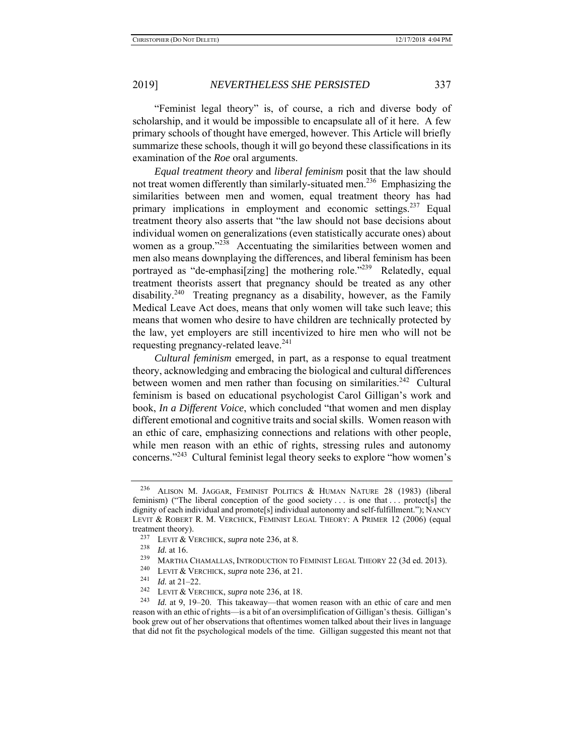"Feminist legal theory" is, of course, a rich and diverse body of scholarship, and it would be impossible to encapsulate all of it here. A few primary schools of thought have emerged, however. This Article will briefly summarize these schools, though it will go beyond these classifications in its examination of the *Roe* oral arguments.

*Equal treatment theory* and *liberal feminism* posit that the law should not treat women differently than similarly-situated men.[236] Emphasizing the similarities between men and women, equal treatment theory has had primary implications in employment and economic settings.[237] Equal treatment theory also asserts that "the law should not base decisions about individual women on generalizations (even statistically accurate ones) about women as a group."[238] Accentuating the similarities between women and men also means downplaying the differences, and liberal feminism has been portrayed as "de-emphasi[zing] the mothering role."[239] Relatedly, equal treatment theorists assert that pregnancy should be treated as any other disability.[240] Treating pregnancy as a disability, however, as the Family Medical Leave Act does, means that only women will take such leave; this means that women who desire to have children are technically protected by the law, yet employers are still incentivized to hire men who will not be requesting pregnancy-related leave.[241]

*Cultural feminism* emerged, in part, as a response to equal treatment theory, acknowledging and embracing the biological and cultural differences between women and men rather than focusing on similarities.[242] Cultural feminism is based on educational psychologist Carol Gilligan's work and book, *In a Different Voice*, which concluded "that women and men display different emotional and cognitive traits and social skills. Women reason with an ethic of care, emphasizing connections and relations with other people, while men reason with an ethic of rights, stressing rules and autonomy concerns."[243] Cultural feminist legal theory seeks to explore "how women's

---

[236] ALISON M. JAGGAR, FEMINIST POLITICS & HUMAN NATURE 28 (1983) (liberal feminism) ("The liberal conception of the good society . . . is one that . . . protect[s] the dignity of each individual and promote[s] individual autonomy and self-fulfillment."); NANCY LEVIT & ROBERT R. M. VERCHICK, FEMINIST LEGAL THEORY: A PRIMER 12 (2006) (equal treatment theory).

[237] LEVIT & VERCHICK, *supra* note 236, at 8.

[238] *Id.* at 16.

[239] MARTHA CHAMALLAS, INTRODUCTION TO FEMINIST LEGAL THEORY 22 (3d ed. 2013).

[240] LEVIT & VERCHICK, *supra* note 236, at 21.

[241] *Id.* at 21–22.

[242] LEVIT & VERCHICK, *supra* note 236, at 18.

[243] *Id.* at 9, 19–20. This takeaway—that women reason with an ethic of care and men reason with an ethic of rights—is a bit of an oversimplification of Gilligan's thesis. Gilligan's book grew out of her observations that oftentimes women talked about their lives in language that did not fit the psychological models of the time. Gilligan suggested this meant not that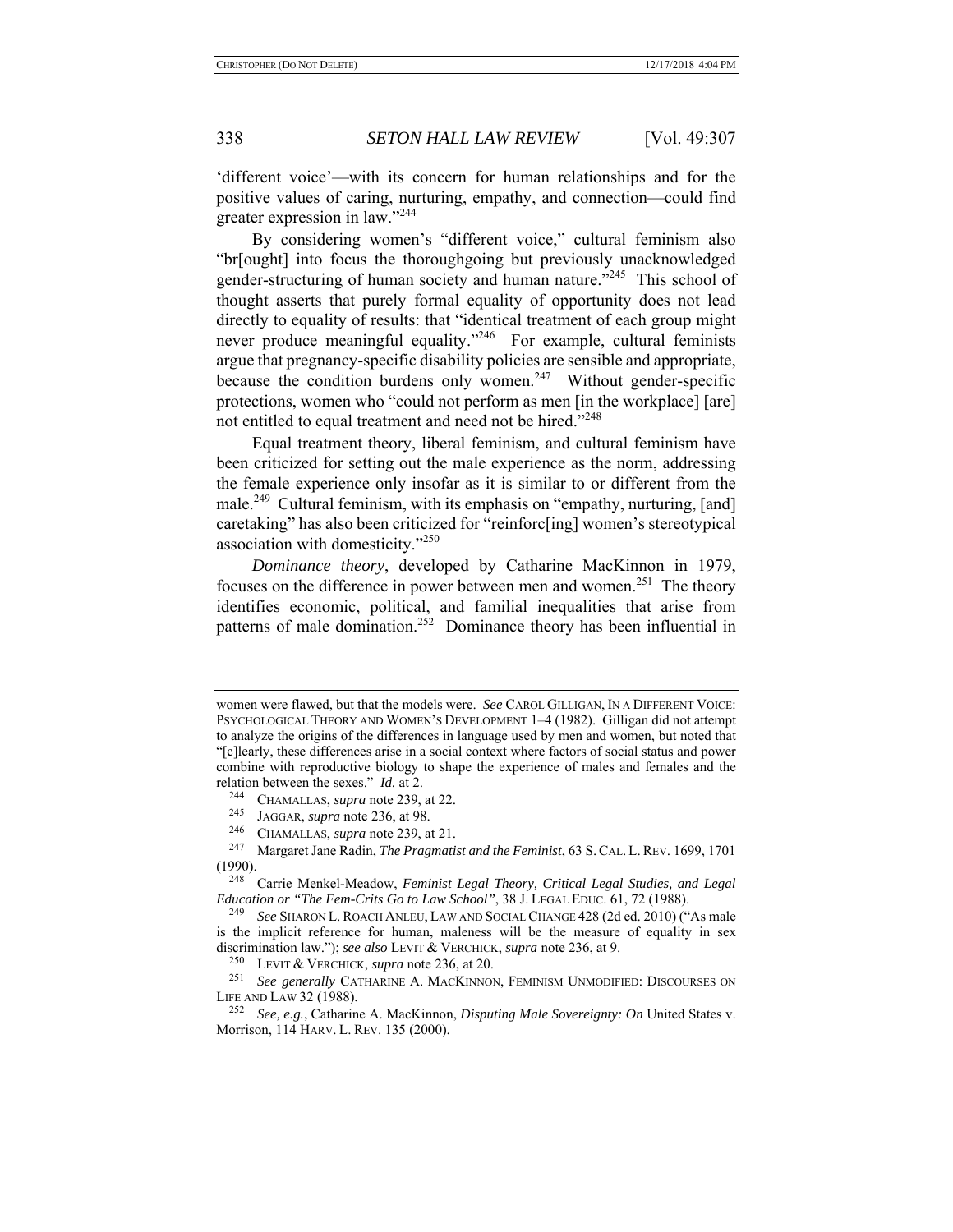'different voice'—with its concern for human relationships and for the positive values of caring, nurturing, empathy, and connection—could find greater expression in law."[244]

By considering women's "different voice," cultural feminism also "br[ought] into focus the thoroughgoing but previously unacknowledged gender-structuring of human society and human nature."[245] This school of thought asserts that purely formal equality of opportunity does not lead directly to equality of results: that "identical treatment of each group might never produce meaningful equality."[246] For example, cultural feminists argue that pregnancy-specific disability policies are sensible and appropriate, because the condition burdens only women.[247] Without gender-specific protections, women who "could not perform as men [in the workplace] [are] not entitled to equal treatment and need not be hired."[248]

Equal treatment theory, liberal feminism, and cultural feminism have been criticized for setting out the male experience as the norm, addressing the female experience only insofar as it is similar to or different from the male.[249] Cultural feminism, with its emphasis on "empathy, nurturing, [and] caretaking" has also been criticized for "reinforc[ing] women's stereotypical association with domesticity."[250]

*Dominance theory*, developed by Catharine MacKinnon in 1979, focuses on the difference in power between men and women.[251] The theory identifies economic, political, and familial inequalities that arise from patterns of male domination.[252] Dominance theory has been influential in

---

women were flawed, but that the models were. *See* CAROL GILLIGAN, IN A DIFFERENT VOICE: PSYCHOLOGICAL THEORY AND WOMEN'S DEVELOPMENT 1–4 (1982). Gilligan did not attempt to analyze the origins of the differences in language used by men and women, but noted that "[c]learly, these differences arise in a social context where factors of social status and power combine with reproductive biology to shape the experience of males and females and the relation between the sexes." *Id.* at 2.

[244] CHAMALLAS, *supra* note 239, at 22.

[245] JAGGAR, *supra* note 236, at 98.

[246] CHAMALLAS, *supra* note 239, at 21.

[247] Margaret Jane Radin, *The Pragmatist and the Feminist*, 63 S. CAL. L. REV. 1699, 1701 (1990).

[248] Carrie Menkel-Meadow, *Feminist Legal Theory, Critical Legal Studies, and Legal Education or "The Fem-Crits Go to Law School"*, 38 J. LEGAL EDUC. 61, 72 (1988).

[249] *See* SHARON L. ROACH ANLEU, LAW AND SOCIAL CHANGE 428 (2d ed. 2010) ("As male is the implicit reference for human, maleness will be the measure of equality in sex discrimination law."); *see also* LEVIT & VERCHICK, *supra* note 236, at 9.

[250] LEVIT & VERCHICK, *supra* note 236, at 20.

[251] *See generally* CATHARINE A. MACKINNON, FEMINISM UNMODIFIED: DISCOURSES ON LIFE AND LAW 32 (1988).

[252] *See, e.g.*, Catharine A. MacKinnon, *Disputing Male Sovereignty: On* United States v. Morrison, 114 HARV. L. REV. 135 (2000).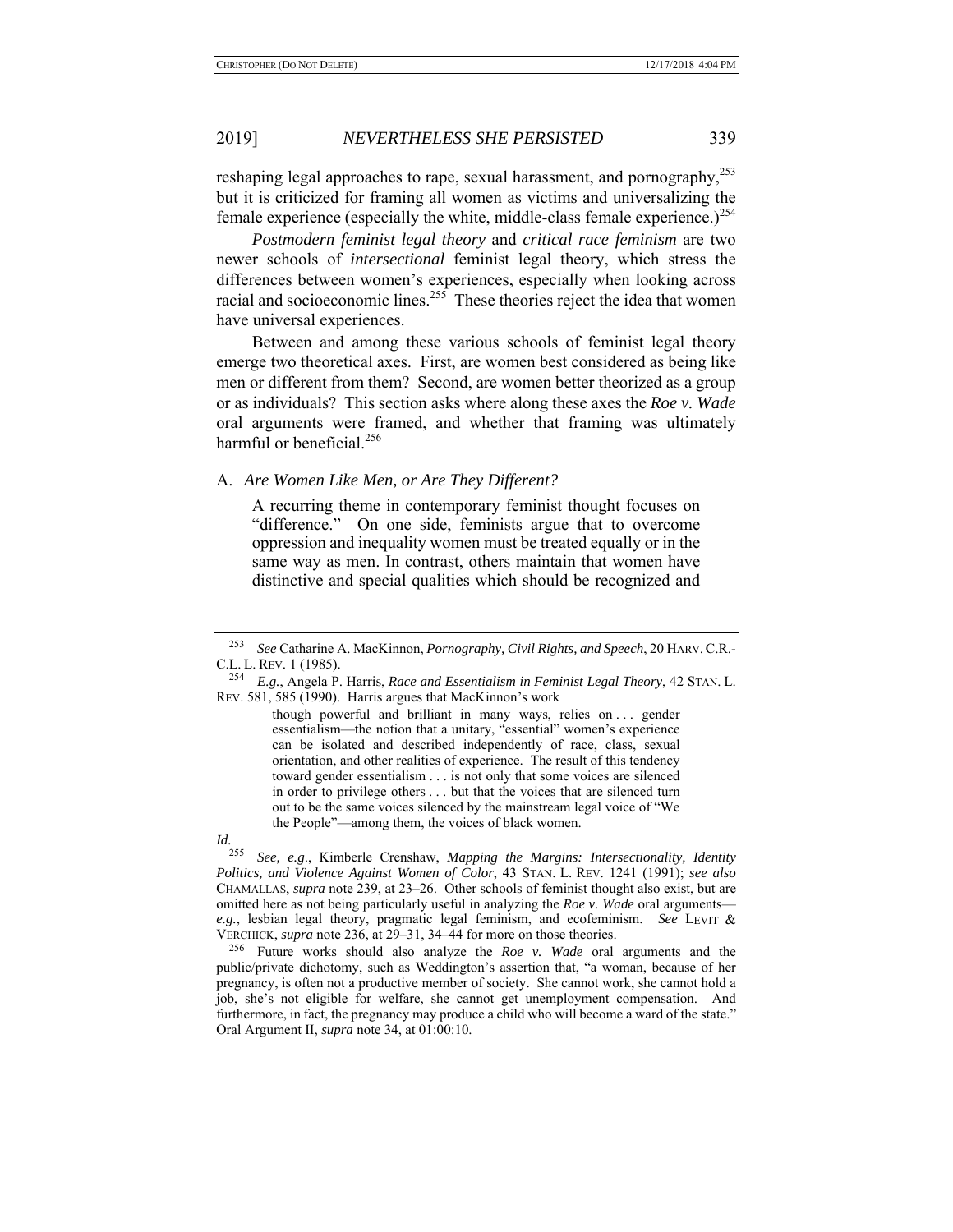reshaping legal approaches to rape, sexual harassment, and pornography,[253] but it is criticized for framing all women as victims and universalizing the female experience (especially the white, middle-class female experience.)[254]

*Postmodern feminist legal theory* and *critical race feminism* are two newer schools of *intersectional* feminist legal theory, which stress the differences between women's experiences, especially when looking across racial and socioeconomic lines.[255] These theories reject the idea that women have universal experiences.

Between and among these various schools of feminist legal theory emerge two theoretical axes. First, are women best considered as being like men or different from them? Second, are women better theorized as a group or as individuals? This section asks where along these axes the *Roe v. Wade* oral arguments were framed, and whether that framing was ultimately harmful or beneficial.[256]

### A. *Are Women Like Men, or Are They Different?*

> A recurring theme in contemporary feminist thought focuses on "difference." On one side, feminists argue that to overcome oppression and inequality women must be treated equally or in the same way as men. In contrast, others maintain that women have distinctive and special qualities which should be recognized and

---

[253] *See* Catharine A. MacKinnon, *Pornography, Civil Rights, and Speech*, 20 HARV. C.R.-C.L. L. REV. 1 (1985).

[254] *E.g.*, Angela P. Harris, *Race and Essentialism in Feminist Legal Theory*, 42 STAN. L. REV. 581, 585 (1990). Harris argues that MacKinnon's work

> though powerful and brilliant in many ways, relies on . . . gender essentialism—the notion that a unitary, "essential" women's experience can be isolated and described independently of race, class, sexual orientation, and other realities of experience. The result of this tendency toward gender essentialism . . . is not only that some voices are silenced in order to privilege others . . . but that the voices that are silenced turn out to be the same voices silenced by the mainstream legal voice of "We the People"—among them, the voices of black women.

*Id.*

[255] *See, e.g.*, Kimberle Crenshaw, *Mapping the Margins: Intersectionality, Identity Politics, and Violence Against Women of Color*, 43 STAN. L. REV. 1241 (1991); *see also* CHAMALLAS, *supra* note 239, at 23–26. Other schools of feminist thought also exist, but are omitted here as not being particularly useful in analyzing the *Roe v. Wade* oral arguments—*e.g.*, lesbian legal theory, pragmatic legal feminism, and ecofeminism. *See* LEVIT & VERCHICK, *supra* note 236, at 29–31, 34–44 for more on those theories.

[256] Future works should also analyze the *Roe v. Wade* oral arguments and the public/private dichotomy, such as Weddington's assertion that, "a woman, because of her pregnancy, is often not a productive member of society. She cannot work, she cannot hold a job, she's not eligible for welfare, she cannot get unemployment compensation. And furthermore, in fact, the pregnancy may produce a child who will become a ward of the state." Oral Argument II, *supra* note 34, at 01:00:10.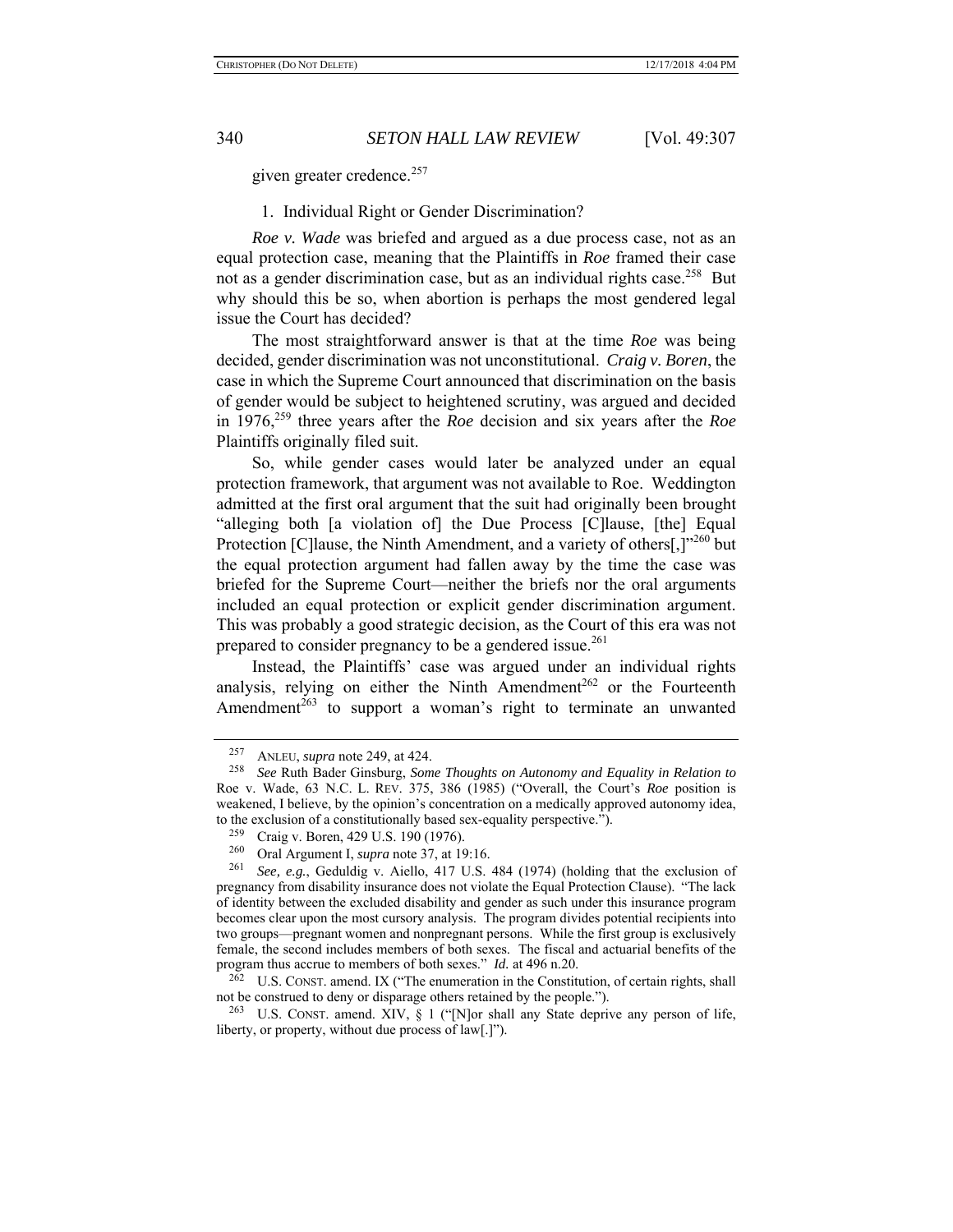given greater credence.[257]

### 1. Individual Right or Gender Discrimination?

*Roe v. Wade* was briefed and argued as a due process case, not as an equal protection case, meaning that the Plaintiffs in *Roe* framed their case not as a gender discrimination case, but as an individual rights case.[258] But why should this be so, when abortion is perhaps the most gendered legal issue the Court has decided?

The most straightforward answer is that at the time *Roe* was being decided, gender discrimination was not unconstitutional. *Craig v. Boren*, the case in which the Supreme Court announced that discrimination on the basis of gender would be subject to heightened scrutiny, was argued and decided in 1976,[259] three years after the *Roe* decision and six years after the *Roe* Plaintiffs originally filed suit.

So, while gender cases would later be analyzed under an equal protection framework, that argument was not available to Roe. Weddington admitted at the first oral argument that the suit had originally been brought "alleging both [a violation of] the Due Process [C]lause, [the] Equal Protection [C]lause, the Ninth Amendment, and a variety of others[,]"[260] but the equal protection argument had fallen away by the time the case was briefed for the Supreme Court—neither the briefs nor the oral arguments included an equal protection or explicit gender discrimination argument. This was probably a good strategic decision, as the Court of this era was not prepared to consider pregnancy to be a gendered issue.[261]

Instead, the Plaintiffs' case was argued under an individual rights analysis, relying on either the Ninth Amendment[262] or the Fourteenth Amendment[263] to support a woman's right to terminate an unwanted

---

[257] ANLEU, *supra* note 249, at 424.

[258] *See* Ruth Bader Ginsburg, *Some Thoughts on Autonomy and Equality in Relation to* Roe v. Wade, 63 N.C. L. REV. 375, 386 (1985) ("Overall, the Court's *Roe* position is weakened, I believe, by the opinion's concentration on a medically approved autonomy idea, to the exclusion of a constitutionally based sex-equality perspective.").

[259] Craig v. Boren, 429 U.S. 190 (1976).

[260] Oral Argument I, *supra* note 37, at 19:16.

[261] *See, e.g.*, Geduldig v. Aiello, 417 U.S. 484 (1974) (holding that the exclusion of pregnancy from disability insurance does not violate the Equal Protection Clause). "The lack of identity between the excluded disability and gender as such under this insurance program becomes clear upon the most cursory analysis. The program divides potential recipients into two groups—pregnant women and nonpregnant persons. While the first group is exclusively female, the second includes members of both sexes. The fiscal and actuarial benefits of the program thus accrue to members of both sexes." *Id.* at 496 n.20.

[262] U.S. CONST. amend. IX ("The enumeration in the Constitution, of certain rights, shall not be construed to deny or disparage others retained by the people.").

[263] U.S. CONST. amend. XIV, § 1 ("[N]or shall any State deprive any person of life, liberty, or property, without due process of law[.]").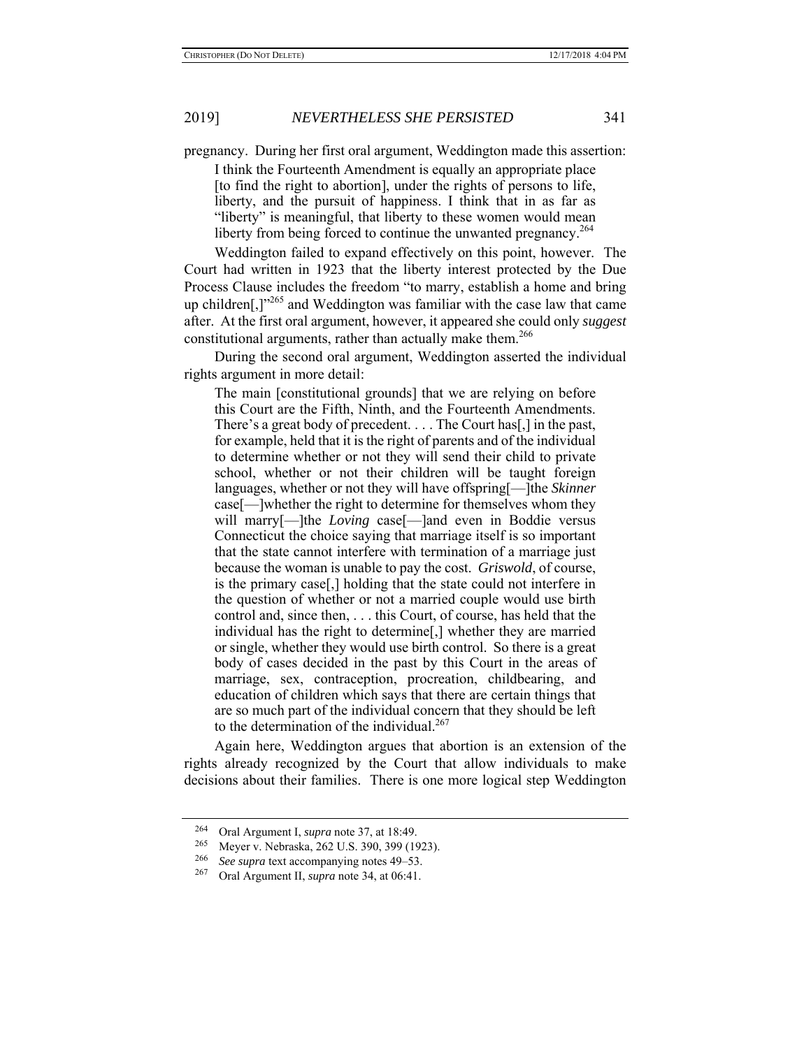pregnancy. During her first oral argument, Weddington made this assertion:

> I think the Fourteenth Amendment is equally an appropriate place [to find the right to abortion], under the rights of persons to life, liberty, and the pursuit of happiness. I think that in as far as "liberty" is meaningful, that liberty to these women would mean liberty from being forced to continue the unwanted pregnancy.[264]

Weddington failed to expand effectively on this point, however. The Court had written in 1923 that the liberty interest protected by the Due Process Clause includes the freedom "to marry, establish a home and bring up children[,]"[265] and Weddington was familiar with the case law that came after. At the first oral argument, however, it appeared she could only *suggest* constitutional arguments, rather than actually make them.[266]

During the second oral argument, Weddington asserted the individual rights argument in more detail:

> The main [constitutional grounds] that we are relying on before this Court are the Fifth, Ninth, and the Fourteenth Amendments. There's a great body of precedent. . . . The Court has[,] in the past, for example, held that it is the right of parents and of the individual to determine whether or not they will send their child to private school, whether or not their children will be taught foreign languages, whether or not they will have offspring[—]the *Skinner* case[—]whether the right to determine for themselves whom they will marry[—]the *Loving* case[—]and even in Boddie versus Connecticut the choice saying that marriage itself is so important that the state cannot interfere with termination of a marriage just because the woman is unable to pay the cost. *Griswold*, of course, is the primary case[,] holding that the state could not interfere in the question of whether or not a married couple would use birth control and, since then, . . . this Court, of course, has held that the individual has the right to determine[,] whether they are married or single, whether they would use birth control. So there is a great body of cases decided in the past by this Court in the areas of marriage, sex, contraception, procreation, childbearing, and education of children which says that there are certain things that are so much part of the individual concern that they should be left to the determination of the individual.[267]

Again here, Weddington argues that abortion is an extension of the rights already recognized by the Court that allow individuals to make decisions about their families. There is one more logical step Weddington

---

[264] Oral Argument I, *supra* note 37, at 18:49.

[265] Meyer v. Nebraska, 262 U.S. 390, 399 (1923).

[266] *See supra* text accompanying notes 49–53.

[267] Oral Argument II, *supra* note 34, at 06:41.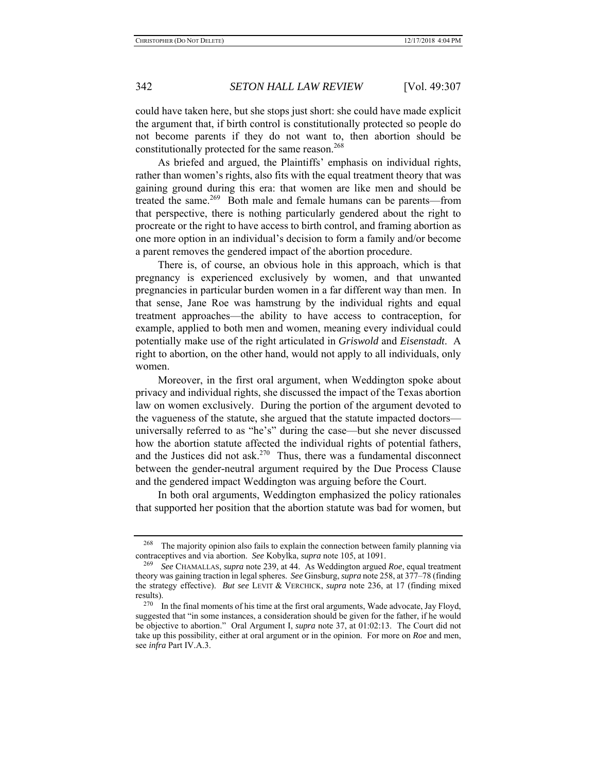could have taken here, but she stops just short: she could have made explicit the argument that, if birth control is constitutionally protected so people do not become parents if they do not want to, then abortion should be constitutionally protected for the same reason.[268]

As briefed and argued, the Plaintiffs' emphasis on individual rights, rather than women's rights, also fits with the equal treatment theory that was gaining ground during this era: that women are like men and should be treated the same.[269] Both male and female humans can be parents—from that perspective, there is nothing particularly gendered about the right to procreate or the right to have access to birth control, and framing abortion as one more option in an individual's decision to form a family and/or become a parent removes the gendered impact of the abortion procedure.

There is, of course, an obvious hole in this approach, which is that pregnancy is experienced exclusively by women, and that unwanted pregnancies in particular burden women in a far different way than men. In that sense, Jane Roe was hamstrung by the individual rights and equal treatment approaches—the ability to have access to contraception, for example, applied to both men and women, meaning every individual could potentially make use of the right articulated in *Griswold* and *Eisenstadt*. A right to abortion, on the other hand, would not apply to all individuals, only women.

Moreover, in the first oral argument, when Weddington spoke about privacy and individual rights, she discussed the impact of the Texas abortion law on women exclusively. During the portion of the argument devoted to the vagueness of the statute, she argued that the statute impacted doctors—universally referred to as "he's" during the case—but she never discussed how the abortion statute affected the individual rights of potential fathers, and the Justices did not ask.[270] Thus, there was a fundamental disconnect between the gender-neutral argument required by the Due Process Clause and the gendered impact Weddington was arguing before the Court.

In both oral arguments, Weddington emphasized the policy rationales that supported her position that the abortion statute was bad for women, but

---

[268] The majority opinion also fails to explain the connection between family planning via contraceptives and via abortion. *See* Kobylka, *supra* note 105, at 1091.

[269] *See* CHAMALLAS, *supra* note 239, at 44. As Weddington argued *Roe*, equal treatment theory was gaining traction in legal spheres. *See* Ginsburg, *supra* note 258, at 377–78 (finding the strategy effective). *But see* LEVIT & VERCHICK, *supra* note 236, at 17 (finding mixed results).

[270] In the final moments of his time at the first oral arguments, Wade advocate, Jay Floyd, suggested that "in some instances, a consideration should be given for the father, if he would be objective to abortion." Oral Argument I, *supra* note 37, at 01:02:13. The Court did not take up this possibility, either at oral argument or in the opinion. For more on *Roe* and men, see *infra* Part IV.A.3.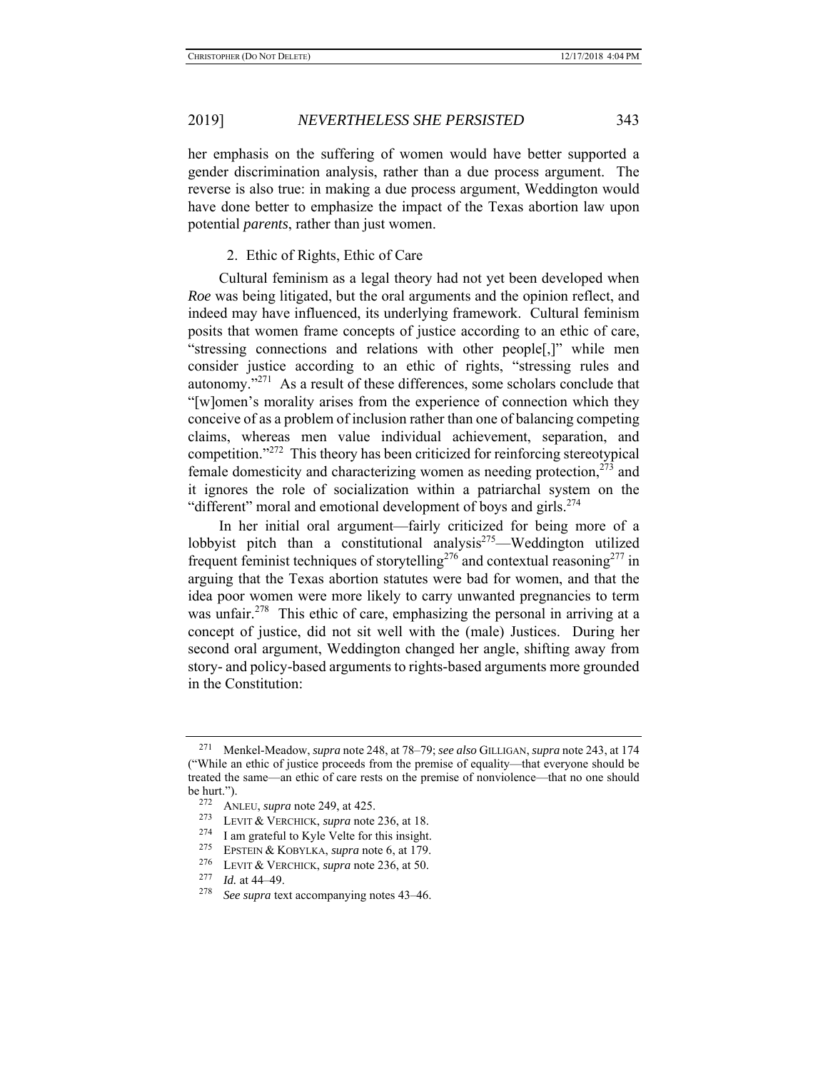her emphasis on the suffering of women would have better supported a gender discrimination analysis, rather than a due process argument. The reverse is also true: in making a due process argument, Weddington would have done better to emphasize the impact of the Texas abortion law upon potential *parents*, rather than just women.

### 2. Ethic of Rights, Ethic of Care

Cultural feminism as a legal theory had not yet been developed when *Roe* was being litigated, but the oral arguments and the opinion reflect, and indeed may have influenced, its underlying framework. Cultural feminism posits that women frame concepts of justice according to an ethic of care, "stressing connections and relations with other people[,]" while men consider justice according to an ethic of rights, "stressing rules and autonomy."[271] As a result of these differences, some scholars conclude that "[w]omen's morality arises from the experience of connection which they conceive of as a problem of inclusion rather than one of balancing competing claims, whereas men value individual achievement, separation, and competition."[272] This theory has been criticized for reinforcing stereotypical female domesticity and characterizing women as needing protection,[273] and it ignores the role of socialization within a patriarchal system on the "different" moral and emotional development of boys and girls.[274]

In her initial oral argument—fairly criticized for being more of a lobbyist pitch than a constitutional analysis[275]—Weddington utilized frequent feminist techniques of storytelling[276] and contextual reasoning[277] in arguing that the Texas abortion statutes were bad for women, and that the idea poor women were more likely to carry unwanted pregnancies to term was unfair.[278] This ethic of care, emphasizing the personal in arriving at a concept of justice, did not sit well with the (male) Justices. During her second oral argument, Weddington changed her angle, shifting away from story- and policy-based arguments to rights-based arguments more grounded in the Constitution:

---

[271] Menkel-Meadow, *supra* note 248, at 78–79; *see also* GILLIGAN, *supra* note 243, at 174 ("While an ethic of justice proceeds from the premise of equality—that everyone should be treated the same—an ethic of care rests on the premise of nonviolence—that no one should be hurt.").

[272] ANLEU, *supra* note 249, at 425.

[273] LEVIT & VERCHICK, *supra* note 236, at 18.

[274] I am grateful to Kyle Velte for this insight.

[275] EPSTEIN & KOBYLKA, *supra* note 6, at 179.

[276] LEVIT & VERCHICK, *supra* note 236, at 50.

[277] *Id.* at 44–49.

[278] *See supra* text accompanying notes 43–46.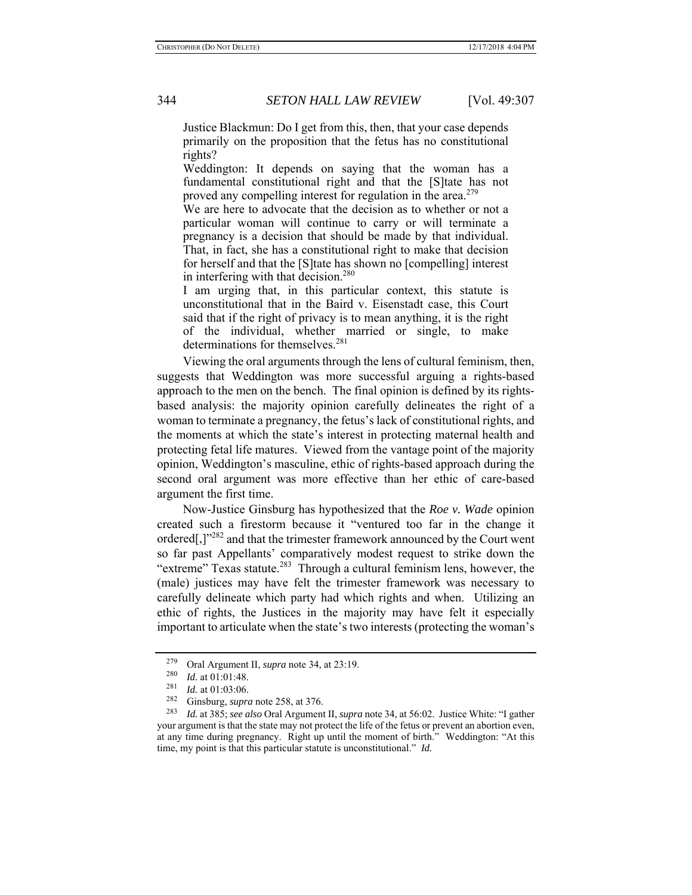> Justice Blackmun: Do I get from this, then, that your case depends primarily on the proposition that the fetus has no constitutional rights?
>
> Weddington: It depends on saying that the woman has a fundamental constitutional right and that the [S]tate has not proved any compelling interest for regulation in the area.[279]
>
> We are here to advocate that the decision as to whether or not a particular woman will continue to carry or will terminate a pregnancy is a decision that should be made by that individual. That, in fact, she has a constitutional right to make that decision for herself and that the [S]tate has shown no [compelling] interest in interfering with that decision.[280]
>
> I am urging that, in this particular context, this statute is unconstitutional that in the Baird v. Eisenstadt case, this Court said that if the right of privacy is to mean anything, it is the right of the individual, whether married or single, to make determinations for themselves.[281]

Viewing the oral arguments through the lens of cultural feminism, then, suggests that Weddington was more successful arguing a rights-based approach to the men on the bench. The final opinion is defined by its rights-based analysis: the majority opinion carefully delineates the right of a woman to terminate a pregnancy, the fetus's lack of constitutional rights, and the moments at which the state's interest in protecting maternal health and protecting fetal life matures. Viewed from the vantage point of the majority opinion, Weddington's masculine, ethic of rights-based approach during the second oral argument was more effective than her ethic of care-based argument the first time.

Now-Justice Ginsburg has hypothesized that the *Roe v. Wade* opinion created such a firestorm because it "ventured too far in the change it ordered[,]"[282] and that the trimester framework announced by the Court went so far past Appellants' comparatively modest request to strike down the "extreme" Texas statute.[283] Through a cultural feminism lens, however, the (male) justices may have felt the trimester framework was necessary to carefully delineate which party had which rights and when. Utilizing an ethic of rights, the Justices in the majority may have felt it especially important to articulate when the state's two interests (protecting the woman's

---

[279] Oral Argument II, *supra* note 34, at 23:19.

[280] *Id.* at 01:01:48.

[281] *Id.* at 01:03:06.

[282] Ginsburg, *supra* note 258, at 376.

[283] *Id.* at 385; *see also* Oral Argument II, *supra* note 34, at 56:02. Justice White: "I gather your argument is that the state may not protect the life of the fetus or prevent an abortion even, at any time during pregnancy. Right up until the moment of birth." Weddington: "At this time, my point is that this particular statute is unconstitutional." *Id.*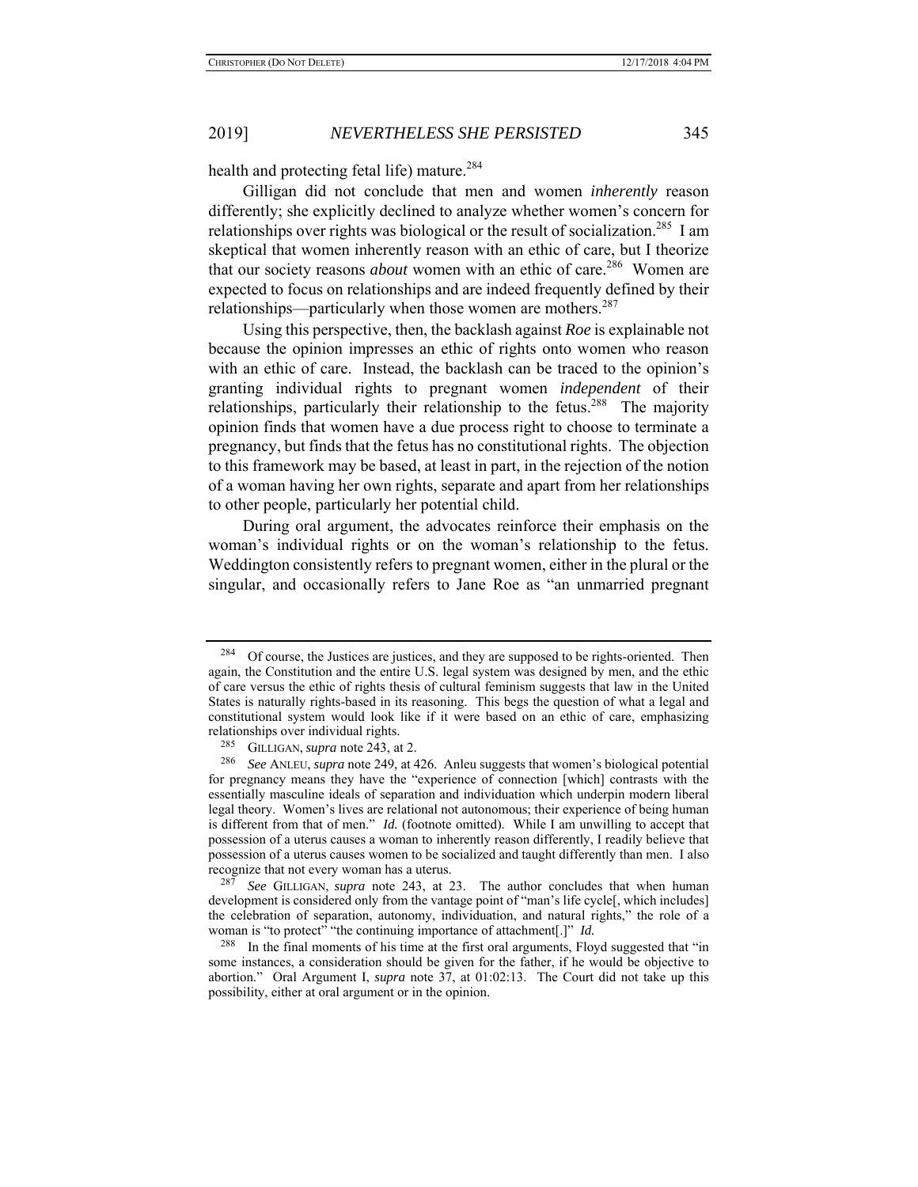health and protecting fetal life) mature.[284]

Gilligan did not conclude that men and women *inherently* reason differently; she explicitly declined to analyze whether women's concern for relationships over rights was biological or the result of socialization.[285] I am skeptical that women inherently reason with an ethic of care, but I theorize that our society reasons *about* women with an ethic of care.[286] Women are expected to focus on relationships and are indeed frequently defined by their relationships—particularly when those women are mothers.[287]

Using this perspective, then, the backlash against *Roe* is explainable not because the opinion impresses an ethic of rights onto women who reason with an ethic of care. Instead, the backlash can be traced to the opinion's granting individual rights to pregnant women *independent* of their relationships, particularly their relationship to the fetus.[288] The majority opinion finds that women have a due process right to choose to terminate a pregnancy, but finds that the fetus has no constitutional rights. The objection to this framework may be based, at least in part, in the rejection of the notion of a woman having her own rights, separate and apart from her relationships to other people, particularly her potential child.

During oral argument, the advocates reinforce their emphasis on the woman's individual rights or on the woman's relationship to the fetus. Weddington consistently refers to pregnant women, either in the plural or the singular, and occasionally refers to Jane Roe as "an unmarried pregnant

---

[284] Of course, the Justices are justices, and they are supposed to be rights-oriented. Then again, the Constitution and the entire U.S. legal system was designed by men, and the ethic of care versus the ethic of rights thesis of cultural feminism suggests that law in the United States is naturally rights-based in its reasoning. This begs the question of what a legal and constitutional system would look like if it were based on an ethic of care, emphasizing relationships over individual rights.

[285] GILLIGAN, *supra* note 243, at 2.

[286] *See* ANLEU, *supra* note 249, at 426. Anleu suggests that women's biological potential for pregnancy means they have the "experience of connection [which] contrasts with the essentially masculine ideals of separation and individuation which underpin modern liberal legal theory. Women's lives are relational not autonomous; their experience of being human is different from that of men." *Id.* (footnote omitted). While I am unwilling to accept that possession of a uterus causes a woman to inherently reason differently, I readily believe that possession of a uterus causes women to be socialized and taught differently than men. I also recognize that not every woman has a uterus.

[287] *See* GILLIGAN, *supra* note 243, at 23. The author concludes that when human development is considered only from the vantage point of "man's life cycle[, which includes] the celebration of separation, autonomy, individuation, and natural rights," the role of a woman is "to protect" "the continuing importance of attachment[.]" *Id.*

[288] In the final moments of his time at the first oral arguments, Floyd suggested that "in some instances, a consideration should be given for the father, if he would be objective to abortion." Oral Argument I, *supra* note 37, at 01:02:13. The Court did not take up this possibility, either at oral argument or in the opinion.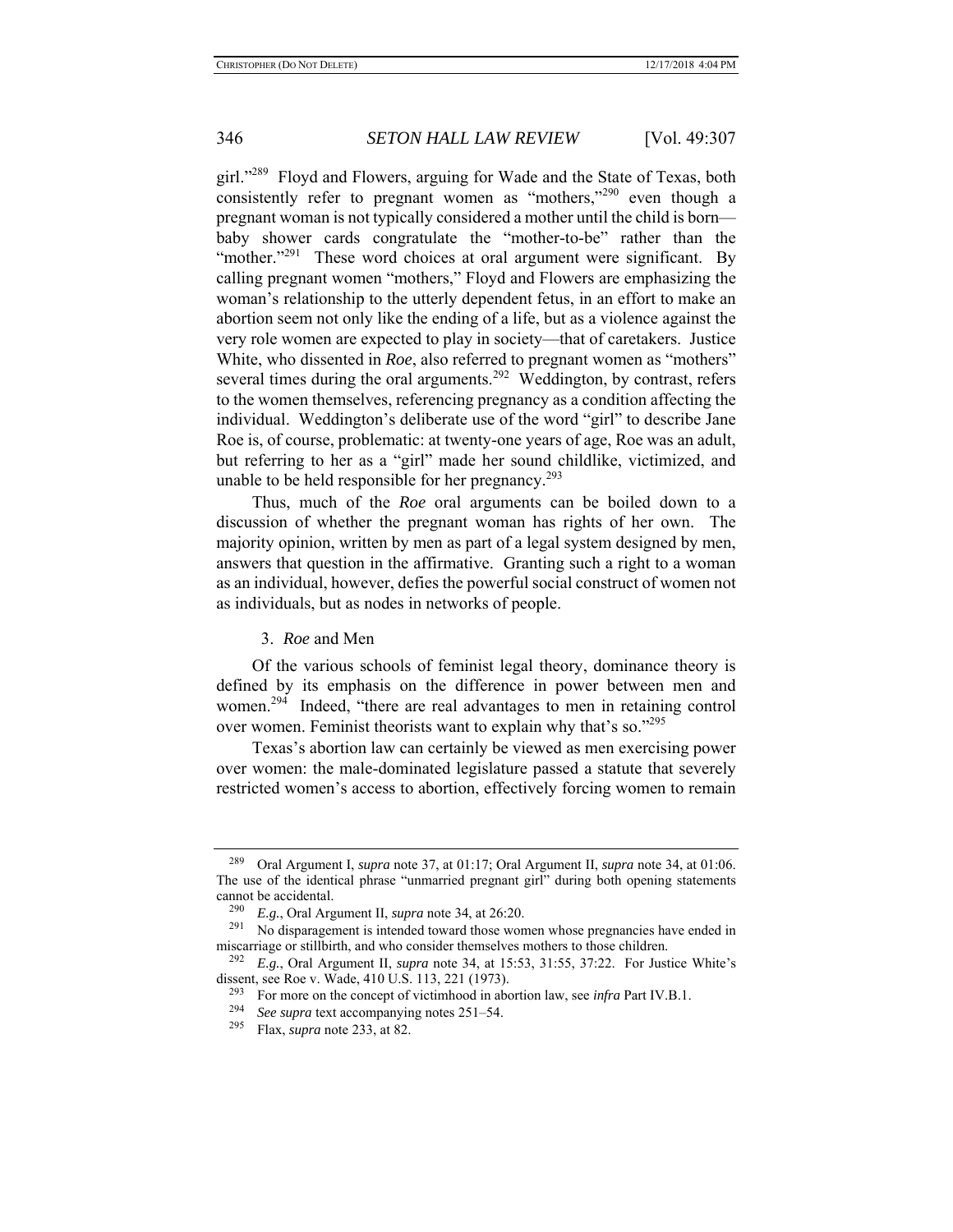girl."[289] Floyd and Flowers, arguing for Wade and the State of Texas, both consistently refer to pregnant women as "mothers,"[290] even though a pregnant woman is not typically considered a mother until the child is born—baby shower cards congratulate the "mother-to-be" rather than the "mother."[291] These word choices at oral argument were significant. By calling pregnant women "mothers," Floyd and Flowers are emphasizing the woman's relationship to the utterly dependent fetus, in an effort to make an abortion seem not only like the ending of a life, but as a violence against the very role women are expected to play in society—that of caretakers. Justice White, who dissented in *Roe*, also referred to pregnant women as "mothers" several times during the oral arguments.[292] Weddington, by contrast, refers to the women themselves, referencing pregnancy as a condition affecting the individual. Weddington's deliberate use of the word "girl" to describe Jane Roe is, of course, problematic: at twenty-one years of age, Roe was an adult, but referring to her as a "girl" made her sound childlike, victimized, and unable to be held responsible for her pregnancy.[293]

Thus, much of the *Roe* oral arguments can be boiled down to a discussion of whether the pregnant woman has rights of her own. The majority opinion, written by men as part of a legal system designed by men, answers that question in the affirmative. Granting such a right to a woman as an individual, however, defies the powerful social construct of women not as individuals, but as nodes in networks of people.

### 3. *Roe* and Men

Of the various schools of feminist legal theory, dominance theory is defined by its emphasis on the difference in power between men and women.[294] Indeed, "there are real advantages to men in retaining control over women. Feminist theorists want to explain why that's so."[295]

Texas's abortion law can certainly be viewed as men exercising power over women: the male-dominated legislature passed a statute that severely restricted women's access to abortion, effectively forcing women to remain

---

[289] Oral Argument I, *supra* note 37, at 01:17; Oral Argument II, *supra* note 34, at 01:06. The use of the identical phrase "unmarried pregnant girl" during both opening statements cannot be accidental.

[290] *E.g.*, Oral Argument II, *supra* note 34, at 26:20.

[291] No disparagement is intended toward those women whose pregnancies have ended in miscarriage or stillbirth, and who consider themselves mothers to those children.

[292] *E.g.*, Oral Argument II, *supra* note 34, at 15:53, 31:55, 37:22. For Justice White's dissent, see Roe v. Wade, 410 U.S. 113, 221 (1973).

[293] For more on the concept of victimhood in abortion law, see *infra* Part IV.B.1.

[294] *See supra* text accompanying notes 251–54.

[295] Flax, *supra* note 233, at 82.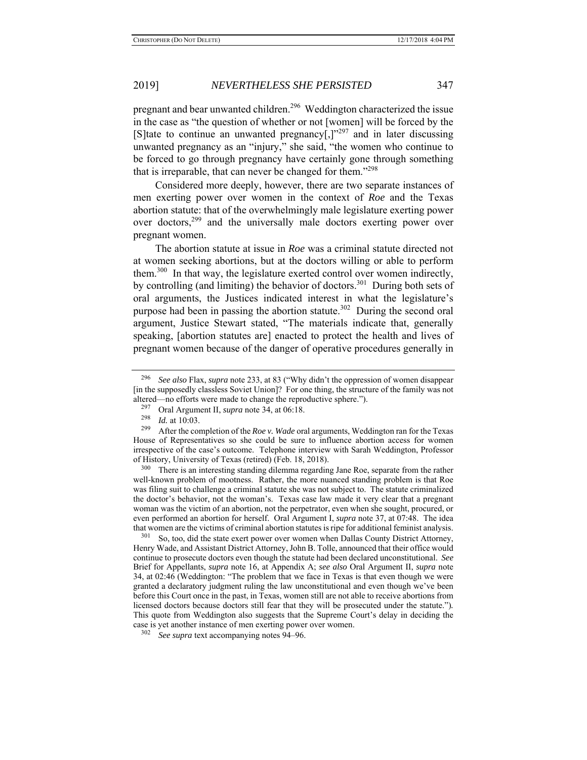pregnant and bear unwanted children.[296] Weddington characterized the issue in the case as "the question of whether or not [women] will be forced by the [S]tate to continue an unwanted pregnancy[,]"[297] and in later discussing unwanted pregnancy as an "injury," she said, "the women who continue to be forced to go through pregnancy have certainly gone through something that is irreparable, that can never be changed for them."[298]

Considered more deeply, however, there are two separate instances of men exerting power over women in the context of *Roe* and the Texas abortion statute: that of the overwhelmingly male legislature exerting power over doctors,[299] and the universally male doctors exerting power over pregnant women.

The abortion statute at issue in *Roe* was a criminal statute directed not at women seeking abortions, but at the doctors willing or able to perform them.[300] In that way, the legislature exerted control over women indirectly, by controlling (and limiting) the behavior of doctors.[301] During both sets of oral arguments, the Justices indicated interest in what the legislature's purpose had been in passing the abortion statute.[302] During the second oral argument, Justice Stewart stated, "The materials indicate that, generally speaking, [abortion statutes are] enacted to protect the health and lives of pregnant women because of the danger of operative procedures generally in

---

[296] *See also* Flax, *supra* note 233, at 83 ("Why didn't the oppression of women disappear [in the supposedly classless Soviet Union]? For one thing, the structure of the family was not altered—no efforts were made to change the reproductive sphere.").

[297] Oral Argument II, *supra* note 34, at 06:18.

[298] *Id.* at 10:03.

[299] After the completion of the *Roe v. Wade* oral arguments, Weddington ran for the Texas House of Representatives so she could be sure to influence abortion access for women irrespective of the case's outcome. Telephone interview with Sarah Weddington, Professor of History, University of Texas (retired) (Feb. 18, 2018).

[300] There is an interesting standing dilemma regarding Jane Roe, separate from the rather well-known problem of mootness. Rather, the more nuanced standing problem is that Roe was filing suit to challenge a criminal statute she was not subject to. The statute criminalized the doctor's behavior, not the woman's. Texas case law made it very clear that a pregnant woman was the victim of an abortion, not the perpetrator, even when she sought, procured, or even performed an abortion for herself. Oral Argument I, *supra* note 37, at 07:48. The idea that women are the victims of criminal abortion statutes is ripe for additional feminist analysis.

[301] So, too, did the state exert power over women when Dallas County District Attorney, Henry Wade, and Assistant District Attorney, John B. Tolle, announced that their office would continue to prosecute doctors even though the statute had been declared unconstitutional. *See* Brief for Appellants, *supra* note 16, at Appendix A; *see also* Oral Argument II, *supra* note 34, at 02:46 (Weddington: "The problem that we face in Texas is that even though we were granted a declaratory judgment ruling the law unconstitutional and even though we've been before this Court once in the past, in Texas, women still are not able to receive abortions from licensed doctors because doctors still fear that they will be prosecuted under the statute."). This quote from Weddington also suggests that the Supreme Court's delay in deciding the case is yet another instance of men exerting power over women.

[302] *See supra* text accompanying notes 94–96.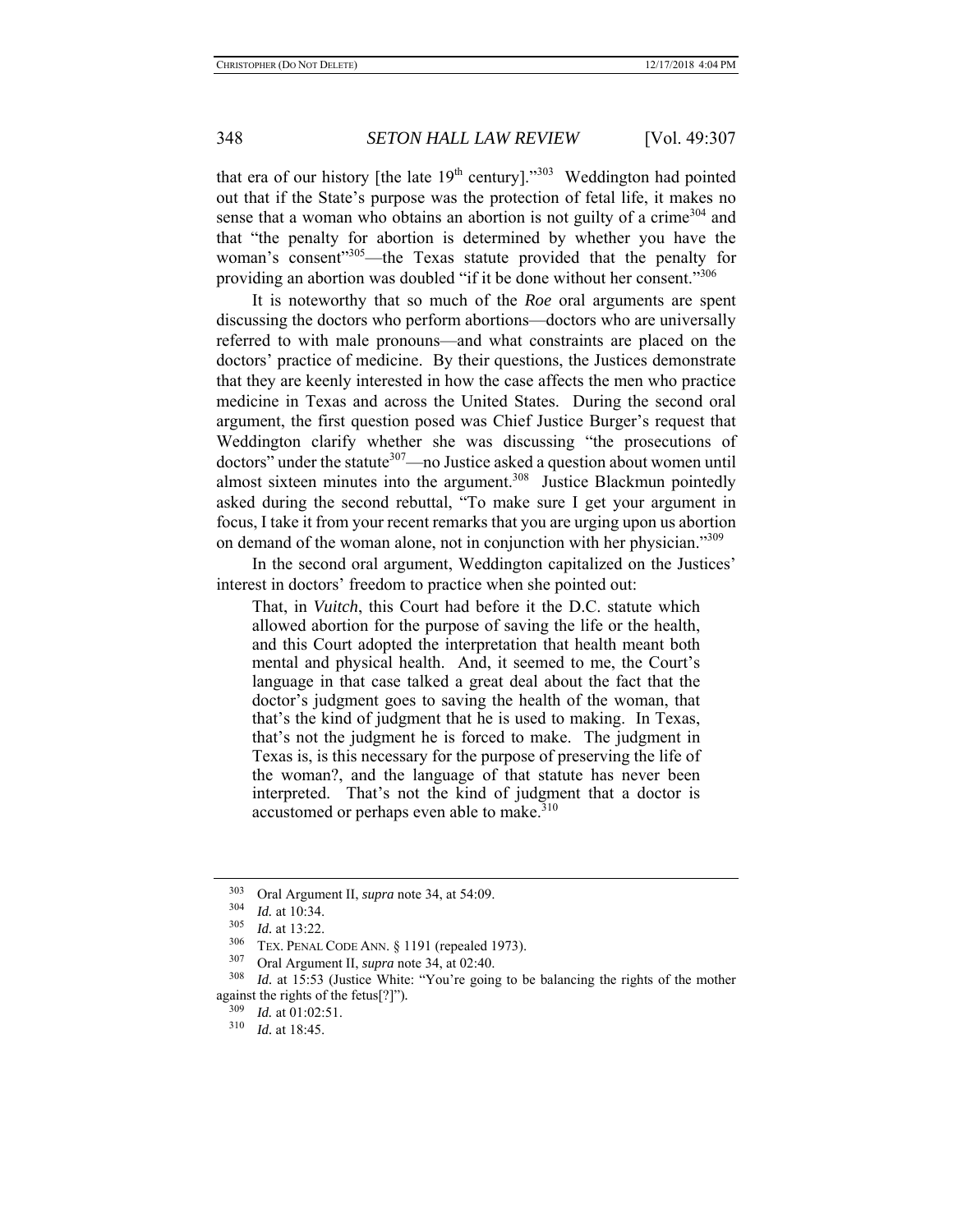that era of our history [the late 19th century]."[303] Weddington had pointed out that if the State's purpose was the protection of fetal life, it makes no sense that a woman who obtains an abortion is not guilty of a crime[304] and that "the penalty for abortion is determined by whether you have the woman's consent"[305]—the Texas statute provided that the penalty for providing an abortion was doubled "if it be done without her consent."[306]

It is noteworthy that so much of the *Roe* oral arguments are spent discussing the doctors who perform abortions—doctors who are universally referred to with male pronouns—and what constraints are placed on the doctors' practice of medicine. By their questions, the Justices demonstrate that they are keenly interested in how the case affects the men who practice medicine in Texas and across the United States. During the second oral argument, the first question posed was Chief Justice Burger's request that Weddington clarify whether she was discussing "the prosecutions of doctors" under the statute[307]—no Justice asked a question about women until almost sixteen minutes into the argument.[308] Justice Blackmun pointedly asked during the second rebuttal, "To make sure I get your argument in focus, I take it from your recent remarks that you are urging upon us abortion on demand of the woman alone, not in conjunction with her physician."[309]

In the second oral argument, Weddington capitalized on the Justices' interest in doctors' freedom to practice when she pointed out:

> That, in *Vuitch*, this Court had before it the D.C. statute which allowed abortion for the purpose of saving the life or the health, and this Court adopted the interpretation that health meant both mental and physical health. And, it seemed to me, the Court's language in that case talked a great deal about the fact that the doctor's judgment goes to saving the health of the woman, that that's the kind of judgment that he is used to making. In Texas, that's not the judgment he is forced to make. The judgment in Texas is, is this necessary for the purpose of preserving the life of the woman?, and the language of that statute has never been interpreted. That's not the kind of judgment that a doctor is accustomed or perhaps even able to make.[310]

---

[303] Oral Argument II, *supra* note 34, at 54:09.

[304] *Id.* at 10:34.

[305] *Id.* at 13:22.

[306] TEX. PENAL CODE ANN. § 1191 (repealed 1973).

[307] Oral Argument II, *supra* note 34, at 02:40.

[308] *Id.* at 15:53 (Justice White: "You're going to be balancing the rights of the mother against the rights of the fetus[?]").

[309] *Id.* at 01:02:51.

[310] *Id.* at 18:45.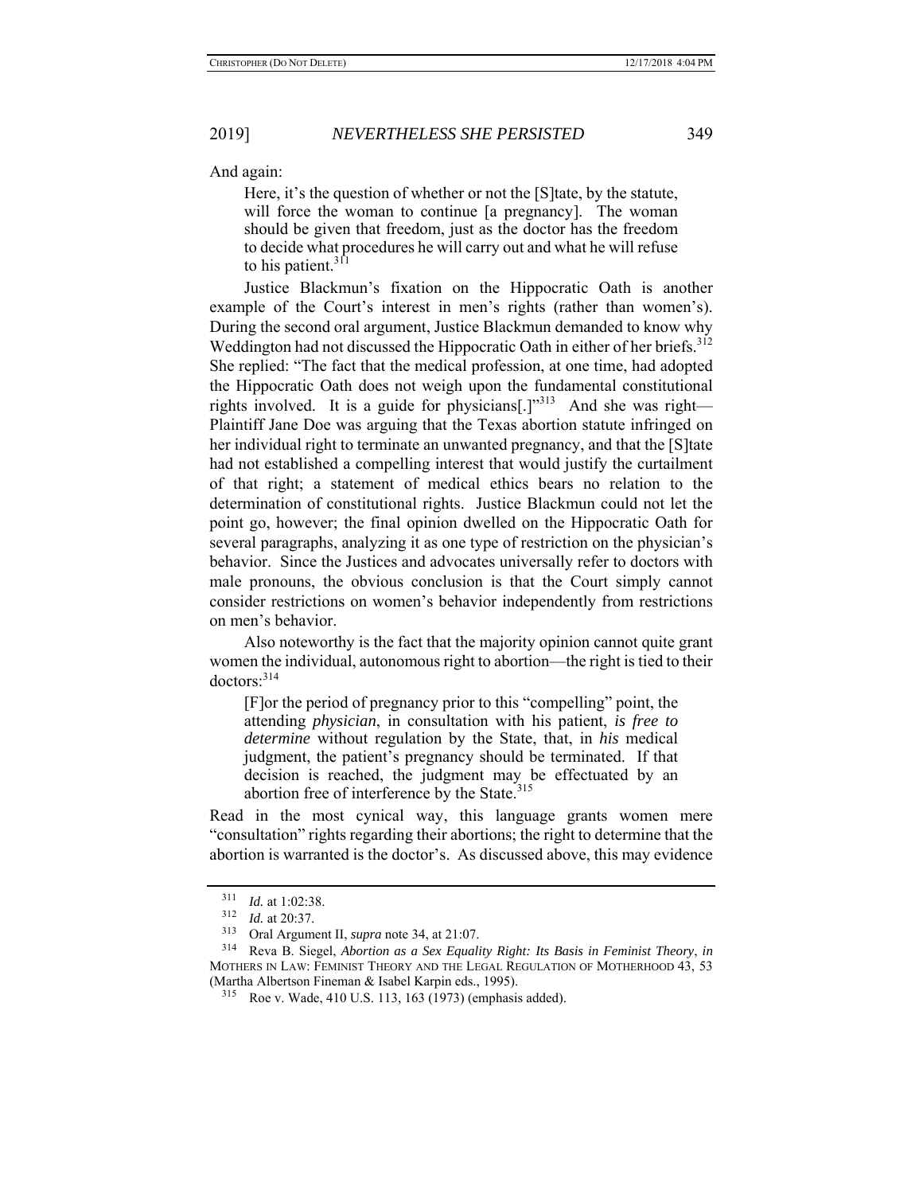And again:

> Here, it's the question of whether or not the [S]tate, by the statute, will force the woman to continue [a pregnancy]. The woman should be given that freedom, just as the doctor has the freedom to decide what procedures he will carry out and what he will refuse to his patient.[311]

Justice Blackmun's fixation on the Hippocratic Oath is another example of the Court's interest in men's rights (rather than women's). During the second oral argument, Justice Blackmun demanded to know why Weddington had not discussed the Hippocratic Oath in either of her briefs.[312] She replied: "The fact that the medical profession, at one time, had adopted the Hippocratic Oath does not weigh upon the fundamental constitutional rights involved. It is a guide for physicians[.]"[313] And she was right—Plaintiff Jane Doe was arguing that the Texas abortion statute infringed on her individual right to terminate an unwanted pregnancy, and that the [S]tate had not established a compelling interest that would justify the curtailment of that right; a statement of medical ethics bears no relation to the determination of constitutional rights. Justice Blackmun could not let the point go, however; the final opinion dwelled on the Hippocratic Oath for several paragraphs, analyzing it as one type of restriction on the physician's behavior. Since the Justices and advocates universally refer to doctors with male pronouns, the obvious conclusion is that the Court simply cannot consider restrictions on women's behavior independently from restrictions on men's behavior.

Also noteworthy is the fact that the majority opinion cannot quite grant women the individual, autonomous right to abortion—the right is tied to their doctors:[314]

> [F]or the period of pregnancy prior to this "compelling" point, the attending *physician*, in consultation with his patient, *is free to determine* without regulation by the State, that, in *his* medical judgment, the patient's pregnancy should be terminated. If that decision is reached, the judgment may be effectuated by an abortion free of interference by the State.[315]

Read in the most cynical way, this language grants women mere "consultation" rights regarding their abortions; the right to determine that the abortion is warranted is the doctor's. As discussed above, this may evidence

---

[311] *Id.* at 1:02:38.

[312] *Id.* at 20:37.

[313] Oral Argument II, *supra* note 34, at 21:07.

[314] Reva B. Siegel, *Abortion as a Sex Equality Right: Its Basis in Feminist Theory*, *in* MOTHERS IN LAW: FEMINIST THEORY AND THE LEGAL REGULATION OF MOTHERHOOD 43, 53 (Martha Albertson Fineman & Isabel Karpin eds., 1995).

[315] Roe v. Wade, 410 U.S. 113, 163 (1973) (emphasis added).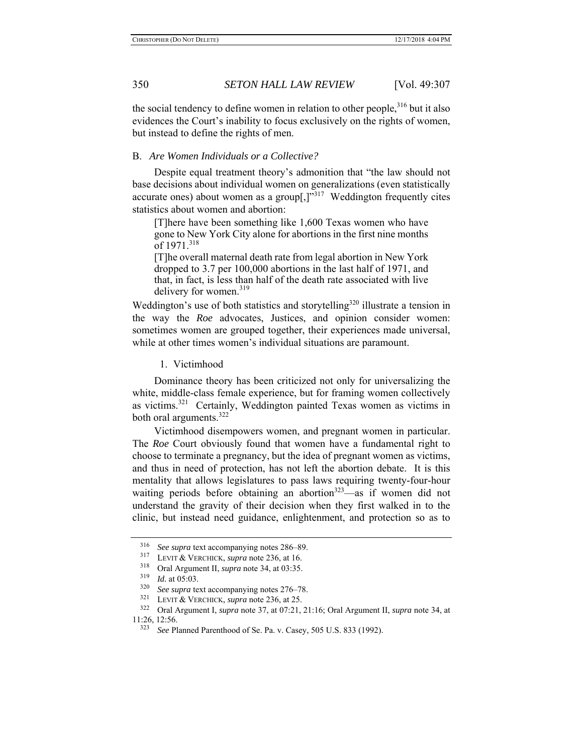the social tendency to define women in relation to other people,[316] but it also evidences the Court's inability to focus exclusively on the rights of women, but instead to define the rights of men.

### B. *Are Women Individuals or a Collective?*

Despite equal treatment theory's admonition that "the law should not base decisions about individual women on generalizations (even statistically accurate ones) about women as a group[,]"[317] Weddington frequently cites statistics about women and abortion:

> [T]here have been something like 1,600 Texas women who have gone to New York City alone for abortions in the first nine months of 1971.[318]
>
> [T]he overall maternal death rate from legal abortion in New York dropped to 3.7 per 100,000 abortions in the last half of 1971, and that, in fact, is less than half of the death rate associated with live delivery for women.[319]

Weddington's use of both statistics and storytelling[320] illustrate a tension in the way the *Roe* advocates, Justices, and opinion consider women: sometimes women are grouped together, their experiences made universal, while at other times women's individual situations are paramount.

#### 1. Victimhood

Dominance theory has been criticized not only for universalizing the white, middle-class female experience, but for framing women collectively as victims.[321] Certainly, Weddington painted Texas women as victims in both oral arguments.[322]

Victimhood disempowers women, and pregnant women in particular. The *Roe* Court obviously found that women have a fundamental right to choose to terminate a pregnancy, but the idea of pregnant women as victims, and thus in need of protection, has not left the abortion debate. It is this mentality that allows legislatures to pass laws requiring twenty-four-hour waiting periods before obtaining an abortion[323]—as if women did not understand the gravity of their decision when they first walked in to the clinic, but instead need guidance, enlightenment, and protection so as to

---

[316] *See supra* text accompanying notes 286–89.

[317] LEVIT & VERCHICK, *supra* note 236, at 16.

[318] Oral Argument II, *supra* note 34, at 03:35.

[319] *Id.* at 05:03.

[320] *See supra* text accompanying notes 276–78.

[321] LEVIT & VERCHICK, *supra* note 236, at 25.

[322] Oral Argument I, *supra* note 37, at 07:21, 21:16; Oral Argument II, *supra* note 34, at 11:26, 12:56.

[323] *See* Planned Parenthood of Se. Pa. v. Casey, 505 U.S. 833 (1992).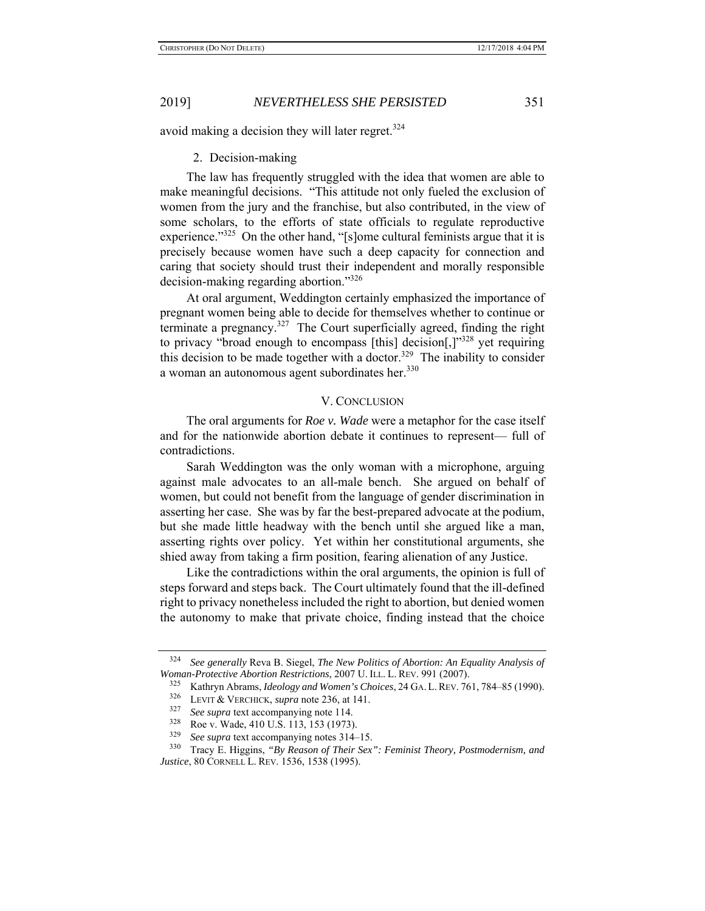avoid making a decision they will later regret.[324]

### 2. Decision-making

The law has frequently struggled with the idea that women are able to make meaningful decisions. "This attitude not only fueled the exclusion of women from the jury and the franchise, but also contributed, in the view of some scholars, to the efforts of state officials to regulate reproductive experience."[325] On the other hand, "[s]ome cultural feminists argue that it is precisely because women have such a deep capacity for connection and caring that society should trust their independent and morally responsible decision-making regarding abortion."[326]

At oral argument, Weddington certainly emphasized the importance of pregnant women being able to decide for themselves whether to continue or terminate a pregnancy.[327] The Court superficially agreed, finding the right to privacy "broad enough to encompass [this] decision[,]"[328] yet requiring this decision to be made together with a doctor.[329] The inability to consider a woman an autonomous agent subordinates her.[330]

## V. CONCLUSION

The oral arguments for *Roe v. Wade* were a metaphor for the case itself and for the nationwide abortion debate it continues to represent— full of contradictions.

Sarah Weddington was the only woman with a microphone, arguing against male advocates to an all-male bench. She argued on behalf of women, but could not benefit from the language of gender discrimination in asserting her case. She was by far the best-prepared advocate at the podium, but she made little headway with the bench until she argued like a man, asserting rights over policy. Yet within her constitutional arguments, she shied away from taking a firm position, fearing alienation of any Justice.

Like the contradictions within the oral arguments, the opinion is full of steps forward and steps back. The Court ultimately found that the ill-defined right to privacy nonetheless included the right to abortion, but denied women the autonomy to make that private choice, finding instead that the choice

---

[324] *See generally* Reva B. Siegel, *The New Politics of Abortion: An Equality Analysis of Woman-Protective Abortion Restrictions*, 2007 U. ILL. L. REV. 991 (2007).

[325] Kathryn Abrams, *Ideology and Women's Choices*, 24 GA. L. REV. 761, 784–85 (1990).

[326] LEVIT & VERCHICK, *supra* note 236, at 141.

[327] *See supra* text accompanying note 114.

[328] Roe v. Wade, 410 U.S. 113, 153 (1973).

[329] *See supra* text accompanying notes 314–15.

[330] Tracy E. Higgins, *"By Reason of Their Sex": Feminist Theory, Postmodernism, and Justice*, 80 CORNELL L. REV. 1536, 1538 (1995).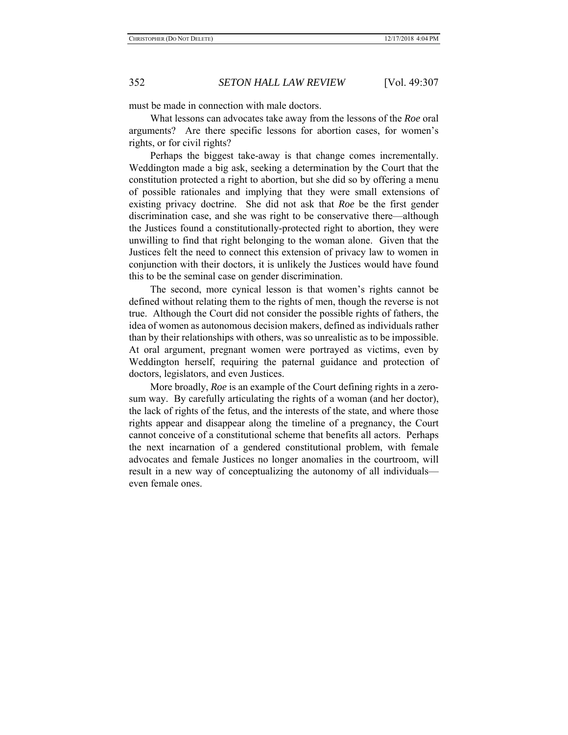must be made in connection with male doctors.

What lessons can advocates take away from the lessons of the *Roe* oral arguments? Are there specific lessons for abortion cases, for women's rights, or for civil rights?

Perhaps the biggest take-away is that change comes incrementally. Weddington made a big ask, seeking a determination by the Court that the constitution protected a right to abortion, but she did so by offering a menu of possible rationales and implying that they were small extensions of existing privacy doctrine. She did not ask that *Roe* be the first gender discrimination case, and she was right to be conservative there—although the Justices found a constitutionally-protected right to abortion, they were unwilling to find that right belonging to the woman alone. Given that the Justices felt the need to connect this extension of privacy law to women in conjunction with their doctors, it is unlikely the Justices would have found this to be the seminal case on gender discrimination.

The second, more cynical lesson is that women's rights cannot be defined without relating them to the rights of men, though the reverse is not true. Although the Court did not consider the possible rights of fathers, the idea of women as autonomous decision makers, defined as individuals rather than by their relationships with others, was so unrealistic as to be impossible. At oral argument, pregnant women were portrayed as victims, even by Weddington herself, requiring the paternal guidance and protection of doctors, legislators, and even Justices.

More broadly, *Roe* is an example of the Court defining rights in a zero-sum way. By carefully articulating the rights of a woman (and her doctor), the lack of rights of the fetus, and the interests of the state, and where those rights appear and disappear along the timeline of a pregnancy, the Court cannot conceive of a constitutional scheme that benefits all actors. Perhaps the next incarnation of a gendered constitutional problem, with female advocates and female Justices no longer anomalies in the courtroom, will result in a new way of conceptualizing the autonomy of all individuals—even female ones.